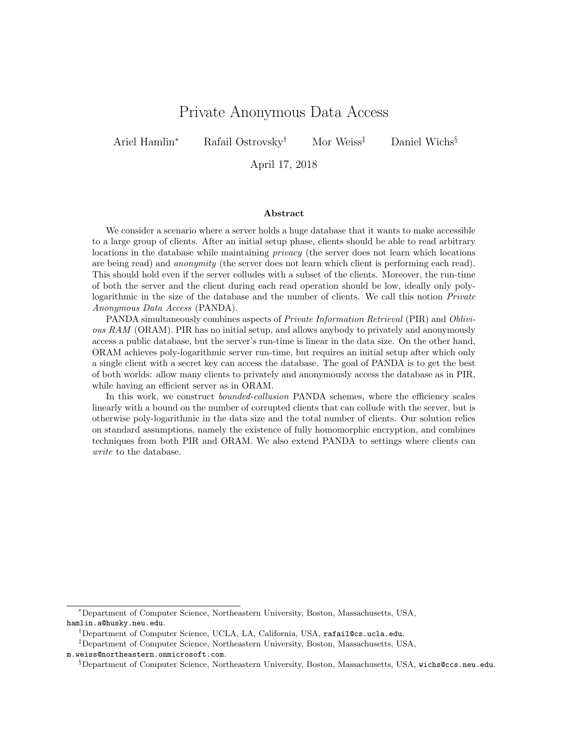# Private Anonymous Data Access

Ariel Hamlin[*] Rafail Ostrovsky[†] Mor Weiss[‡] Daniel Wichs[§]

April 17, 2018

## Abstract

We consider a scenario where a server holds a huge database that it wants to make accessible to a large group of clients. After an initial setup phase, clients should be able to read arbitrary locations in the database while maintaining *privacy* (the server does not learn which locations are being read) and *anonymity* (the server does not learn which client is performing each read). This should hold even if the server colludes with a subset of the clients. Moreover, the run-time of both the server and the client during each read operation should be low, ideally only poly-logarithmic in the size of the database and the number of clients. We call this notion *Private Anonymous Data Access* (PANDA).

PANDA simultaneously combines aspects of *Private Information Retrieval* (PIR) and *Oblivious RAM* (ORAM). PIR has no initial setup, and allows anybody to privately and anonymously access a public database, but the server's run-time is linear in the data size. On the other hand, ORAM achieves poly-logarithmic server run-time, but requires an initial setup after which only a single client with a secret key can access the database. The goal of PANDA is to get the best of both worlds: allow many clients to privately and anonymously access the database as in PIR, while having an efficient server as in ORAM.

In this work, we construct *bounded-collusion* PANDA schemes, where the efficiency scales linearly with a bound on the number of corrupted clients that can collude with the server, but is otherwise poly-logarithmic in the data size and the total number of clients. Our solution relies on standard assumptions, namely the existence of fully homomorphic encryption, and combines techniques from both PIR and ORAM. We also extend PANDA to settings where clients can *write* to the database.

---

[*] Department of Computer Science, Northeastern University, Boston, Massachusetts, USA, `hamlin.a@husky.neu.edu`.

[†] Department of Computer Science, UCLA, LA, California, USA, `rafail@cs.ucla.edu`.

[‡] Department of Computer Science, Northeastern University, Boston, Massachusetts, USA, `m.weiss@northeastern.onmicrosoft.com`.

[§] Department of Computer Science, Northeastern University, Boston, Massachusetts, USA, `wichs@ccs.neu.edu`.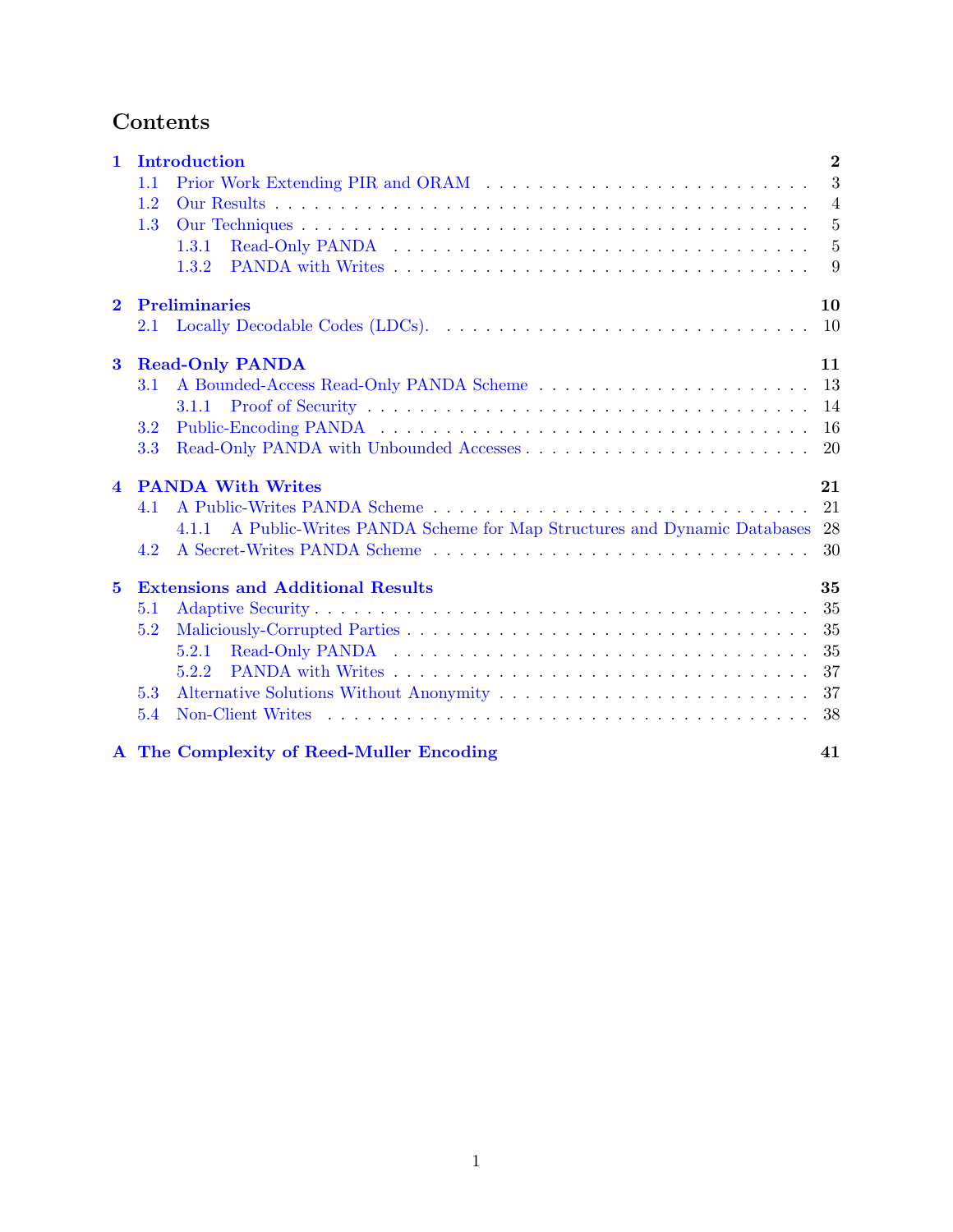# Contents

**1 Introduction** — 2
- 1.1 Prior Work Extending PIR and ORAM — 3
- 1.2 Our Results — 4
- 1.3 Our Techniques — 5
  - 1.3.1 Read-Only PANDA — 5
  - 1.3.2 PANDA with Writes — 9

**2 Preliminaries** — 10
- 2.1 Locally Decodable Codes (LDCs). — 10

**3 Read-Only PANDA** — 11
- 3.1 A Bounded-Access Read-Only PANDA Scheme — 13
  - 3.1.1 Proof of Security — 14
- 3.2 Public-Encoding PANDA — 16
- 3.3 Read-Only PANDA with Unbounded Accesses — 20

**4 PANDA With Writes** — 21
- 4.1 A Public-Writes PANDA Scheme — 21
  - 4.1.1 A Public-Writes PANDA Scheme for Map Structures and Dynamic Databases — 28
- 4.2 A Secret-Writes PANDA Scheme — 30

**5 Extensions and Additional Results** — 35
- 5.1 Adaptive Security — 35
- 5.2 Maliciously-Corrupted Parties — 35
  - 5.2.1 Read-Only PANDA — 35
  - 5.2.2 PANDA with Writes — 37
- 5.3 Alternative Solutions Without Anonymity — 37
- 5.4 Non-Client Writes — 38

**A The Complexity of Reed-Muller Encoding** — 41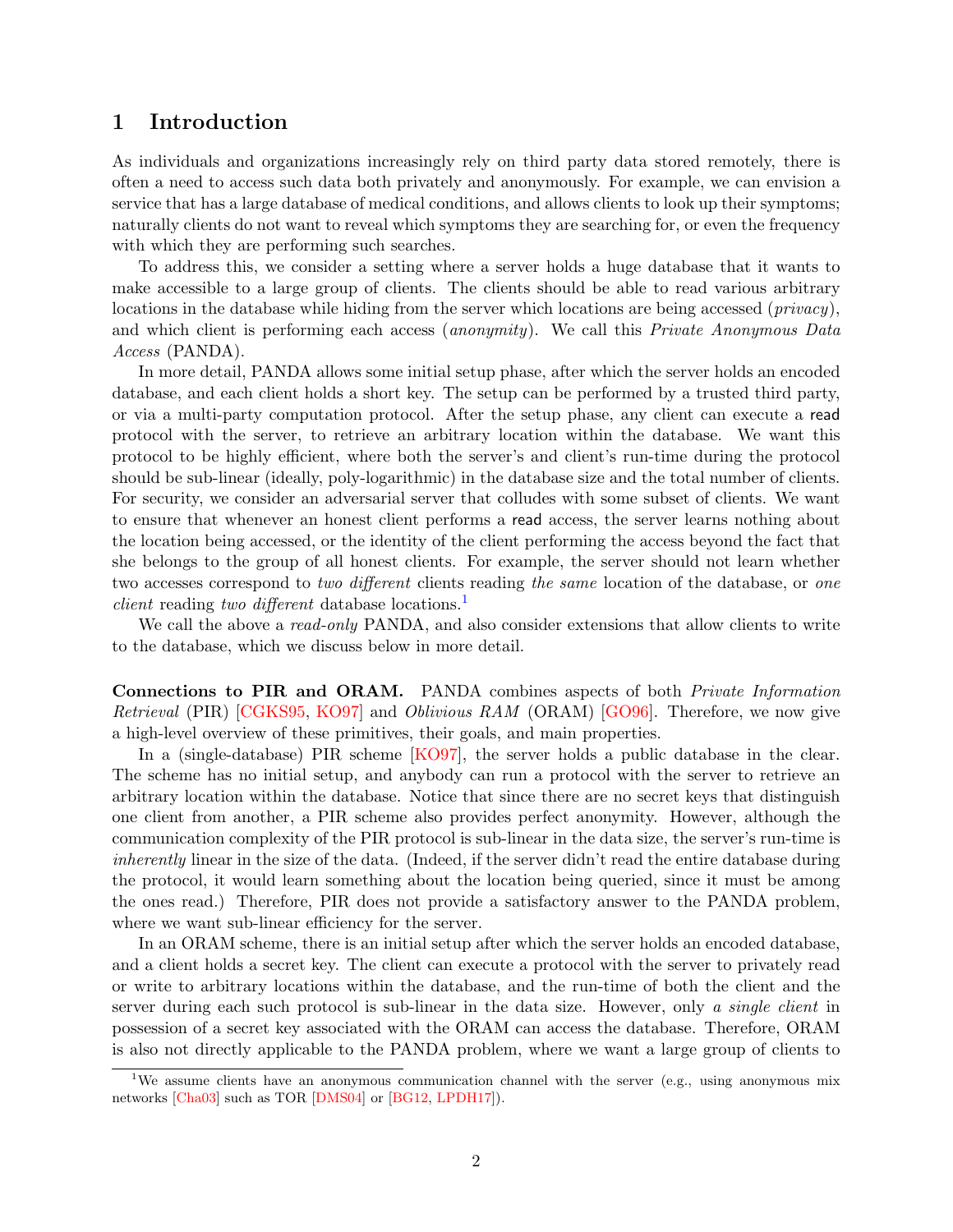## 1 Introduction

As individuals and organizations increasingly rely on third party data stored remotely, there is often a need to access such data both privately and anonymously. For example, we can envision a service that has a large database of medical conditions, and allows clients to look up their symptoms; naturally clients do not want to reveal which symptoms they are searching for, or even the frequency with which they are performing such searches.

To address this, we consider a setting where a server holds a huge database that it wants to make accessible to a large group of clients. The clients should be able to read various arbitrary locations in the database while hiding from the server which locations are being accessed (*privacy*), and which client is performing each access (*anonymity*). We call this *Private Anonymous Data Access* (PANDA).

In more detail, PANDA allows some initial setup phase, after which the server holds an encoded database, and each client holds a short key. The setup can be performed by a trusted third party, or via a multi-party computation protocol. After the setup phase, any client can execute a read protocol with the server, to retrieve an arbitrary location within the database. We want this protocol to be highly efficient, where both the server's and client's run-time during the protocol should be sub-linear (ideally, poly-logarithmic) in the database size and the total number of clients. For security, we consider an adversarial server that colludes with some subset of clients. We want to ensure that whenever an honest client performs a read access, the server learns nothing about the location being accessed, or the identity of the client performing the access beyond the fact that she belongs to the group of all honest clients. For example, the server should not learn whether two accesses correspond to *two different* clients reading *the same* location of the database, or *one client* reading *two different* database locations.[1]

We call the above a *read-only* PANDA, and also consider extensions that allow clients to write to the database, which we discuss below in more detail.

**Connections to PIR and ORAM.** PANDA combines aspects of both *Private Information Retrieval* (PIR) [CGKS95, KO97] and *Oblivious RAM* (ORAM) [GO96]. Therefore, we now give a high-level overview of these primitives, their goals, and main properties.

In a (single-database) PIR scheme [KO97], the server holds a public database in the clear. The scheme has no initial setup, and anybody can run a protocol with the server to retrieve an arbitrary location within the database. Notice that since there are no secret keys that distinguish one client from another, a PIR scheme also provides perfect anonymity. However, although the communication complexity of the PIR protocol is sub-linear in the data size, the server's run-time is *inherently* linear in the size of the data. (Indeed, if the server didn't read the entire database during the protocol, it would learn something about the location being queried, since it must be among the ones read.) Therefore, PIR does not provide a satisfactory answer to the PANDA problem, where we want sub-linear efficiency for the server.

In an ORAM scheme, there is an initial setup after which the server holds an encoded database, and a client holds a secret key. The client can execute a protocol with the server to privately read or write to arbitrary locations within the database, and the run-time of both the client and the server during each such protocol is sub-linear in the data size. However, only *a single client* in possession of a secret key associated with the ORAM can access the database. Therefore, ORAM is also not directly applicable to the PANDA problem, where we want a large group of clients to

[1] We assume clients have an anonymous communication channel with the server (e.g., using anonymous mix networks [Cha03] such as TOR [DMS04] or [BG12, LPDH17]).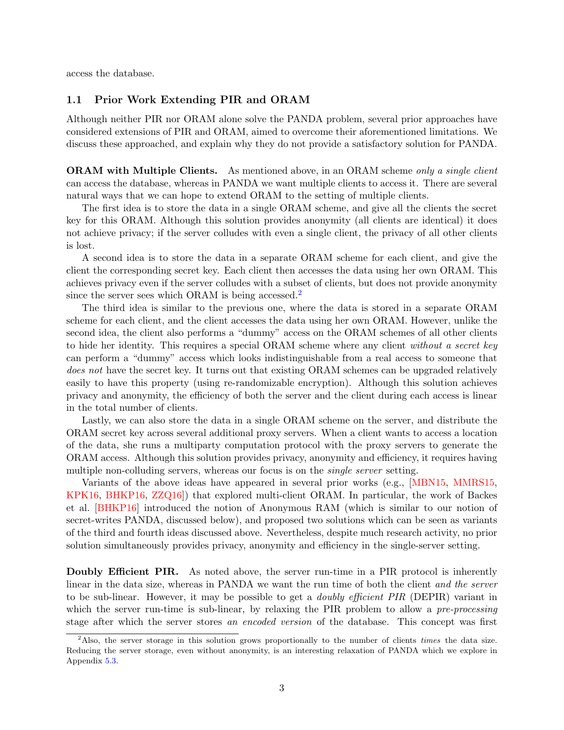access the database.

## 1.1 Prior Work Extending PIR and ORAM

Although neither PIR nor ORAM alone solve the PANDA problem, several prior approaches have considered extensions of PIR and ORAM, aimed to overcome their aforementioned limitations. We discuss these approached, and explain why they do not provide a satisfactory solution for PANDA.

**ORAM with Multiple Clients.** As mentioned above, in an ORAM scheme *only a single client* can access the database, whereas in PANDA we want multiple clients to access it. There are several natural ways that we can hope to extend ORAM to the setting of multiple clients.

The first idea is to store the data in a single ORAM scheme, and give all the clients the secret key for this ORAM. Although this solution provides anonymity (all clients are identical) it does not achieve privacy; if the server colludes with even a single client, the privacy of all other clients is lost.

A second idea is to store the data in a separate ORAM scheme for each client, and give the client the corresponding secret key. Each client then accesses the data using her own ORAM. This achieves privacy even if the server colludes with a subset of clients, but does not provide anonymity since the server sees which ORAM is being accessed.[2]

The third idea is similar to the previous one, where the data is stored in a separate ORAM scheme for each client, and the client accesses the data using her own ORAM. However, unlike the second idea, the client also performs a "dummy" access on the ORAM schemes of all other clients to hide her identity. This requires a special ORAM scheme where any client *without a secret key* can perform a "dummy" access which looks indistinguishable from a real access to someone that *does not* have the secret key. It turns out that existing ORAM schemes can be upgraded relatively easily to have this property (using re-randomizable encryption). Although this solution achieves privacy and anonymity, the efficiency of both the server and the client during each access is linear in the total number of clients.

Lastly, we can also store the data in a single ORAM scheme on the server, and distribute the ORAM secret key across several additional proxy servers. When a client wants to access a location of the data, she runs a multiparty computation protocol with the proxy servers to generate the ORAM access. Although this solution provides privacy, anonymity and efficiency, it requires having multiple non-colluding servers, whereas our focus is on the *single server* setting.

Variants of the above ideas have appeared in several prior works (e.g., [MBN15, MMRS15, KPK16, BHKP16, ZZQ16]) that explored multi-client ORAM. In particular, the work of Backes et al. [BHKP16] introduced the notion of Anonymous RAM (which is similar to our notion of secret-writes PANDA, discussed below), and proposed two solutions which can be seen as variants of the third and fourth ideas discussed above. Nevertheless, despite much research activity, no prior solution simultaneously provides privacy, anonymity and efficiency in the single-server setting.

**Doubly Efficient PIR.** As noted above, the server run-time in a PIR protocol is inherently linear in the data size, whereas in PANDA we want the run time of both the client *and the server* to be sub-linear. However, it may be possible to get a *doubly efficient PIR* (DEPIR) variant in which the server run-time is sub-linear, by relaxing the PIR problem to allow a *pre-processing* stage after which the server stores *an encoded version* of the database. This concept was first

[2] Also, the server storage in this solution grows proportionally to the number of clients *times* the data size. Reducing the server storage, even without anonymity, is an interesting relaxation of PANDA which we explore in Appendix 5.3.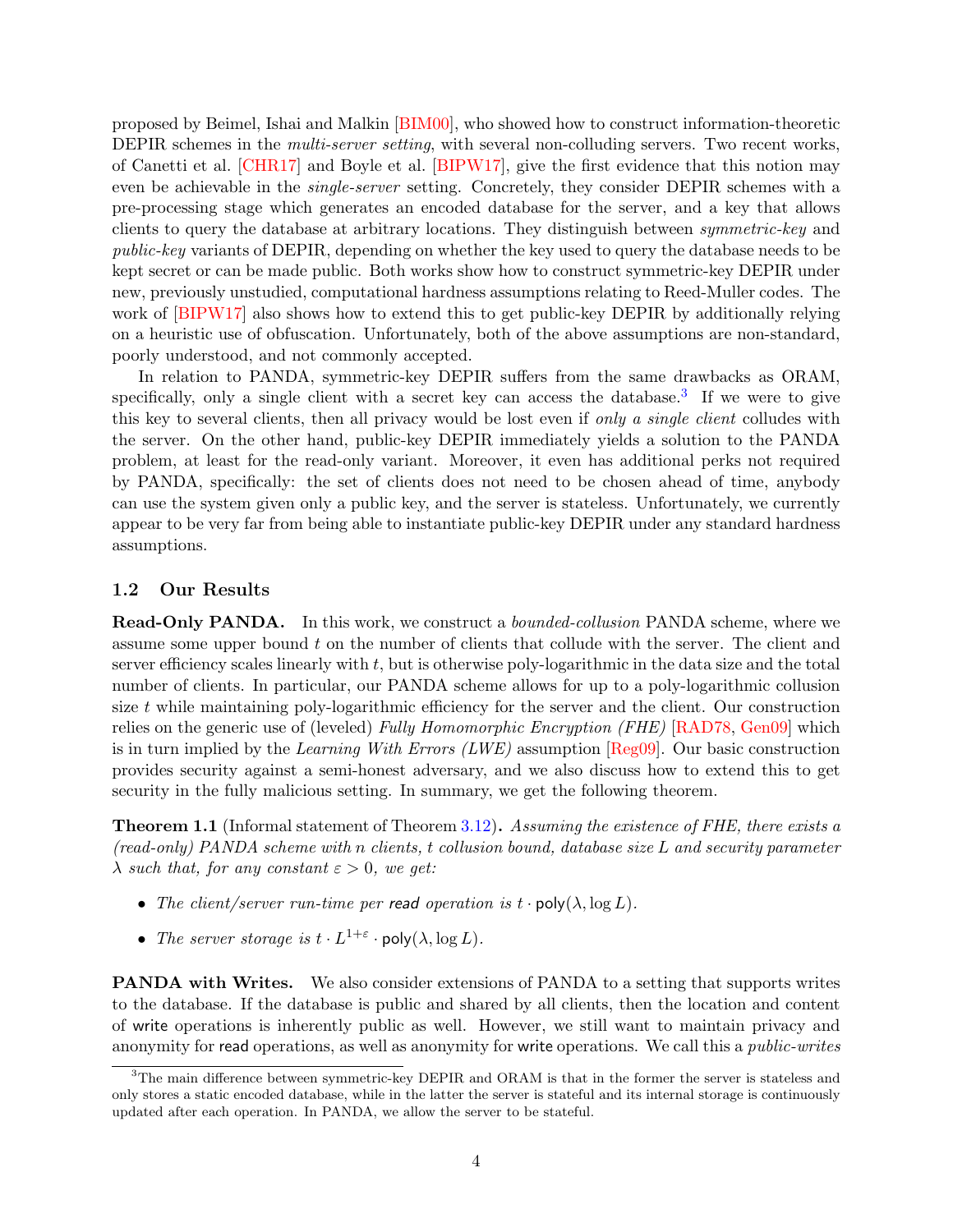proposed by Beimel, Ishai and Malkin [BIM00], who showed how to construct information-theoretic DEPIR schemes in the *multi-server setting*, with several non-colluding servers. Two recent works, of Canetti et al. [CHR17] and Boyle et al. [BIPW17], give the first evidence that this notion may even be achievable in the *single-server* setting. Concretely, they consider DEPIR schemes with a pre-processing stage which generates an encoded database for the server, and a key that allows clients to query the database at arbitrary locations. They distinguish between *symmetric-key* and *public-key* variants of DEPIR, depending on whether the key used to query the database needs to be kept secret or can be made public. Both works show how to construct symmetric-key DEPIR under new, previously unstudied, computational hardness assumptions relating to Reed-Muller codes. The work of [BIPW17] also shows how to extend this to get public-key DEPIR by additionally relying on a heuristic use of obfuscation. Unfortunately, both of the above assumptions are non-standard, poorly understood, and not commonly accepted.

In relation to PANDA, symmetric-key DEPIR suffers from the same drawbacks as ORAM, specifically, only a single client with a secret key can access the database.[3] If we were to give this key to several clients, then all privacy would be lost even if *only a single client* colludes with the server. On the other hand, public-key DEPIR immediately yields a solution to the PANDA problem, at least for the read-only variant. Moreover, it even has additional perks not required by PANDA, specifically: the set of clients does not need to be chosen ahead of time, anybody can use the system given only a public key, and the server is stateless. Unfortunately, we currently appear to be very far from being able to instantiate public-key DEPIR under any standard hardness assumptions.

## 1.2 Our Results

**Read-Only PANDA.** In this work, we construct a *bounded-collusion* PANDA scheme, where we assume some upper bound $t$ on the number of clients that collude with the server. The client and server efficiency scales linearly with $t$, but is otherwise poly-logarithmic in the data size and the total number of clients. In particular, our PANDA scheme allows for up to a poly-logarithmic collusion size $t$ while maintaining poly-logarithmic efficiency for the server and the client. Our construction relies on the generic use of (leveled) *Fully Homomorphic Encryption (FHE)* [RAD78, Gen09] which is in turn implied by the *Learning With Errors (LWE)* assumption [Reg09]. Our basic construction provides security against a semi-honest adversary, and we also discuss how to extend this to get security in the fully malicious setting. In summary, we get the following theorem.

**Theorem 1.1** (Informal statement of Theorem 3.12)**.** *Assuming the existence of FHE, there exists a (read-only) PANDA scheme with $n$ clients, $t$ collusion bound, database size $L$ and security parameter $\lambda$ such that, for any constant $\varepsilon > 0$, we get:*

- *The client/server run-time per* read *operation is $t \cdot \mathsf{poly}(\lambda, \log L)$.*
- *The server storage is $t \cdot L^{1+\varepsilon} \cdot \mathsf{poly}(\lambda, \log L)$.*

**PANDA with Writes.** We also consider extensions of PANDA to a setting that supports writes to the database. If the database is public and shared by all clients, then the location and content of write operations is inherently public as well. However, we still want to maintain privacy and anonymity for read operations, as well as anonymity for write operations. We call this a *public-writes*

[3] The main difference between symmetric-key DEPIR and ORAM is that in the former the server is stateless and only stores a static encoded database, while in the latter the server is stateful and its internal storage is continuously updated after each operation. In PANDA, we allow the server to be stateful.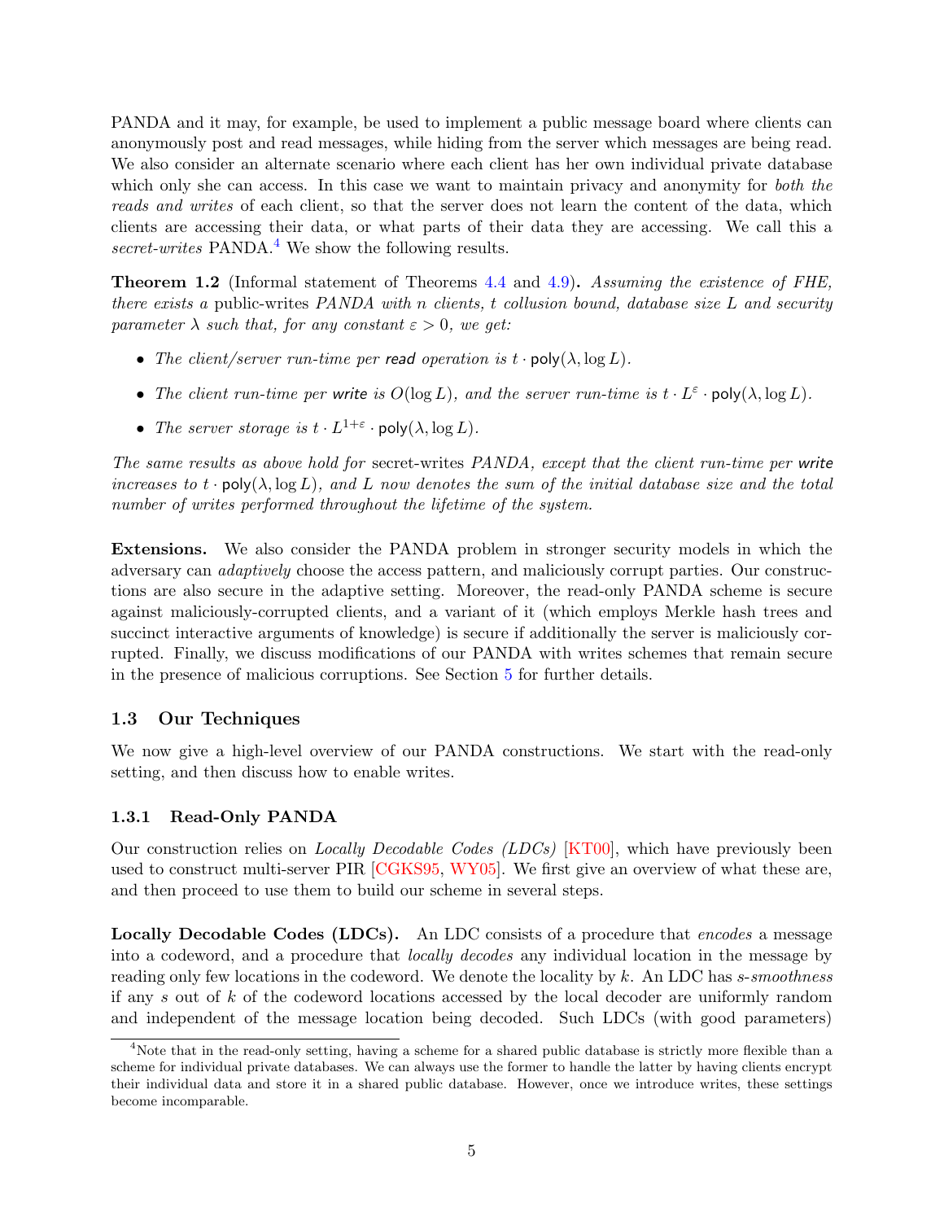PANDA and it may, for example, be used to implement a public message board where clients can anonymously post and read messages, while hiding from the server which messages are being read. We also consider an alternate scenario where each client has her own individual private database which only she can access. In this case we want to maintain privacy and anonymity for *both the reads and writes* of each client, so that the server does not learn the content of the data, which clients are accessing their data, or what parts of their data they are accessing. We call this a *secret-writes* PANDA.[4] We show the following results.

**Theorem 1.2** (Informal statement of Theorems 4.4 and 4.9)**.** *Assuming the existence of FHE, there exists a* public-writes *PANDA with $n$ clients, $t$ collusion bound, database size $L$ and security parameter $\lambda$ such that, for any constant $\varepsilon > 0$, we get:*

- *The client/server run-time per* read *operation is $t \cdot \mathsf{poly}(\lambda, \log L)$.*
- *The client run-time per* write *is $O(\log L)$, and the server run-time is $t \cdot L^{\varepsilon} \cdot \mathsf{poly}(\lambda, \log L)$.*
- *The server storage is $t \cdot L^{1+\varepsilon} \cdot \mathsf{poly}(\lambda, \log L)$.*

*The same results as above hold for* secret-writes *PANDA, except that the client run-time per* write *increases to $t \cdot \mathsf{poly}(\lambda, \log L)$, and $L$ now denotes the sum of the initial database size and the total number of writes performed throughout the lifetime of the system.*

**Extensions.** We also consider the PANDA problem in stronger security models in which the adversary can *adaptively* choose the access pattern, and maliciously corrupt parties. Our constructions are also secure in the adaptive setting. Moreover, the read-only PANDA scheme is secure against maliciously-corrupted clients, and a variant of it (which employs Merkle hash trees and succinct interactive arguments of knowledge) is secure if additionally the server is maliciously corrupted. Finally, we discuss modifications of our PANDA with writes schemes that remain secure in the presence of malicious corruptions. See Section 5 for further details.

## 1.3 Our Techniques

We now give a high-level overview of our PANDA constructions. We start with the read-only setting, and then discuss how to enable writes.

### 1.3.1 Read-Only PANDA

Our construction relies on *Locally Decodable Codes (LDCs)* [KT00], which have previously been used to construct multi-server PIR [CGKS95, WY05]. We first give an overview of what these are, and then proceed to use them to build our scheme in several steps.

**Locally Decodable Codes (LDCs).** An LDC consists of a procedure that *encodes* a message into a codeword, and a procedure that *locally decodes* any individual location in the message by reading only few locations in the codeword. We denote the locality by $k$. An LDC has *$s$-smoothness* if any $s$ out of $k$ of the codeword locations accessed by the local decoder are uniformly random and independent of the message location being decoded. Such LDCs (with good parameters)

[4] Note that in the read-only setting, having a scheme for a shared public database is strictly more flexible than a scheme for individual private databases. We can always use the former to handle the latter by having clients encrypt their individual data and store it in a shared public database. However, once we introduce writes, these settings become incomparable.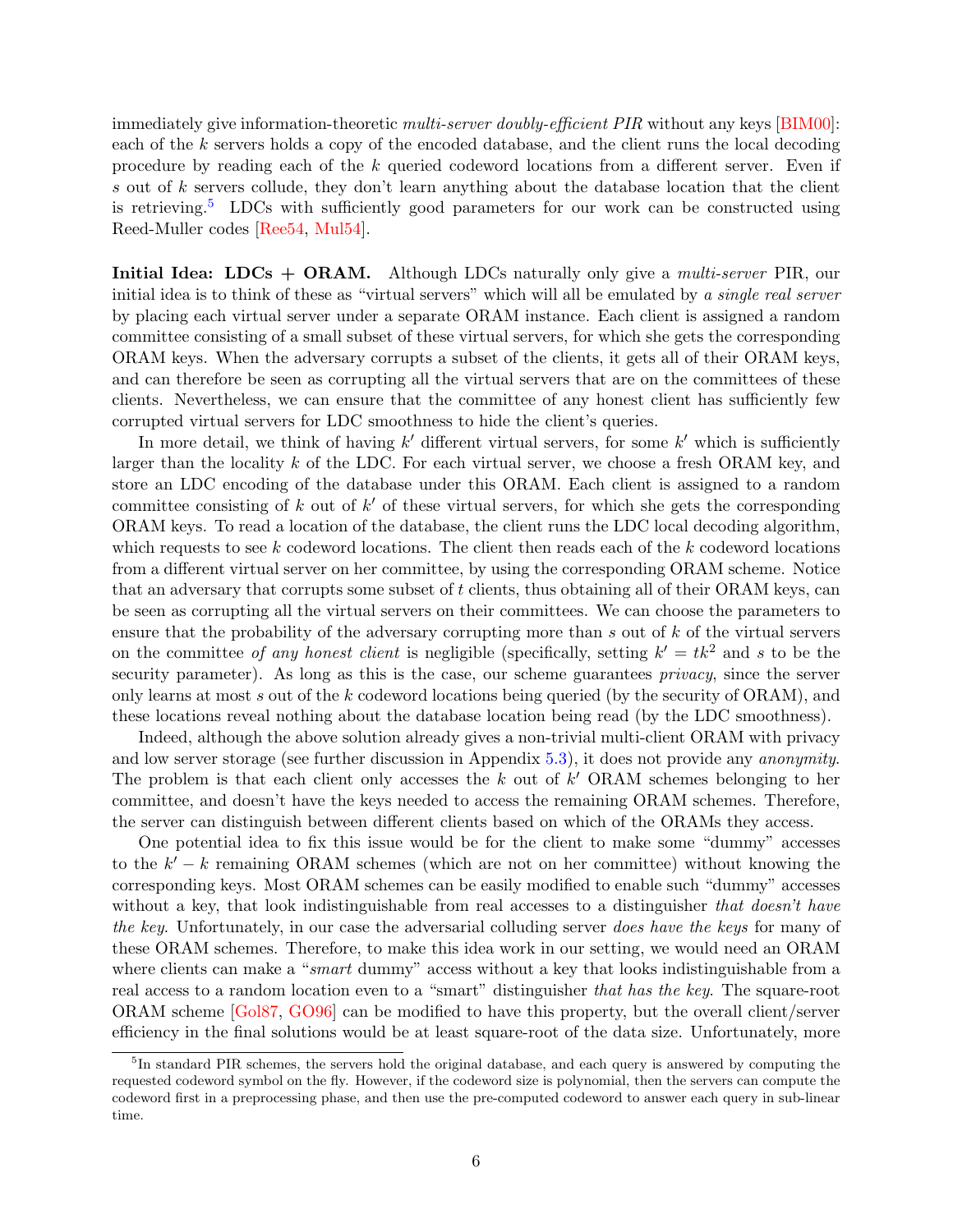immediately give information-theoretic *multi-server doubly-efficient PIR* without any keys [BIM00]: each of the $k$ servers holds a copy of the encoded database, and the client runs the local decoding procedure by reading each of the $k$ queried codeword locations from a different server. Even if $s$ out of $k$ servers collude, they don't learn anything about the database location that the client is retrieving.[5] LDCs with sufficiently good parameters for our work can be constructed using Reed-Muller codes [Ree54, Mul54].

**Initial Idea: LDCs + ORAM.** Although LDCs naturally only give a *multi-server* PIR, our initial idea is to think of these as "virtual servers" which will all be emulated by *a single real server* by placing each virtual server under a separate ORAM instance. Each client is assigned a random committee consisting of a small subset of these virtual servers, for which she gets the corresponding ORAM keys. When the adversary corrupts a subset of the clients, it gets all of their ORAM keys, and can therefore be seen as corrupting all the virtual servers that are on the committees of these clients. Nevertheless, we can ensure that the committee of any honest client has sufficiently few corrupted virtual servers for LDC smoothness to hide the client's queries.

In more detail, we think of having $k'$ different virtual servers, for some $k'$ which is sufficiently larger than the locality $k$ of the LDC. For each virtual server, we choose a fresh ORAM key, and store an LDC encoding of the database under this ORAM. Each client is assigned to a random committee consisting of $k$ out of $k'$ of these virtual servers, for which she gets the corresponding ORAM keys. To read a location of the database, the client runs the LDC local decoding algorithm, which requests to see $k$ codeword locations. The client then reads each of the $k$ codeword locations from a different virtual server on her committee, by using the corresponding ORAM scheme. Notice that an adversary that corrupts some subset of $t$ clients, thus obtaining all of their ORAM keys, can be seen as corrupting all the virtual servers on their committees. We can choose the parameters to ensure that the probability of the adversary corrupting more than $s$ out of $k$ of the virtual servers on the committee *of any honest client* is negligible (specifically, setting $k' = tk^2$ and $s$ to be the security parameter). As long as this is the case, our scheme guarantees *privacy*, since the server only learns at most $s$ out of the $k$ codeword locations being queried (by the security of ORAM), and these locations reveal nothing about the database location being read (by the LDC smoothness).

Indeed, although the above solution already gives a non-trivial multi-client ORAM with privacy and low server storage (see further discussion in Appendix 5.3), it does not provide any *anonymity*. The problem is that each client only accesses the $k$ out of $k'$ ORAM schemes belonging to her committee, and doesn't have the keys needed to access the remaining ORAM schemes. Therefore, the server can distinguish between different clients based on which of the ORAMs they access.

One potential idea to fix this issue would be for the client to make some "dummy" accesses to the $k' - k$ remaining ORAM schemes (which are not on her committee) without knowing the corresponding keys. Most ORAM schemes can be easily modified to enable such "dummy" accesses without a key, that look indistinguishable from real accesses to a distinguisher *that doesn't have the key*. Unfortunately, in our case the adversarial colluding server *does have the keys* for many of these ORAM schemes. Therefore, to make this idea work in our setting, we would need an ORAM where clients can make a "*smart* dummy" access without a key that looks indistinguishable from a real access to a random location even to a "smart" distinguisher *that has the key*. The square-root ORAM scheme [Gol87, GO96] can be modified to have this property, but the overall client/server efficiency in the final solutions would be at least square-root of the data size. Unfortunately, more

[5] In standard PIR schemes, the servers hold the original database, and each query is answered by computing the requested codeword symbol on the fly. However, if the codeword size is polynomial, then the servers can compute the codeword first in a preprocessing phase, and then use the pre-computed codeword to answer each query in sub-linear time.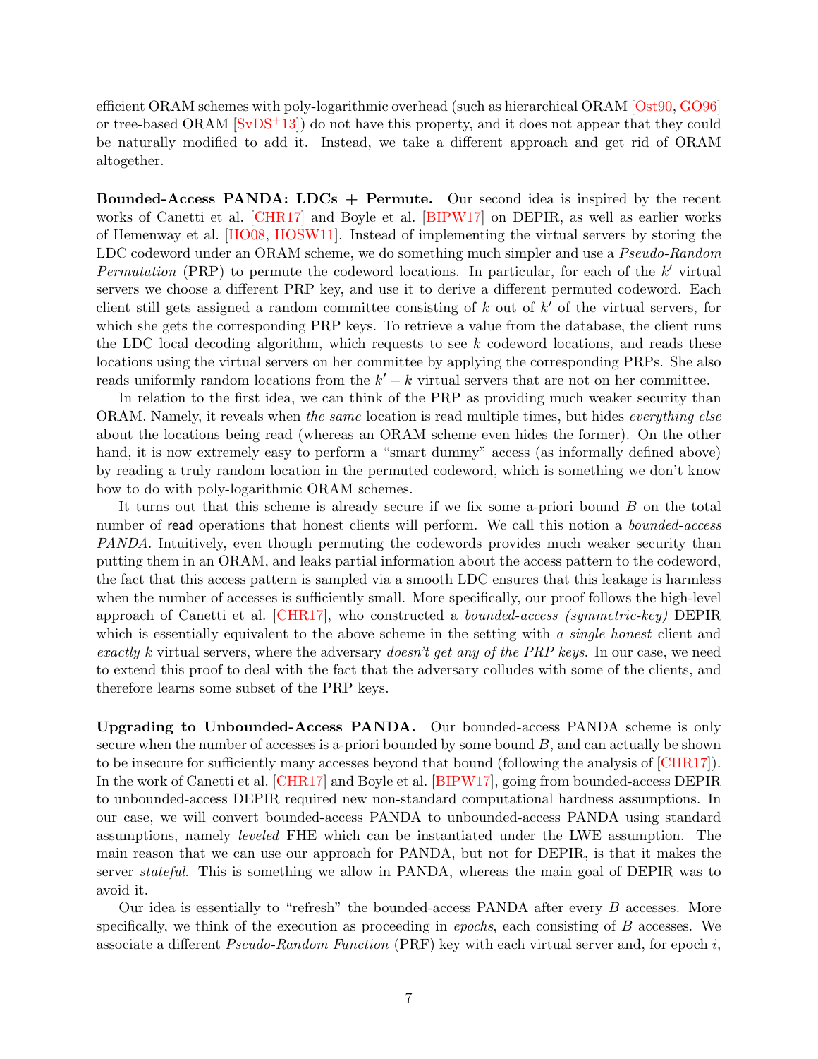efficient ORAM schemes with poly-logarithmic overhead (such as hierarchical ORAM [Ost90, GO96] or tree-based ORAM [SvDS+13]) do not have this property, and it does not appear that they could be naturally modified to add it. Instead, we take a different approach and get rid of ORAM altogether.

**Bounded-Access PANDA: LDCs + Permute.** Our second idea is inspired by the recent works of Canetti et al. [CHR17] and Boyle et al. [BIPW17] on DEPIR, as well as earlier works of Hemenway et al. [HO08, HOSW11]. Instead of implementing the virtual servers by storing the LDC codeword under an ORAM scheme, we do something much simpler and use a *Pseudo-Random Permutation* (PRP) to permute the codeword locations. In particular, for each of the $k'$ virtual servers we choose a different PRP key, and use it to derive a different permuted codeword. Each client still gets assigned a random committee consisting of $k$ out of $k'$ of the virtual servers, for which she gets the corresponding PRP keys. To retrieve a value from the database, the client runs the LDC local decoding algorithm, which requests to see $k$ codeword locations, and reads these locations using the virtual servers on her committee by applying the corresponding PRPs. She also reads uniformly random locations from the $k' - k$ virtual servers that are not on her committee.

In relation to the first idea, we can think of the PRP as providing much weaker security than ORAM. Namely, it reveals when *the same* location is read multiple times, but hides *everything else* about the locations being read (whereas an ORAM scheme even hides the former). On the other hand, it is now extremely easy to perform a "smart dummy" access (as informally defined above) by reading a truly random location in the permuted codeword, which is something we don't know how to do with poly-logarithmic ORAM schemes.

It turns out that this scheme is already secure if we fix some a-priori bound $B$ on the total number of read operations that honest clients will perform. We call this notion a *bounded-access PANDA*. Intuitively, even though permuting the codewords provides much weaker security than putting them in an ORAM, and leaks partial information about the access pattern to the codeword, the fact that this access pattern is sampled via a smooth LDC ensures that this leakage is harmless when the number of accesses is sufficiently small. More specifically, our proof follows the high-level approach of Canetti et al. [CHR17], who constructed a *bounded-access (symmetric-key)* DEPIR which is essentially equivalent to the above scheme in the setting with *a single honest* client and *exactly* $k$ virtual servers, where the adversary *doesn't get any of the PRP keys*. In our case, we need to extend this proof to deal with the fact that the adversary colludes with some of the clients, and therefore learns some subset of the PRP keys.

**Upgrading to Unbounded-Access PANDA.** Our bounded-access PANDA scheme is only secure when the number of accesses is a-priori bounded by some bound $B$, and can actually be shown to be insecure for sufficiently many accesses beyond that bound (following the analysis of [CHR17]). In the work of Canetti et al. [CHR17] and Boyle et al. [BIPW17], going from bounded-access DEPIR to unbounded-access DEPIR required new non-standard computational hardness assumptions. In our case, we will convert bounded-access PANDA to unbounded-access PANDA using standard assumptions, namely *leveled* FHE which can be instantiated under the LWE assumption. The main reason that we can use our approach for PANDA, but not for DEPIR, is that it makes the server *stateful*. This is something we allow in PANDA, whereas the main goal of DEPIR was to avoid it.

Our idea is essentially to "refresh" the bounded-access PANDA after every $B$ accesses. More specifically, we think of the execution as proceeding in *epochs*, each consisting of $B$ accesses. We associate a different *Pseudo-Random Function* (PRF) key with each virtual server and, for epoch $i$,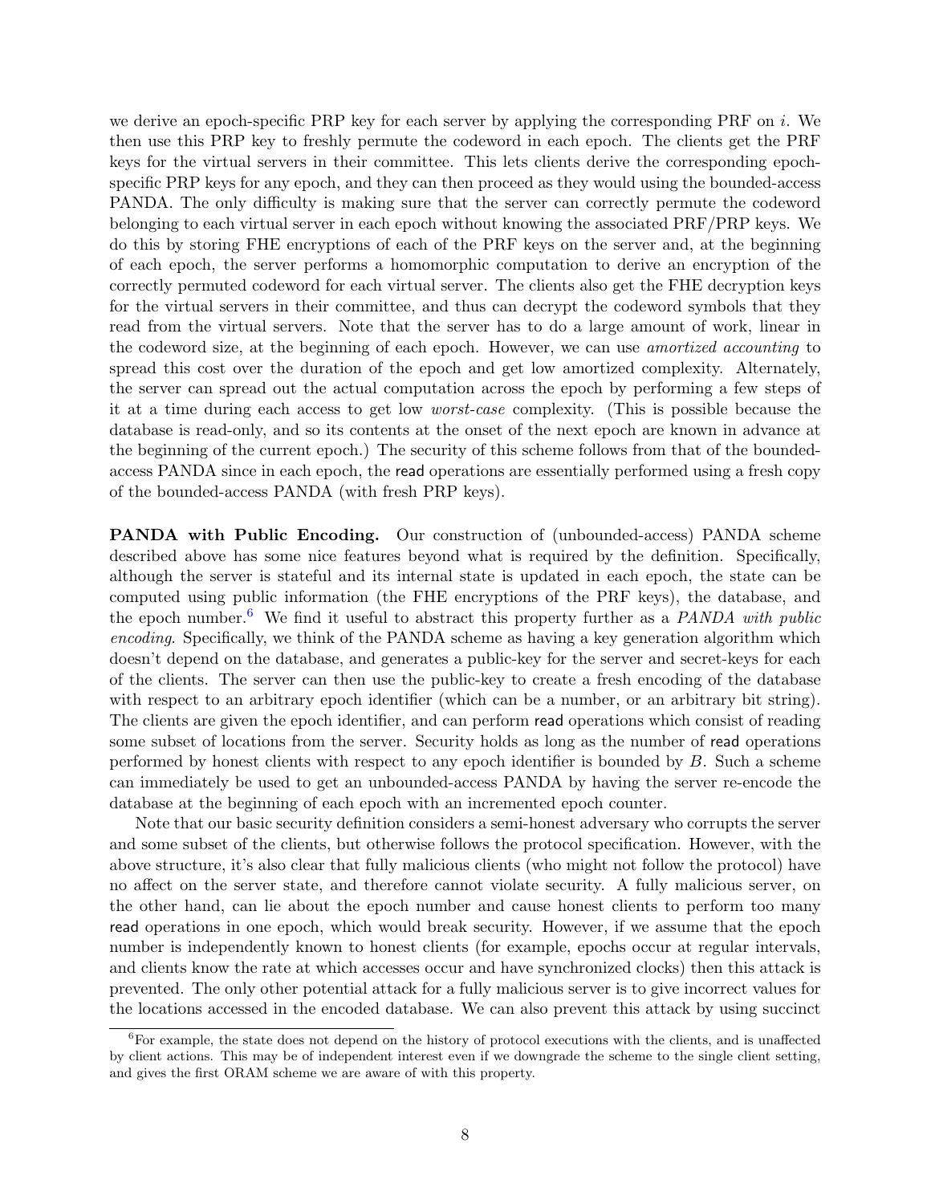we derive an epoch-specific PRP key for each server by applying the corresponding PRF on $i$. We then use this PRP key to freshly permute the codeword in each epoch. The clients get the PRF keys for the virtual servers in their committee. This lets clients derive the corresponding epoch-specific PRP keys for any epoch, and they can then proceed as they would using the bounded-access PANDA. The only difficulty is making sure that the server can correctly permute the codeword belonging to each virtual server in each epoch without knowing the associated PRF/PRP keys. We do this by storing FHE encryptions of each of the PRF keys on the server and, at the beginning of each epoch, the server performs a homomorphic computation to derive an encryption of the correctly permuted codeword for each virtual server. The clients also get the FHE decryption keys for the virtual servers in their committee, and thus can decrypt the codeword symbols that they read from the virtual servers. Note that the server has to do a large amount of work, linear in the codeword size, at the beginning of each epoch. However, we can use *amortized accounting* to spread this cost over the duration of the epoch and get low amortized complexity. Alternately, the server can spread out the actual computation across the epoch by performing a few steps of it at a time during each access to get low *worst-case* complexity. (This is possible because the database is read-only, and so its contents at the onset of the next epoch are known in advance at the beginning of the current epoch.) The security of this scheme follows from that of the bounded-access PANDA since in each epoch, the read operations are essentially performed using a fresh copy of the bounded-access PANDA (with fresh PRP keys).

**PANDA with Public Encoding.** Our construction of (unbounded-access) PANDA scheme described above has some nice features beyond what is required by the definition. Specifically, although the server is stateful and its internal state is updated in each epoch, the state can be computed using public information (the FHE encryptions of the PRF keys), the database, and the epoch number.[6] We find it useful to abstract this property further as a *PANDA with public encoding*. Specifically, we think of the PANDA scheme as having a key generation algorithm which doesn't depend on the database, and generates a public-key for the server and secret-keys for each of the clients. The server can then use the public-key to create a fresh encoding of the database with respect to an arbitrary epoch identifier (which can be a number, or an arbitrary bit string). The clients are given the epoch identifier, and can perform read operations which consist of reading some subset of locations from the server. Security holds as long as the number of read operations performed by honest clients with respect to any epoch identifier is bounded by $B$. Such a scheme can immediately be used to get an unbounded-access PANDA by having the server re-encode the database at the beginning of each epoch with an incremented epoch counter.

Note that our basic security definition considers a semi-honest adversary who corrupts the server and some subset of the clients, but otherwise follows the protocol specification. However, with the above structure, it's also clear that fully malicious clients (who might not follow the protocol) have no affect on the server state, and therefore cannot violate security. A fully malicious server, on the other hand, can lie about the epoch number and cause honest clients to perform too many read operations in one epoch, which would break security. However, if we assume that the epoch number is independently known to honest clients (for example, epochs occur at regular intervals, and clients know the rate at which accesses occur and have synchronized clocks) then this attack is prevented. The only other potential attack for a fully malicious server is to give incorrect values for the locations accessed in the encoded database. We can also prevent this attack by using succinct

[6] For example, the state does not depend on the history of protocol executions with the clients, and is unaffected by client actions. This may be of independent interest even if we downgrade the scheme to the single client setting, and gives the first ORAM scheme we are aware of with this property.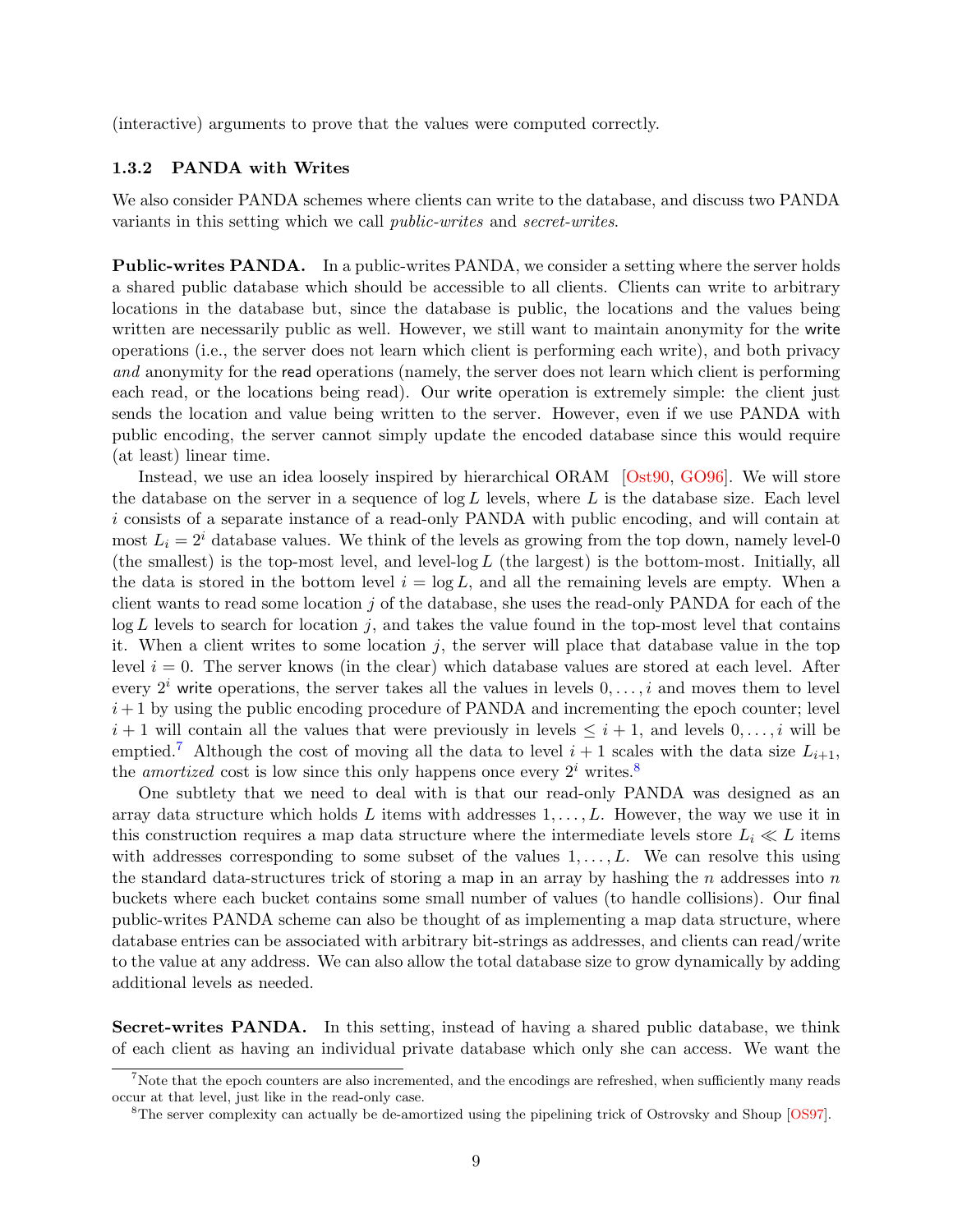(interactive) arguments to prove that the values were computed correctly.

### 1.3.2 PANDA with Writes

We also consider PANDA schemes where clients can write to the database, and discuss two PANDA variants in this setting which we call *public-writes* and *secret-writes*.

**Public-writes PANDA.** In a public-writes PANDA, we consider a setting where the server holds a shared public database which should be accessible to all clients. Clients can write to arbitrary locations in the database but, since the database is public, the locations and the values being written are necessarily public as well. However, we still want to maintain anonymity for the write operations (i.e., the server does not learn which client is performing each write), and both privacy *and* anonymity for the read operations (namely, the server does not learn which client is performing each read, or the locations being read). Our write operation is extremely simple: the client just sends the location and value being written to the server. However, even if we use PANDA with public encoding, the server cannot simply update the encoded database since this would require (at least) linear time.

Instead, we use an idea loosely inspired by hierarchical ORAM [Ost90, GO96]. We will store the database on the server in a sequence of $\log L$ levels, where $L$ is the database size. Each level $i$ consists of a separate instance of a read-only PANDA with public encoding, and will contain at most $L_i = 2^i$ database values. We think of the levels as growing from the top down, namely level-0 (the smallest) is the top-most level, and level-$\log L$ (the largest) is the bottom-most. Initially, all the data is stored in the bottom level $i = \log L$, and all the remaining levels are empty. When a client wants to read some location $j$ of the database, she uses the read-only PANDA for each of the $\log L$ levels to search for location $j$, and takes the value found in the top-most level that contains it. When a client writes to some location $j$, the server will place that database value in the top level $i = 0$. The server knows (in the clear) which database values are stored at each level. After every $2^i$ write operations, the server takes all the values in levels $0, \ldots, i$ and moves them to level $i+1$ by using the public encoding procedure of PANDA and incrementing the epoch counter; level $i+1$ will contain all the values that were previously in levels $\leq i+1$, and levels $0, \ldots, i$ will be emptied.[7] Although the cost of moving all the data to level $i+1$ scales with the data size $L_{i+1}$, the *amortized* cost is low since this only happens once every $2^i$ writes.[8]

One subtlety that we need to deal with is that our read-only PANDA was designed as an array data structure which holds $L$ items with addresses $1, \ldots, L$. However, the way we use it in this construction requires a map data structure where the intermediate levels store $L_i \ll L$ items with addresses corresponding to some subset of the values $1, \ldots, L$. We can resolve this using the standard data-structures trick of storing a map in an array by hashing the $n$ addresses into $n$ buckets where each bucket contains some small number of values (to handle collisions). Our final public-writes PANDA scheme can also be thought of as implementing a map data structure, where database entries can be associated with arbitrary bit-strings as addresses, and clients can read/write to the value at any address. We can also allow the total database size to grow dynamically by adding additional levels as needed.

**Secret-writes PANDA.** In this setting, instead of having a shared public database, we think of each client as having an individual private database which only she can access. We want the

[7] Note that the epoch counters are also incremented, and the encodings are refreshed, when sufficiently many reads occur at that level, just like in the read-only case.

[8] The server complexity can actually be de-amortized using the pipelining trick of Ostrovsky and Shoup [OS97].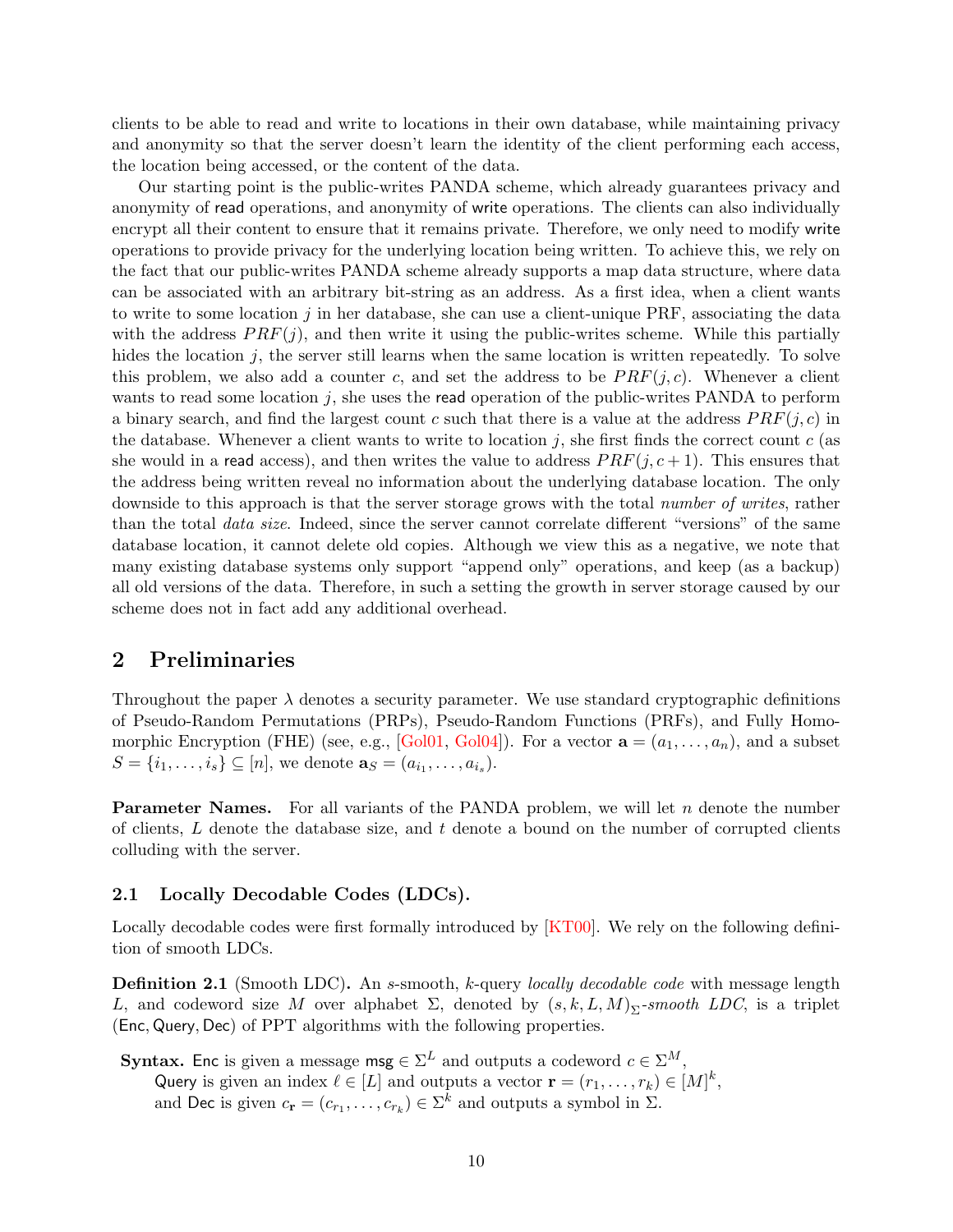clients to be able to read and write to locations in their own database, while maintaining privacy and anonymity so that the server doesn't learn the identity of the client performing each access, the location being accessed, or the content of the data.

Our starting point is the public-writes PANDA scheme, which already guarantees privacy and anonymity of read operations, and anonymity of write operations. The clients can also individually encrypt all their content to ensure that it remains private. Therefore, we only need to modify write operations to provide privacy for the underlying location being written. To achieve this, we rely on the fact that our public-writes PANDA scheme already supports a map data structure, where data can be associated with an arbitrary bit-string as an address. As a first idea, when a client wants to write to some location $j$ in her database, she can use a client-unique PRF, associating the data with the address $PRF(j)$, and then write it using the public-writes scheme. While this partially hides the location $j$, the server still learns when the same location is written repeatedly. To solve this problem, we also add a counter $c$, and set the address to be $PRF(j, c)$. Whenever a client wants to read some location $j$, she uses the read operation of the public-writes PANDA to perform a binary search, and find the largest count $c$ such that there is a value at the address $PRF(j, c)$ in the database. Whenever a client wants to write to location $j$, she first finds the correct count $c$ (as she would in a read access), and then writes the value to address $PRF(j, c+1)$. This ensures that the address being written reveal no information about the underlying database location. The only downside to this approach is that the server storage grows with the total *number of writes*, rather than the total *data size*. Indeed, since the server cannot correlate different "versions" of the same database location, it cannot delete old copies. Although we view this as a negative, we note that many existing database systems only support "append only" operations, and keep (as a backup) all old versions of the data. Therefore, in such a setting the growth in server storage caused by our scheme does not in fact add any additional overhead.

## 2 Preliminaries

Throughout the paper $\lambda$ denotes a security parameter. We use standard cryptographic definitions of Pseudo-Random Permutations (PRPs), Pseudo-Random Functions (PRFs), and Fully Homomorphic Encryption (FHE) (see, e.g., [Gol01, Gol04]). For a vector $\mathbf{a} = (a_1, \ldots, a_n)$, and a subset $S = \{i_1, \ldots, i_s\} \subseteq [n]$, we denote $\mathbf{a}_S = (a_{i_1}, \ldots, a_{i_s})$.

**Parameter Names.** For all variants of the PANDA problem, we will let $n$ denote the number of clients, $L$ denote the database size, and $t$ denote a bound on the number of corrupted clients colluding with the server.

### 2.1 Locally Decodable Codes (LDCs).

Locally decodable codes were first formally introduced by [KT00]. We rely on the following definition of smooth LDCs.

**Definition 2.1** (Smooth LDC)**.** An $s$-smooth, $k$-query *locally decodable code* with message length $L$, and codeword size $M$ over alphabet $\Sigma$, denoted by $(s, k, L, M)_\Sigma$*-smooth LDC*, is a triplet $(\mathsf{Enc}, \mathsf{Query}, \mathsf{Dec})$ of PPT algorithms with the following properties.

**Syntax.** $\mathsf{Enc}$ is given a message $\mathsf{msg} \in \Sigma^L$ and outputs a codeword $c \in \Sigma^M$,
$\mathsf{Query}$ is given an index $\ell \in [L]$ and outputs a vector $\mathbf{r} = (r_1, \ldots, r_k) \in [M]^k$,
and $\mathsf{Dec}$ is given $c_{\mathbf{r}} = (c_{r_1}, \ldots, c_{r_k}) \in \Sigma^k$ and outputs a symbol in $\Sigma$.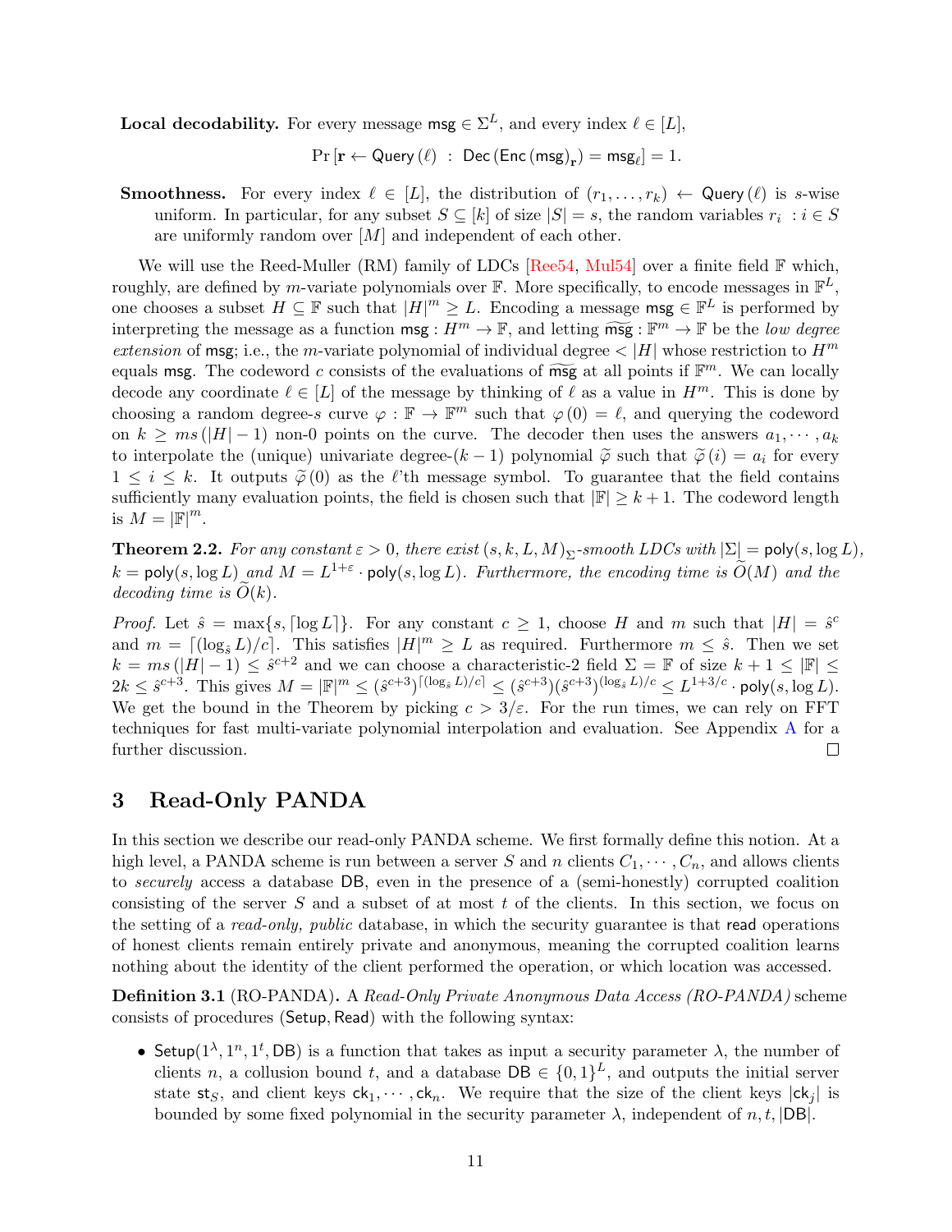**Local decodability.** For every message $\mathsf{msg} \in \Sigma^L$, and every index $\ell \in [L]$,

$$\Pr\left[\mathbf{r} \leftarrow \mathsf{Query}(\ell) \ : \ \mathsf{Dec}\left(\mathsf{Enc}(\mathsf{msg})_{\mathbf{r}}\right) = \mathsf{msg}_\ell\right] = 1.$$

**Smoothness.** For every index $\ell \in [L]$, the distribution of $(r_1, \ldots, r_k) \leftarrow \mathsf{Query}(\ell)$ is $s$-wise uniform. In particular, for any subset $S \subseteq [k]$ of size $|S| = s$, the random variables $r_i \ : i \in S$ are uniformly random over $[M]$ and independent of each other.

We will use the Reed-Muller (RM) family of LDCs [Ree54, Mul54] over a finite field $\mathbb{F}$ which, roughly, are defined by $m$-variate polynomials over $\mathbb{F}$. More specifically, to encode messages in $\mathbb{F}^L$, one chooses a subset $H \subseteq \mathbb{F}$ such that $|H|^m \geq L$. Encoding a message $\mathsf{msg} \in \mathbb{F}^L$ is performed by interpreting the message as a function $\mathsf{msg} : H^m \to \mathbb{F}$, and letting $\widetilde{\mathsf{msg}} : \mathbb{F}^m \to \mathbb{F}$ be the *low degree extension* of $\mathsf{msg}$; i.e., the $m$-variate polynomial of individual degree $< |H|$ whose restriction to $H^m$ equals $\mathsf{msg}$. The codeword $c$ consists of the evaluations of $\widetilde{\mathsf{msg}}$ at all points if $\mathbb{F}^m$. We can locally decode any coordinate $\ell \in [L]$ of the message by thinking of $\ell$ as a value in $H^m$. This is done by choosing a random degree-$s$ curve $\varphi : \mathbb{F} \to \mathbb{F}^m$ such that $\varphi(0) = \ell$, and querying the codeword on $k \geq ms(|H| - 1)$ non-0 points on the curve. The decoder then uses the answers $a_1, \cdots, a_k$ to interpolate the (unique) univariate degree-$(k-1)$ polynomial $\widetilde{\varphi}$ such that $\widetilde{\varphi}(i) = a_i$ for every $1 \leq i \leq k$. It outputs $\widetilde{\varphi}(0)$ as the $\ell$'th message symbol. To guarantee that the field contains sufficiently many evaluation points, the field is chosen such that $|\mathbb{F}| \geq k + 1$. The codeword length is $M = |\mathbb{F}|^m$.

**Theorem 2.2.** *For any constant $\varepsilon > 0$, there exist $(s, k, L, M)_\Sigma$-smooth LDCs with $|\Sigma| = \mathsf{poly}(s, \log L)$, $k = \mathsf{poly}(s, \log L)$ and $M = L^{1+\varepsilon} \cdot \mathsf{poly}(s, \log L)$. Furthermore, the encoding time is $\widetilde{O}(M)$ and the decoding time is $\widetilde{O}(k)$.*

*Proof.* Let $\hat{s} = \max\{s, \lceil \log L \rceil\}$. For any constant $c \geq 1$, choose $H$ and $m$ such that $|H| = \hat{s}^c$ and $m = \lceil (\log_{\hat{s}} L)/c \rceil$. This satisfies $|H|^m \geq L$ as required. Furthermore $m \leq \hat{s}$. Then we set $k = ms(|H| - 1) \leq \hat{s}^{c+2}$ and we can choose a characteristic-2 field $\Sigma = \mathbb{F}$ of size $k + 1 \leq |\mathbb{F}| \leq 2k \leq \hat{s}^{c+3}$. This gives $M = |\mathbb{F}|^m \leq (\hat{s}^{c+3})^{\lceil (\log_{\hat{s}} L)/c \rceil} \leq (\hat{s}^{c+3})(\hat{s}^{c+3})^{(\log_{\hat{s}} L)/c} \leq L^{1+3/c} \cdot \mathsf{poly}(s, \log L)$. We get the bound in the Theorem by picking $c > 3/\varepsilon$. For the run times, we can rely on FFT techniques for fast multi-variate polynomial interpolation and evaluation. See Appendix A for a further discussion. $\square$

# 3 Read-Only PANDA

In this section we describe our read-only PANDA scheme. We first formally define this notion. At a high level, a PANDA scheme is run between a server $S$ and $n$ clients $C_1, \cdots, C_n$, and allows clients to *securely* access a database $\mathsf{DB}$, even in the presence of a (semi-honestly) corrupted coalition consisting of the server $S$ and a subset of at most $t$ of the clients. In this section, we focus on the setting of a *read-only, public* database, in which the security guarantee is that $\mathsf{read}$ operations of honest clients remain entirely private and anonymous, meaning the corrupted coalition learns nothing about the identity of the client performed the operation, or which location was accessed.

**Definition 3.1** (RO-PANDA). A *Read-Only Private Anonymous Data Access (RO-PANDA)* scheme consists of procedures $(\mathsf{Setup}, \mathsf{Read})$ with the following syntax:

- $\mathsf{Setup}(1^\lambda, 1^n, 1^t, \mathsf{DB})$ is a function that takes as input a security parameter $\lambda$, the number of clients $n$, a collusion bound $t$, and a database $\mathsf{DB} \in \{0,1\}^L$, and outputs the initial server state $\mathsf{st}_S$, and client keys $\mathsf{ck}_1, \cdots, \mathsf{ck}_n$. We require that the size of the client keys $|\mathsf{ck}_j|$ is bounded by some fixed polynomial in the security parameter $\lambda$, independent of $n, t, |\mathsf{DB}|$.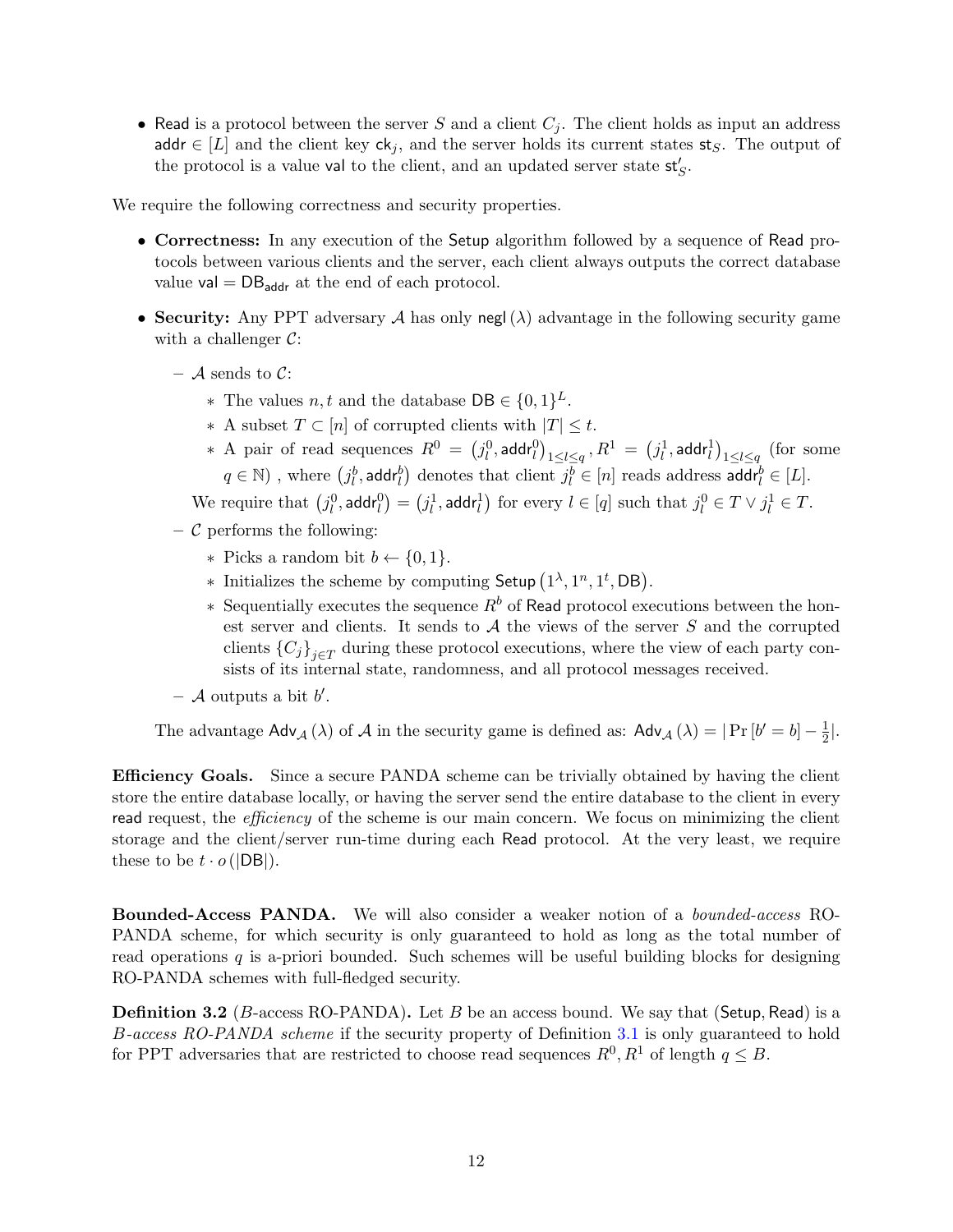- $\mathsf{Read}$ is a protocol between the server $S$ and a client $C_j$. The client holds as input an address $\mathsf{addr} \in [L]$ and the client key $\mathsf{ck}_j$, and the server holds its current states $\mathsf{st}_S$. The output of the protocol is a value $\mathsf{val}$ to the client, and an updated server state $\mathsf{st}'_S$.

We require the following correctness and security properties.

- **Correctness:** In any execution of the $\mathsf{Setup}$ algorithm followed by a sequence of $\mathsf{Read}$ protocols between various clients and the server, each client always outputs the correct database value $\mathsf{val} = \mathsf{DB}_{\mathsf{addr}}$ at the end of each protocol.
- **Security:** Any PPT adversary $\mathcal{A}$ has only $\mathsf{negl}(\lambda)$ advantage in the following security game with a challenger $\mathcal{C}$:
  - $\mathcal{A}$ sends to $\mathcal{C}$:
    - The values $n, t$ and the database $\mathsf{DB} \in \{0,1\}^L$.
    - A subset $T \subset [n]$ of corrupted clients with $|T| \leq t$.
    - A pair of read sequences $R^0 = \left(j_l^0, \mathsf{addr}_l^0\right)_{1 \leq l \leq q}, R^1 = \left(j_l^1, \mathsf{addr}_l^1\right)_{1 \leq l \leq q}$ (for some $q \in \mathbb{N}$) , where $\left(j_l^b, \mathsf{addr}_l^b\right)$ denotes that client $j_l^b \in [n]$ reads address $\mathsf{addr}_l^b \in [L]$.

    We require that $\left(j_l^0, \mathsf{addr}_l^0\right) = \left(j_l^1, \mathsf{addr}_l^1\right)$ for every $l \in [q]$ such that $j_l^0 \in T \vee j_l^1 \in T$.
  - $\mathcal{C}$ performs the following:
    - Picks a random bit $b \leftarrow \{0,1\}$.
    - Initializes the scheme by computing $\mathsf{Setup}\left(1^\lambda, 1^n, 1^t, \mathsf{DB}\right)$.
    - Sequentially executes the sequence $R^b$ of $\mathsf{Read}$ protocol executions between the honest server and clients. It sends to $\mathcal{A}$ the views of the server $S$ and the corrupted clients $\{C_j\}_{j \in T}$ during these protocol executions, where the view of each party consists of its internal state, randomness, and all protocol messages received.
  - $\mathcal{A}$ outputs a bit $b'$.

  The advantage $\mathsf{Adv}_{\mathcal{A}}(\lambda)$ of $\mathcal{A}$ in the security game is defined as: $\mathsf{Adv}_{\mathcal{A}}(\lambda) = |\Pr[b' = b] - \frac{1}{2}|$.

**Efficiency Goals.** Since a secure PANDA scheme can be trivially obtained by having the client store the entire database locally, or having the server send the entire database to the client in every $\mathsf{read}$ request, the *efficiency* of the scheme is our main concern. We focus on minimizing the client storage and the client/server run-time during each $\mathsf{Read}$ protocol. At the very least, we require these to be $t \cdot o(|\mathsf{DB}|)$.

**Bounded-Access PANDA.** We will also consider a weaker notion of a *bounded-access* RO-PANDA scheme, for which security is only guaranteed to hold as long as the total number of read operations $q$ is a-priori bounded. Such schemes will be useful building blocks for designing RO-PANDA schemes with full-fledged security.

**Definition 3.2** ($B$-access RO-PANDA)**.** Let $B$ be an access bound. We say that $(\mathsf{Setup}, \mathsf{Read})$ is a *$B$-access RO-PANDA scheme* if the security property of Definition 3.1 is only guaranteed to hold for PPT adversaries that are restricted to choose read sequences $R^0, R^1$ of length $q \leq B$.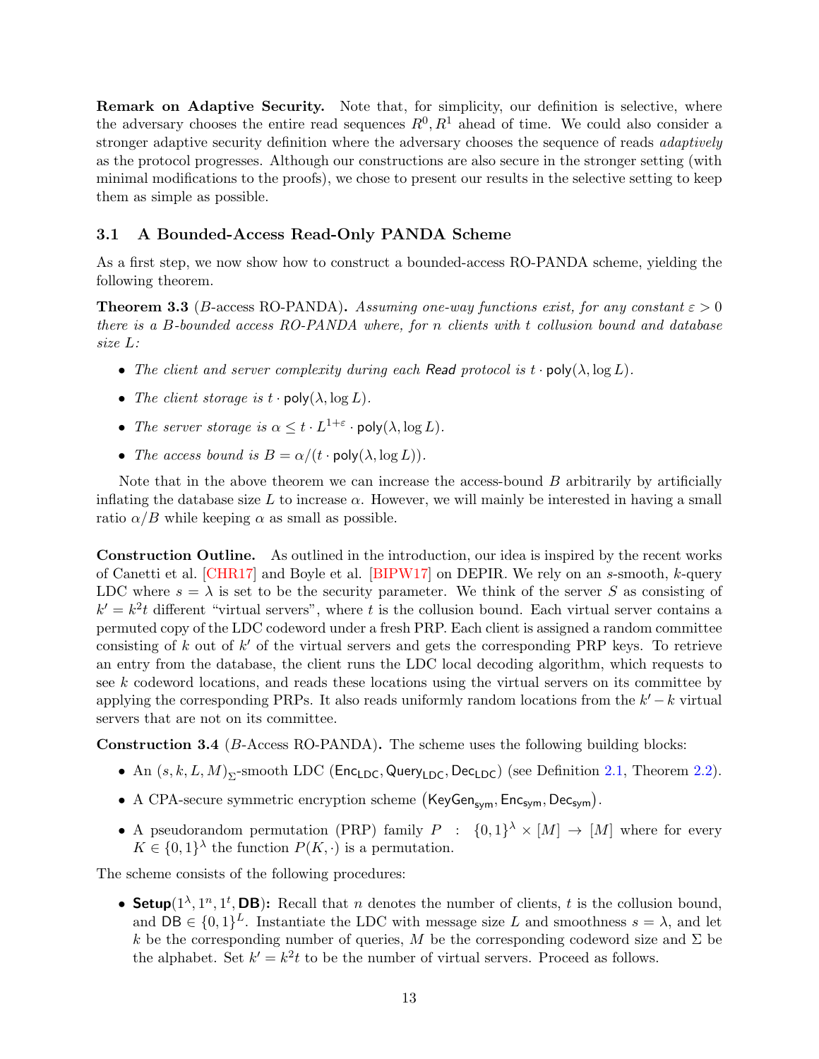**Remark on Adaptive Security.** Note that, for simplicity, our definition is selective, where the adversary chooses the entire read sequences $R^0, R^1$ ahead of time. We could also consider a stronger adaptive security definition where the adversary chooses the sequence of reads *adaptively* as the protocol progresses. Although our constructions are also secure in the stronger setting (with minimal modifications to the proofs), we chose to present our results in the selective setting to keep them as simple as possible.

### 3.1 A Bounded-Access Read-Only PANDA Scheme

As a first step, we now show how to construct a bounded-access RO-PANDA scheme, yielding the following theorem.

**Theorem 3.3** ($B$-access RO-PANDA)**.** *Assuming one-way functions exist, for any constant $\varepsilon > 0$ there is a $B$-bounded access RO-PANDA where, for $n$ clients with $t$ collusion bound and database size $L$:*

- *The client and server complexity during each* Read *protocol is $t \cdot \mathsf{poly}(\lambda, \log L)$.*
- *The client storage is $t \cdot \mathsf{poly}(\lambda, \log L)$.*
- *The server storage is $\alpha \leq t \cdot L^{1+\varepsilon} \cdot \mathsf{poly}(\lambda, \log L)$.*
- *The access bound is $B = \alpha/(t \cdot \mathsf{poly}(\lambda, \log L))$.*

Note that in the above theorem we can increase the access-bound $B$ arbitrarily by artificially inflating the database size $L$ to increase $\alpha$. However, we will mainly be interested in having a small ratio $\alpha/B$ while keeping $\alpha$ as small as possible.

**Construction Outline.** As outlined in the introduction, our idea is inspired by the recent works of Canetti et al. [CHR17] and Boyle et al. [BIPW17] on DEPIR. We rely on an $s$-smooth, $k$-query LDC where $s = \lambda$ is set to be the security parameter. We think of the server $S$ as consisting of $k' = k^2 t$ different "virtual servers", where $t$ is the collusion bound. Each virtual server contains a permuted copy of the LDC codeword under a fresh PRP. Each client is assigned a random committee consisting of $k$ out of $k'$ of the virtual servers and gets the corresponding PRP keys. To retrieve an entry from the database, the client runs the LDC local decoding algorithm, which requests to see $k$ codeword locations, and reads these locations using the virtual servers on its committee by applying the corresponding PRPs. It also reads uniformly random locations from the $k' - k$ virtual servers that are not on its committee.

**Construction 3.4** ($B$-Access RO-PANDA)**.** The scheme uses the following building blocks:

- An $(s, k, L, M)_\Sigma$-smooth LDC $(\mathsf{Enc}_{\mathsf{LDC}}, \mathsf{Query}_{\mathsf{LDC}}, \mathsf{Dec}_{\mathsf{LDC}})$ (see Definition 2.1, Theorem 2.2).
- A CPA-secure symmetric encryption scheme $(\mathsf{KeyGen}_{\mathsf{sym}}, \mathsf{Enc}_{\mathsf{sym}}, \mathsf{Dec}_{\mathsf{sym}})$.
- A pseudorandom permutation (PRP) family $P : \{0,1\}^\lambda \times [M] \to [M]$ where for every $K \in \{0,1\}^\lambda$ the function $P(K, \cdot)$ is a permutation.

The scheme consists of the following procedures:

- **Setup**$(1^\lambda, 1^n, 1^t, \mathsf{DB})$**:** Recall that $n$ denotes the number of clients, $t$ is the collusion bound, and $\mathsf{DB} \in \{0,1\}^L$. Instantiate the LDC with message size $L$ and smoothness $s = \lambda$, and let $k$ be the corresponding number of queries, $M$ be the corresponding codeword size and $\Sigma$ be the alphabet. Set $k' = k^2 t$ to be the number of virtual servers. Proceed as follows.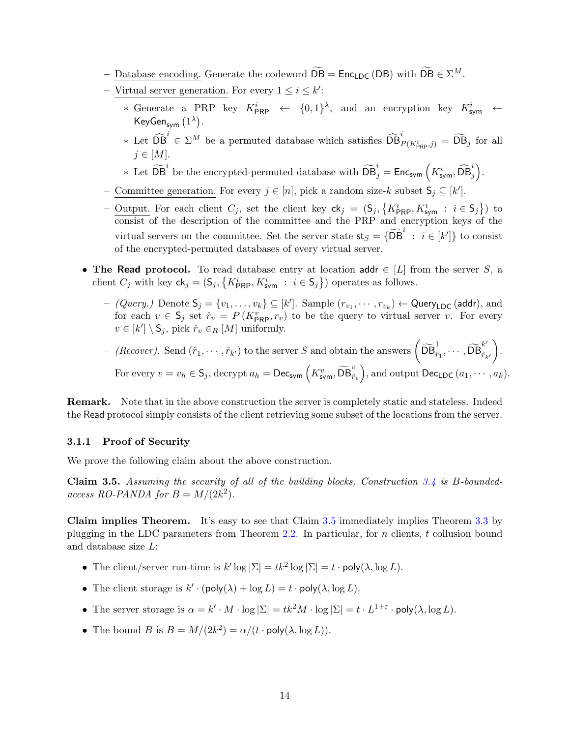- Database encoding. Generate the codeword $\widetilde{\mathsf{DB}} = \mathsf{Enc}_{\mathsf{LDC}}(\mathsf{DB})$ with $\widetilde{\mathsf{DB}} \in \Sigma^M$.
  - Virtual server generation. For every $1 \le i \le k'$:
    * Generate a PRP key $K^i_{\mathsf{PRP}} \leftarrow \{0,1\}^\lambda$, and an encryption key $K^i_{\mathsf{sym}} \leftarrow \mathsf{KeyGen}_{\mathsf{sym}}(1^\lambda)$.
    * Let $\widehat{\mathsf{DB}}^i \in \Sigma^M$ be a permuted database which satisfies $\widehat{\mathsf{DB}}^i_{P(K^i_{\mathsf{PRP}},j)} = \widetilde{\mathsf{DB}}_j$ for all $j \in [M]$.
    * Let $\widetilde{\mathsf{DB}}^i$ be the encrypted-permuted database with $\widetilde{\mathsf{DB}}^i_j = \mathsf{Enc}_{\mathsf{sym}}\left(K^i_{\mathsf{sym}}, \widehat{\mathsf{DB}}^i_j\right)$.
  - Committee generation. For every $j \in [n]$, pick a random size-$k$ subset $\mathsf{S}_j \subseteq [k']$.
  - Output. For each client $C_j$, set the client key $\mathsf{ck}_j = (\mathsf{S}_j, \{K^i_{\mathsf{PRP}}, K^i_{\mathsf{sym}} : i \in \mathsf{S}_j\})$ to consist of the description of the committee and the PRP and encryption keys of the virtual servers on the committee. Set the server state $\mathsf{st}_S = \{\widetilde{\mathsf{DB}}^i : i \in [k']\}$ to consist of the encrypted-permuted databases of every virtual server.

- **The Read protocol.** To read database entry at location $\mathsf{addr} \in [L]$ from the server $S$, a client $C_j$ with key $\mathsf{ck}_j = (\mathsf{S}_j, \{K^i_{\mathsf{PRP}}, K^i_{\mathsf{sym}} : i \in \mathsf{S}_j\})$ operates as follows.
  - *(Query.)* Denote $\mathsf{S}_j = \{v_1, \ldots, v_k\} \subseteq [k']$. Sample $(r_{v_1}, \cdots, r_{v_k}) \leftarrow \mathsf{Query}_{\mathsf{LDC}}(\mathsf{addr})$, and for each $v \in \mathsf{S}_j$ set $\hat{r}_v = P(K^v_{\mathsf{PRP}}, r_v)$ to be the query to virtual server $v$. For every $v \in [k'] \setminus \mathsf{S}_j$, pick $\hat{r}_v \in_R [M]$ uniformly.
  - *(Recover).* Send $(\hat{r}_1, \cdots, \hat{r}_{k'})$ to the server $S$ and obtain the answers $\left(\widetilde{\mathsf{DB}}^1_{\hat{r}_1}, \cdots, \widetilde{\mathsf{DB}}^{k'}_{\hat{r}_{k'}}\right)$. For every $v = v_h \in \mathsf{S}_j$, decrypt $a_h = \mathsf{Dec}_{\mathsf{sym}}\left(K^v_{\mathsf{sym}}, \widetilde{\mathsf{DB}}^v_{\hat{r}_v}\right)$, and output $\mathsf{Dec}_{\mathsf{LDC}}(a_1, \cdots, a_k)$.

**Remark.** Note that in the above construction the server is completely static and stateless. Indeed the Read protocol simply consists of the client retrieving some subset of the locations from the server.

#### 3.1.1 Proof of Security

We prove the following claim about the above construction.

**Claim 3.5.** *Assuming the security of all of the building blocks, Construction 3.4 is $B$-bounded-access RO-PANDA for $B = M/(2k^2)$.*

**Claim implies Theorem.** It's easy to see that Claim 3.5 immediately implies Theorem 3.3 by plugging in the LDC parameters from Theorem 2.2. In particular, for $n$ clients, $t$ collusion bound and database size $L$:

- The client/server run-time is $k' \log |\Sigma| = tk^2 \log |\Sigma| = t \cdot \mathsf{poly}(\lambda, \log L)$.
- The client storage is $k' \cdot (\mathsf{poly}(\lambda) + \log L) = t \cdot \mathsf{poly}(\lambda, \log L)$.
- The server storage is $\alpha = k' \cdot M \cdot \log |\Sigma| = tk^2 M \cdot \log |\Sigma| = t \cdot L^{1+\varepsilon} \cdot \mathsf{poly}(\lambda, \log L)$.
- The bound $B$ is $B = M/(2k^2) = \alpha/(t \cdot \mathsf{poly}(\lambda, \log L))$.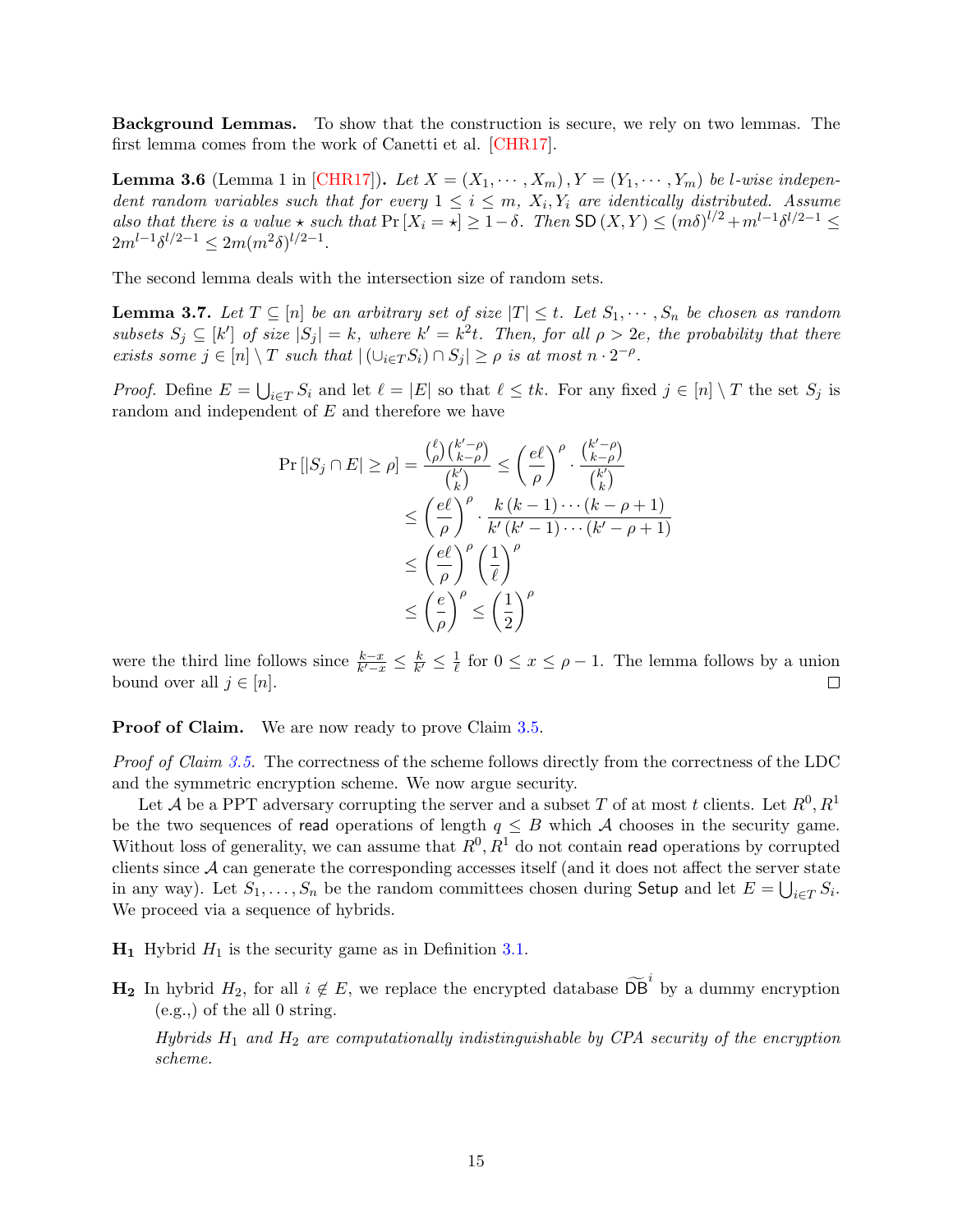**Background Lemmas.** To show that the construction is secure, we rely on two lemmas. The first lemma comes from the work of Canetti et al. [CHR17].

**Lemma 3.6** (Lemma 1 in [CHR17]). *Let $X = (X_1, \cdots, X_m), Y = (Y_1, \cdots, Y_m)$ be $l$-wise independent random variables such that for every $1 \le i \le m$, $X_i, Y_i$ are identically distributed. Assume also that there is a value $\star$ such that $\Pr[X_i = \star] \ge 1 - \delta$. Then $\mathsf{SD}(X, Y) \le (m\delta)^{l/2} + m^{l-1}\delta^{l/2-1} \le 2m^{l-1}\delta^{l/2-1} \le 2m(m^2\delta)^{l/2-1}$.*

The second lemma deals with the intersection size of random sets.

**Lemma 3.7.** *Let $T \subseteq [n]$ be an arbitrary set of size $|T| \le t$. Let $S_1, \cdots, S_n$ be chosen as random subsets $S_j \subseteq [k']$ of size $|S_j| = k$, where $k' = k^2 t$. Then, for all $\rho > 2e$, the probability that there exists some $j \in [n] \setminus T$ such that $|(\cup_{i \in T} S_i) \cap S_j| \ge \rho$ is at most $n \cdot 2^{-\rho}$.*

*Proof.* Define $E = \bigcup_{i \in T} S_i$ and let $\ell = |E|$ so that $\ell \le tk$. For any fixed $j \in [n] \setminus T$ the set $S_j$ is random and independent of $E$ and therefore we have

$$
\begin{aligned}
\Pr[|S_j \cap E| \ge \rho] = \frac{\binom{\ell}{\rho}\binom{k'-\rho}{k-\rho}}{\binom{k'}{k}} &\le \left(\frac{e\ell}{\rho}\right)^{\rho} \cdot \frac{\binom{k'-\rho}{k-\rho}}{\binom{k'}{k}} \\
&\le \left(\frac{e\ell}{\rho}\right)^{\rho} \cdot \frac{k(k-1)\cdots(k-\rho+1)}{k'(k'-1)\cdots(k'-\rho+1)} \\
&\le \left(\frac{e\ell}{\rho}\right)^{\rho} \left(\frac{1}{\ell}\right)^{\rho} \\
&\le \left(\frac{e}{\rho}\right)^{\rho} \le \left(\frac{1}{2}\right)^{\rho}
\end{aligned}
$$

were the third line follows since $\frac{k-x}{k'-x} \le \frac{k}{k'} \le \frac{1}{\ell}$ for $0 \le x \le \rho - 1$. The lemma follows by a union bound over all $j \in [n]$. ◻

**Proof of Claim.** We are now ready to prove Claim 3.5.

*Proof of Claim 3.5.* The correctness of the scheme follows directly from the correctness of the LDC and the symmetric encryption scheme. We now argue security.

Let $\mathcal{A}$ be a PPT adversary corrupting the server and a subset $T$ of at most $t$ clients. Let $R^0, R^1$ be the two sequences of $\mathsf{read}$ operations of length $q \le B$ which $\mathcal{A}$ chooses in the security game. Without loss of generality, we can assume that $R^0, R^1$ do not contain $\mathsf{read}$ operations by corrupted clients since $\mathcal{A}$ can generate the corresponding accesses itself (and it does not affect the server state in any way). Let $S_1, \ldots, S_n$ be the random committees chosen during $\mathsf{Setup}$ and let $E = \bigcup_{i \in T} S_i$. We proceed via a sequence of hybrids.

**$\mathbf{H_1}$** Hybrid $H_1$ is the security game as in Definition 3.1.

**$\mathbf{H_2}$** In hybrid $H_2$, for all $i \notin E$, we replace the encrypted database $\widetilde{\mathsf{DB}}^i$ by a dummy encryption (e.g.,) of the all 0 string.

*Hybrids $H_1$ and $H_2$ are computationally indistinguishable by CPA security of the encryption scheme.*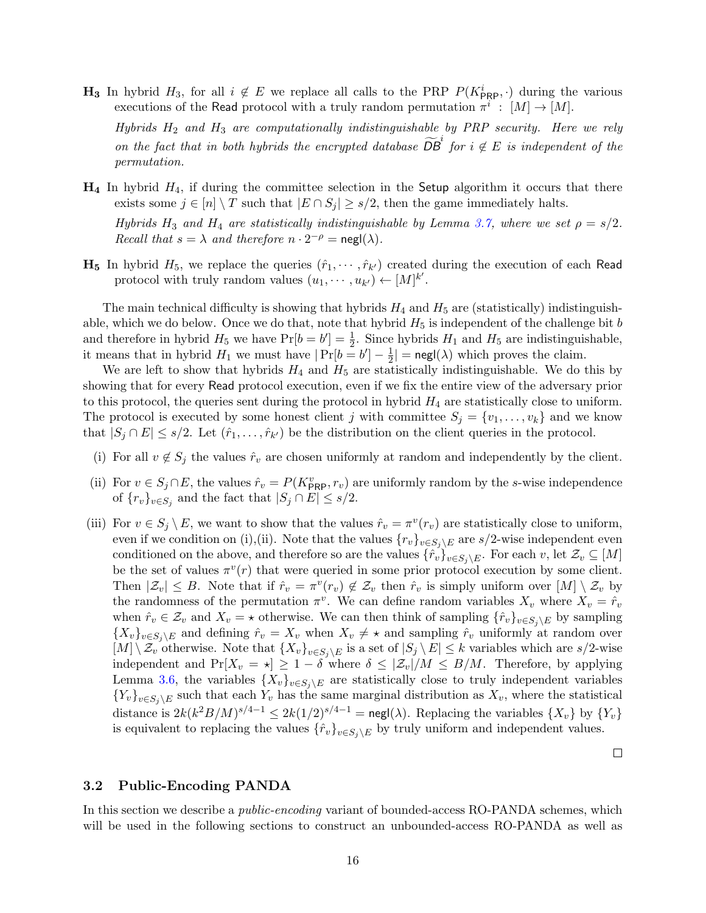**$\mathbf{H_3}$** In hybrid $H_3$, for all $i \notin E$ we replace all calls to the PRP $P(K^i_{\mathsf{PRP}}, \cdot)$ during the various executions of the Read protocol with a truly random permutation $\pi^i : [M] \to [M]$.

*Hybrids $H_2$ and $H_3$ are computationally indistinguishable by PRP security. Here we rely on the fact that in both hybrids the encrypted database $\widetilde{DB}^i$ for $i \notin E$ is independent of the permutation.*

**$\mathbf{H_4}$** In hybrid $H_4$, if during the committee selection in the Setup algorithm it occurs that there exists some $j \in [n] \setminus T$ such that $|E \cap S_j| \geq s/2$, then the game immediately halts.

*Hybrids $H_3$ and $H_4$ are statistically indistinguishable by Lemma 3.7, where we set $\rho = s/2$. Recall that $s = \lambda$ and therefore $n \cdot 2^{-\rho} = \mathsf{negl}(\lambda)$.*

**$\mathbf{H_5}$** In hybrid $H_5$, we replace the queries $(\hat{r}_1, \cdots, \hat{r}_{k'})$ created during the execution of each Read protocol with truly random values $(u_1, \cdots, u_{k'}) \leftarrow [M]^{k'}$.

The main technical difficulty is showing that hybrids $H_4$ and $H_5$ are (statistically) indistinguishable, which we do below. Once we do that, note that hybrid $H_5$ is independent of the challenge bit $b$ and therefore in hybrid $H_5$ we have $\Pr[b = b'] = \frac{1}{2}$. Since hybrids $H_1$ and $H_5$ are indistinguishable, it means that in hybrid $H_1$ we must have $|\Pr[b = b'] - \frac{1}{2}| = \mathsf{negl}(\lambda)$ which proves the claim.

We are left to show that hybrids $H_4$ and $H_5$ are statistically indistinguishable. We do this by showing that for every Read protocol execution, even if we fix the entire view of the adversary prior to this protocol, the queries sent during the protocol in hybrid $H_4$ are statistically close to uniform. The protocol is executed by some honest client $j$ with committee $S_j = \{v_1, \ldots, v_k\}$ and we know that $|S_j \cap E| \leq s/2$. Let $(\hat{r}_1, \ldots, \hat{r}_{k'})$ be the distribution on the client queries in the protocol.

(i) For all $v \notin S_j$ the values $\hat{r}_v$ are chosen uniformly at random and independently by the client.

(ii) For $v \in S_j \cap E$, the values $\hat{r}_v = P(K^v_{\mathsf{PRP}}, r_v)$ are uniformly random by the $s$-wise independence of $\{r_v\}_{v \in S_j}$ and the fact that $|S_j \cap E| \leq s/2$.

(iii) For $v \in S_j \setminus E$, we want to show that the values $\hat{r}_v = \pi^v(r_v)$ are statistically close to uniform, even if we condition on (i),(ii). Note that the values $\{r_v\}_{v \in S_j \setminus E}$ are $s/2$-wise independent even conditioned on the above, and therefore so are the values $\{\hat{r}_v\}_{v \in S_j \setminus E}$. For each $v$, let $\mathcal{Z}_v \subseteq [M]$ be the set of values $\pi^v(r)$ that were queried in some prior protocol execution by some client. Then $|\mathcal{Z}_v| \leq B$. Note that if $\hat{r}_v = \pi^v(r_v) \notin \mathcal{Z}_v$ then $\hat{r}_v$ is simply uniform over $[M] \setminus \mathcal{Z}_v$ by the randomness of the permutation $\pi^v$. We can define random variables $X_v$ where $X_v = \hat{r}_v$ when $\hat{r}_v \in \mathcal{Z}_v$ and $X_v = \star$ otherwise. We can then think of sampling $\{\hat{r}_v\}_{v \in S_j \setminus E}$ by sampling $\{X_v\}_{v \in S_j \setminus E}$ and defining $\hat{r}_v = X_v$ when $X_v \neq \star$ and sampling $\hat{r}_v$ uniformly at random over $[M] \setminus \mathcal{Z}_v$ otherwise. Note that $\{X_v\}_{v \in S_j \setminus E}$ is a set of $|S_j \setminus E| \leq k$ variables which are $s/2$-wise independent and $\Pr[X_v = \star] \geq 1 - \delta$ where $\delta \leq |\mathcal{Z}_v|/M \leq B/M$. Therefore, by applying Lemma 3.6, the variables $\{X_v\}_{v \in S_j \setminus E}$ are statistically close to truly independent variables $\{Y_v\}_{v \in S_j \setminus E}$ such that each $Y_v$ has the same marginal distribution as $X_v$, where the statistical distance is $2k(k^2 B/M)^{s/4-1} \leq 2k(1/2)^{s/4-1} = \mathsf{negl}(\lambda)$. Replacing the variables $\{X_v\}$ by $\{Y_v\}$ is equivalent to replacing the values $\{\hat{r}_v\}_{v \in S_j \setminus E}$ by truly uniform and independent values.

□

## 3.2 Public-Encoding PANDA

In this section we describe a *public-encoding* variant of bounded-access RO-PANDA schemes, which will be used in the following sections to construct an unbounded-access RO-PANDA as well as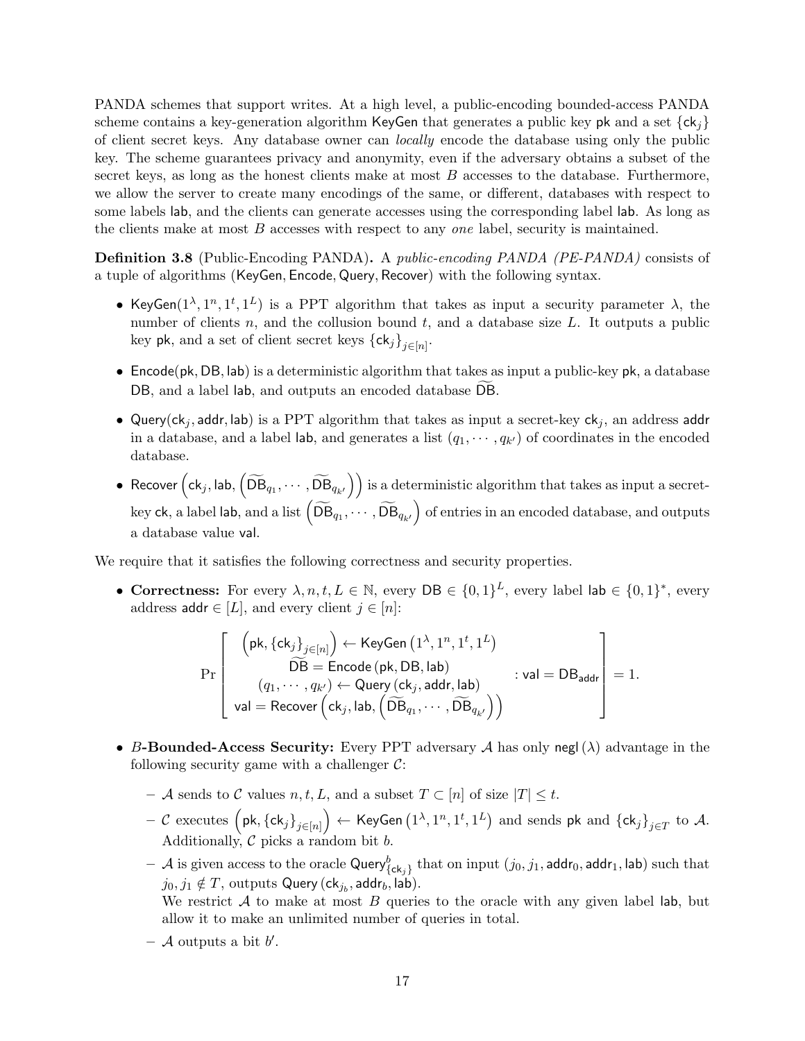PANDA schemes that support writes. At a high level, a public-encoding bounded-access PANDA scheme contains a key-generation algorithm $\mathsf{KeyGen}$ that generates a public key $\mathsf{pk}$ and a set $\{\mathsf{ck}_j\}$ of client secret keys. Any database owner can *locally* encode the database using only the public key. The scheme guarantees privacy and anonymity, even if the adversary obtains a subset of the secret keys, as long as the honest clients make at most $B$ accesses to the database. Furthermore, we allow the server to create many encodings of the same, or different, databases with respect to some labels $\mathsf{lab}$, and the clients can generate accesses using the corresponding label $\mathsf{lab}$. As long as the clients make at most $B$ accesses with respect to any *one* label, security is maintained.

**Definition 3.8** (Public-Encoding PANDA)**.** A *public-encoding PANDA (PE-PANDA)* consists of a tuple of algorithms ($\mathsf{KeyGen}, \mathsf{Encode}, \mathsf{Query}, \mathsf{Recover}$) with the following syntax.

- $\mathsf{KeyGen}(1^\lambda, 1^n, 1^t, 1^L)$ is a PPT algorithm that takes as input a security parameter $\lambda$, the number of clients $n$, and the collusion bound $t$, and a database size $L$. It outputs a public key $\mathsf{pk}$, and a set of client secret keys $\{\mathsf{ck}_j\}_{j\in[n]}$.
- $\mathsf{Encode}(\mathsf{pk}, \mathsf{DB}, \mathsf{lab})$ is a deterministic algorithm that takes as input a public-key $\mathsf{pk}$, a database $\mathsf{DB}$, and a label $\mathsf{lab}$, and outputs an encoded database $\widetilde{\mathsf{DB}}$.
- $\mathsf{Query}(\mathsf{ck}_j, \mathsf{addr}, \mathsf{lab})$ is a PPT algorithm that takes as input a secret-key $\mathsf{ck}_j$, an address $\mathsf{addr}$ in a database, and a label $\mathsf{lab}$, and generates a list $(q_1, \cdots, q_{k'})$ of coordinates in the encoded database.
- $\mathsf{Recover}\left(\mathsf{ck}_j, \mathsf{lab}, \left(\widetilde{\mathsf{DB}}_{q_1}, \cdots, \widetilde{\mathsf{DB}}_{q_{k'}}\right)\right)$ is a deterministic algorithm that takes as input a secret-key $\mathsf{ck}$, a label $\mathsf{lab}$, and a list $\left(\widetilde{\mathsf{DB}}_{q_1}, \cdots, \widetilde{\mathsf{DB}}_{q_{k'}}\right)$ of entries in an encoded database, and outputs a database value $\mathsf{val}$.

We require that it satisfies the following correctness and security properties.

- **Correctness:** For every $\lambda, n, t, L \in \mathbb{N}$, every $\mathsf{DB} \in \{0,1\}^L$, every label $\mathsf{lab} \in \{0,1\}^*$, every address $\mathsf{addr} \in [L]$, and every client $j \in [n]$:

$$\Pr\left[\begin{array}{c} \left(\mathsf{pk}, \{\mathsf{ck}_j\}_{j\in[n]}\right) \leftarrow \mathsf{KeyGen}\left(1^\lambda, 1^n, 1^t, 1^L\right) \\ \widetilde{\mathsf{DB}} = \mathsf{Encode}\left(\mathsf{pk}, \mathsf{DB}, \mathsf{lab}\right) \\ (q_1, \cdots, q_{k'}) \leftarrow \mathsf{Query}\left(\mathsf{ck}_j, \mathsf{addr}, \mathsf{lab}\right) \\ \mathsf{val} = \mathsf{Recover}\left(\mathsf{ck}_j, \mathsf{lab}, \left(\widetilde{\mathsf{DB}}_{q_1}, \cdots, \widetilde{\mathsf{DB}}_{q_{k'}}\right)\right) \end{array} : \mathsf{val} = \mathsf{DB}_{\mathsf{addr}}\right] = 1.$$

- **$B$-Bounded-Access Security:** Every PPT adversary $\mathcal{A}$ has only $\mathsf{negl}(\lambda)$ advantage in the following security game with a challenger $\mathcal{C}$:
  - $\mathcal{A}$ sends to $\mathcal{C}$ values $n, t, L$, and a subset $T \subset [n]$ of size $|T| \leq t$.
  - $\mathcal{C}$ executes $\left(\mathsf{pk}, \{\mathsf{ck}_j\}_{j\in[n]}\right) \leftarrow \mathsf{KeyGen}\left(1^\lambda, 1^n, 1^t, 1^L\right)$ and sends $\mathsf{pk}$ and $\{\mathsf{ck}_j\}_{j\in T}$ to $\mathcal{A}$. Additionally, $\mathcal{C}$ picks a random bit $b$.
  - $\mathcal{A}$ is given access to the oracle $\mathsf{Query}^b_{\{\mathsf{ck}_j\}}$ that on input $(j_0, j_1, \mathsf{addr}_0, \mathsf{addr}_1, \mathsf{lab})$ such that $j_0, j_1 \notin T$, outputs $\mathsf{Query}\left(\mathsf{ck}_{j_b}, \mathsf{addr}_b, \mathsf{lab}\right)$.
    We restrict $\mathcal{A}$ to make at most $B$ queries to the oracle with any given label $\mathsf{lab}$, but allow it to make an unlimited number of queries in total.
  - $\mathcal{A}$ outputs a bit $b'$.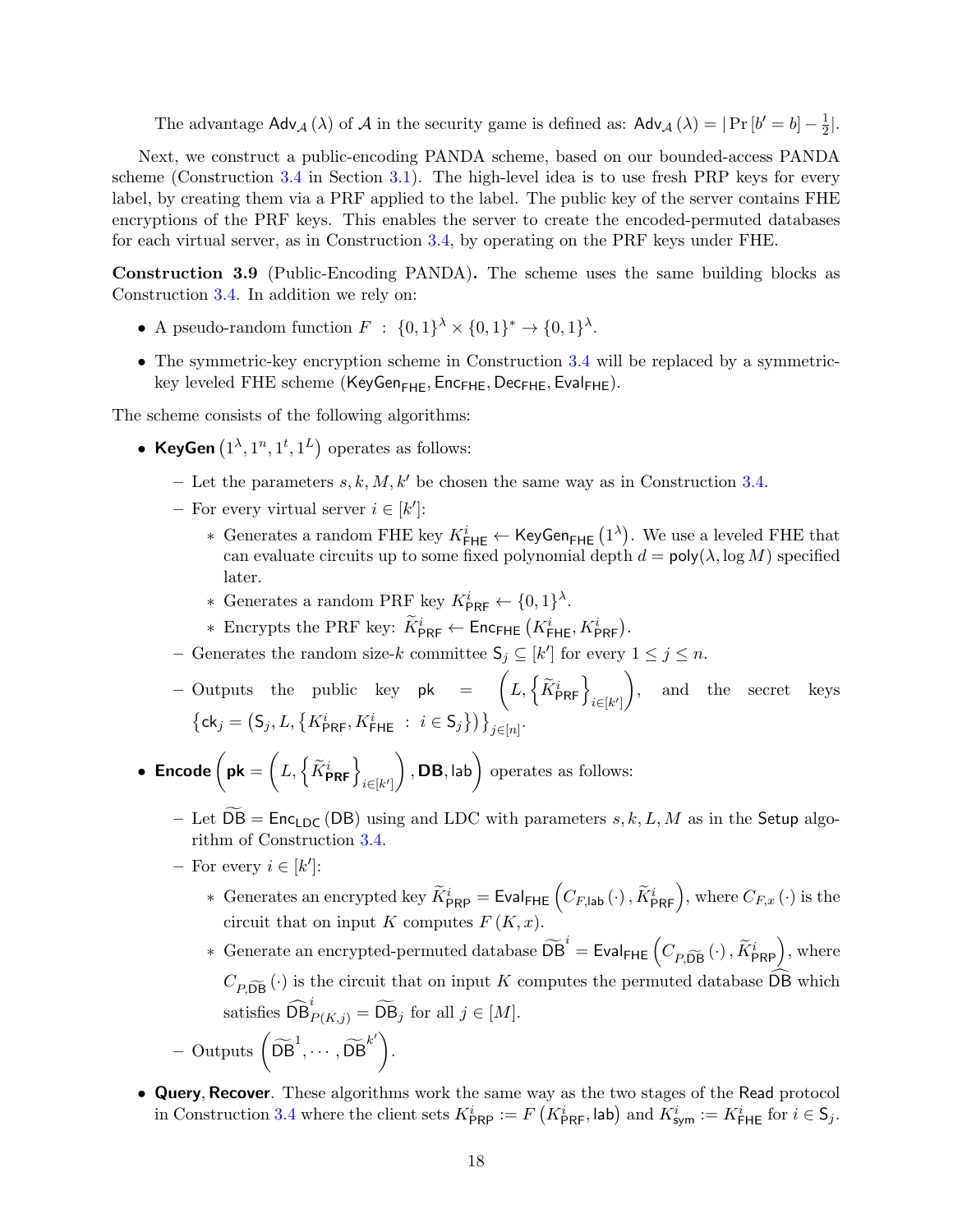The advantage $\mathsf{Adv}_{\mathcal{A}}(\lambda)$ of $\mathcal{A}$ in the security game is defined as: $\mathsf{Adv}_{\mathcal{A}}(\lambda) = |\Pr[b' = b] - \frac{1}{2}|$.

Next, we construct a public-encoding PANDA scheme, based on our bounded-access PANDA scheme (Construction 3.4 in Section 3.1). The high-level idea is to use fresh PRP keys for every label, by creating them via a PRF applied to the label. The public key of the server contains FHE encryptions of the PRF keys. This enables the server to create the encoded-permuted databases for each virtual server, as in Construction 3.4, by operating on the PRF keys under FHE.

**Construction 3.9** (Public-Encoding PANDA)**.** The scheme uses the same building blocks as Construction 3.4. In addition we rely on:

- A pseudo-random function $F : \{0,1\}^{\lambda} \times \{0,1\}^* \to \{0,1\}^{\lambda}$.
- The symmetric-key encryption scheme in Construction 3.4 will be replaced by a symmetric-key leveled FHE scheme ($\mathsf{KeyGen}_{\mathsf{FHE}}, \mathsf{Enc}_{\mathsf{FHE}}, \mathsf{Dec}_{\mathsf{FHE}}, \mathsf{Eval}_{\mathsf{FHE}}$).

The scheme consists of the following algorithms:

- **KeyGen** $(1^{\lambda}, 1^{n}, 1^{t}, 1^{L})$ operates as follows:
  - Let the parameters $s, k, M, k'$ be chosen the same way as in Construction 3.4.
  - For every virtual server $i \in [k']$:
    - Generates a random FHE key $K^i_{\mathsf{FHE}} \leftarrow \mathsf{KeyGen}_{\mathsf{FHE}}(1^{\lambda})$. We use a leveled FHE that can evaluate circuits up to some fixed polynomial depth $d = \mathsf{poly}(\lambda, \log M)$ specified later.
    - Generates a random PRF key $K^i_{\mathsf{PRF}} \leftarrow \{0,1\}^{\lambda}$.
    - Encrypts the PRF key: $\widetilde{K}^i_{\mathsf{PRF}} \leftarrow \mathsf{Enc}_{\mathsf{FHE}}(K^i_{\mathsf{FHE}}, K^i_{\mathsf{PRF}})$.
  - Generates the random size-$k$ committee $\mathsf{S}_j \subseteq [k']$ for every $1 \le j \le n$.
  - Outputs the public key $\mathsf{pk} = \left(L, \left\{\widetilde{K}^i_{\mathsf{PRF}}\right\}_{i \in [k']}\right)$, and the secret keys $\left\{\mathsf{ck}_j = \left(\mathsf{S}_j, L, \left\{K^i_{\mathsf{PRF}}, K^i_{\mathsf{FHE}} \ : \ i \in \mathsf{S}_j\right\}\right)\right\}_{j \in [n]}$.
- **Encode** $\left(\mathbf{pk} = \left(L, \left\{\widetilde{K}^i_{\mathbf{PRF}}\right\}_{i \in [k']}\right), \mathbf{DB}, \mathsf{lab}\right)$ operates as follows:
  - Let $\widetilde{\mathsf{DB}} = \mathsf{Enc}_{\mathsf{LDC}}(\mathsf{DB})$ using and LDC with parameters $s, k, L, M$ as in the $\mathsf{Setup}$ algorithm of Construction 3.4.
  - For every $i \in [k']$:
    - Generates an encrypted key $\widetilde{K}^i_{\mathsf{PRP}} = \mathsf{Eval}_{\mathsf{FHE}}\left(C_{F,\mathsf{lab}}(\cdot), \widetilde{K}^i_{\mathsf{PRF}}\right)$, where $C_{F,x}(\cdot)$ is the circuit that on input $K$ computes $F(K, x)$.
    - Generate an encrypted-permuted database $\widetilde{\mathsf{DB}}^i = \mathsf{Eval}_{\mathsf{FHE}}\left(C_{P,\widetilde{\mathsf{DB}}}(\cdot), \widetilde{K}^i_{\mathsf{PRP}}\right)$, where $C_{P,\widetilde{\mathsf{DB}}}(\cdot)$ is the circuit that on input $K$ computes the permuted database $\widehat{\mathsf{DB}}$ which satisfies $\widehat{\mathsf{DB}}^i_{P(K,j)} = \widetilde{\mathsf{DB}}_j$ for all $j \in [M]$.
  - Outputs $\left(\widetilde{\mathsf{DB}}^1, \cdots, \widetilde{\mathsf{DB}}^{k'}\right)$.
- **Query**, **Recover**. These algorithms work the same way as the two stages of the $\mathsf{Read}$ protocol in Construction 3.4 where the client sets $K^i_{\mathsf{PRP}} := F\left(K^i_{\mathsf{PRF}}, \mathsf{lab}\right)$ and $K^i_{\mathsf{sym}} := K^i_{\mathsf{FHE}}$ for $i \in \mathsf{S}_j$.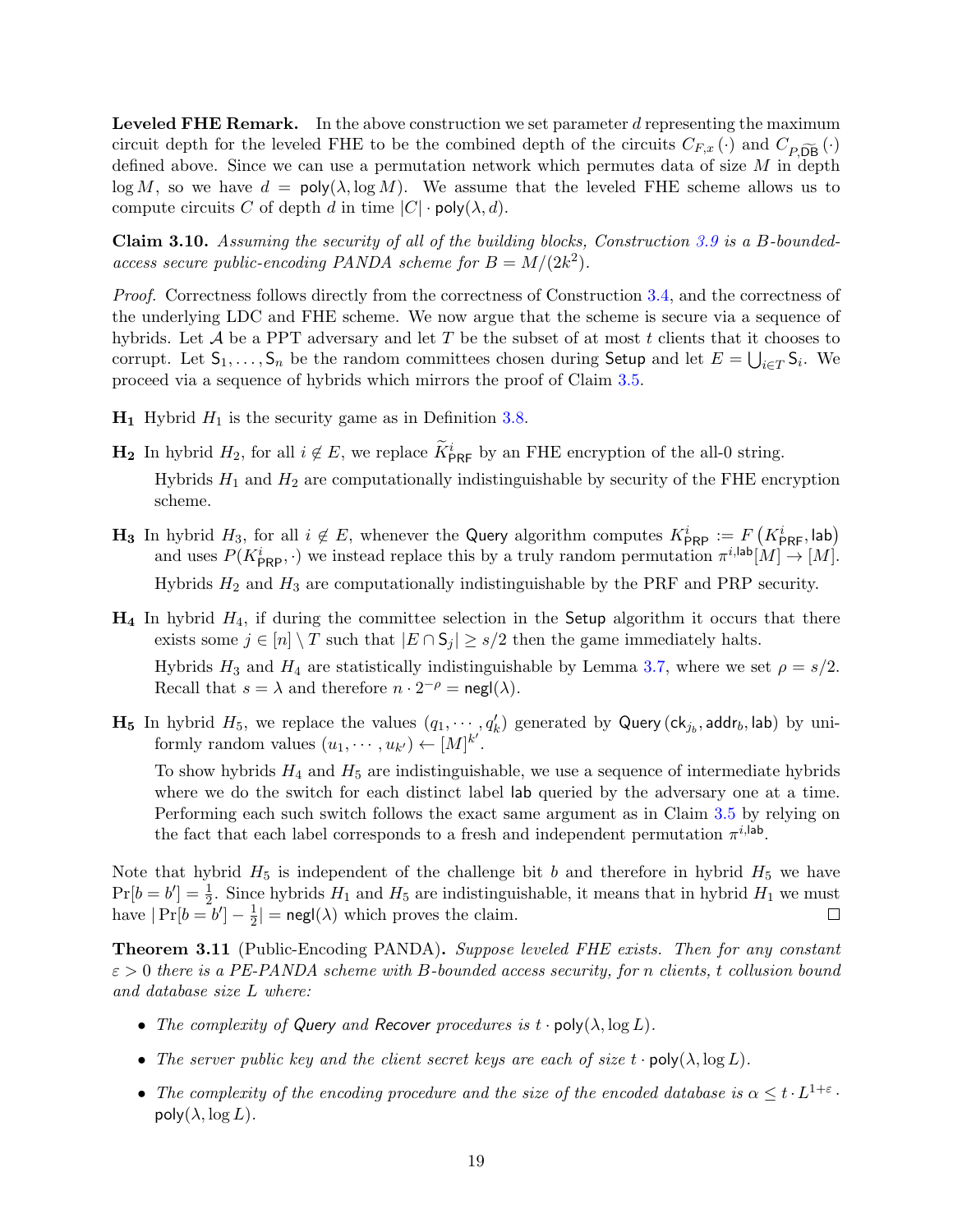**Leveled FHE Remark.** In the above construction we set parameter $d$ representing the maximum circuit depth for the leveled FHE to be the combined depth of the circuits $C_{F,x}(\cdot)$ and $C_{P,\widetilde{\mathsf{DB}}}(\cdot)$ defined above. Since we can use a permutation network which permutes data of size $M$ in depth $\log M$, so we have $d = \mathsf{poly}(\lambda, \log M)$. We assume that the leveled FHE scheme allows us to compute circuits $C$ of depth $d$ in time $|C| \cdot \mathsf{poly}(\lambda, d)$.

**Claim 3.10.** *Assuming the security of all of the building blocks, Construction 3.9 is a $B$-bounded-access secure public-encoding PANDA scheme for $B = M/(2k^2)$.*

*Proof.* Correctness follows directly from the correctness of Construction 3.4, and the correctness of the underlying LDC and FHE scheme. We now argue that the scheme is secure via a sequence of hybrids. Let $\mathcal{A}$ be a PPT adversary and let $T$ be the subset of at most $t$ clients that it chooses to corrupt. Let $\mathsf{S}_1, \ldots, \mathsf{S}_n$ be the random committees chosen during $\mathsf{Setup}$ and let $E = \bigcup_{i \in T} \mathsf{S}_i$. We proceed via a sequence of hybrids which mirrors the proof of Claim 3.5.

**$\mathbf{H_1}$** Hybrid $H_1$ is the security game as in Definition 3.8.

**$\mathbf{H_2}$** In hybrid $H_2$, for all $i \notin E$, we replace $\widetilde{K}^i_{\mathsf{PRF}}$ by an FHE encryption of the all-0 string.

Hybrids $H_1$ and $H_2$ are computationally indistinguishable by security of the FHE encryption scheme.

**$\mathbf{H_3}$** In hybrid $H_3$, for all $i \notin E$, whenever the $\mathsf{Query}$ algorithm computes $K^i_{\mathsf{PRP}} := F\left(K^i_{\mathsf{PRF}}, \mathsf{lab}\right)$ and uses $P(K^i_{\mathsf{PRP}}, \cdot)$ we instead replace this by a truly random permutation $\pi^{i,\mathsf{lab}}[M] \rightarrow [M]$.

Hybrids $H_2$ and $H_3$ are computationally indistinguishable by the PRF and PRP security.

**$\mathbf{H_4}$** In hybrid $H_4$, if during the committee selection in the $\mathsf{Setup}$ algorithm it occurs that there exists some $j \in [n] \setminus T$ such that $|E \cap \mathsf{S}_j| \geq s/2$ then the game immediately halts.

Hybrids $H_3$ and $H_4$ are statistically indistinguishable by Lemma 3.7, where we set $\rho = s/2$. Recall that $s = \lambda$ and therefore $n \cdot 2^{-\rho} = \mathsf{negl}(\lambda)$.

**$\mathbf{H_5}$** In hybrid $H_5$, we replace the values $(q_1, \cdots, q'_k)$ generated by $\mathsf{Query}\left(\mathsf{ck}_{j_b}, \mathsf{addr}_b, \mathsf{lab}\right)$ by uniformly random values $(u_1, \cdots, u_{k'}) \leftarrow [M]^{k'}$.

To show hybrids $H_4$ and $H_5$ are indistinguishable, we use a sequence of intermediate hybrids where we do the switch for each distinct label $\mathsf{lab}$ queried by the adversary one at a time. Performing each such switch follows the exact same argument as in Claim 3.5 by relying on the fact that each label corresponds to a fresh and independent permutation $\pi^{i,\mathsf{lab}}$.

Note that hybrid $H_5$ is independent of the challenge bit $b$ and therefore in hybrid $H_5$ we have $\Pr[b = b'] = \frac{1}{2}$. Since hybrids $H_1$ and $H_5$ are indistinguishable, it means that in hybrid $H_1$ we must have $|\Pr[b = b'] - \frac{1}{2}| = \mathsf{negl}(\lambda)$ which proves the claim. $\square$

**Theorem 3.11** (Public-Encoding PANDA)**.** *Suppose leveled FHE exists. Then for any constant $\varepsilon > 0$ there is a PE-PANDA scheme with $B$-bounded access security, for $n$ clients, $t$ collusion bound and database size $L$ where:*

- *The complexity of $\mathsf{Query}$ and $\mathsf{Recover}$ procedures is $t \cdot \mathsf{poly}(\lambda, \log L)$.*
- *The server public key and the client secret keys are each of size $t \cdot \mathsf{poly}(\lambda, \log L)$.*
- *The complexity of the encoding procedure and the size of the encoded database is $\alpha \leq t \cdot L^{1+\varepsilon} \cdot \mathsf{poly}(\lambda, \log L)$.*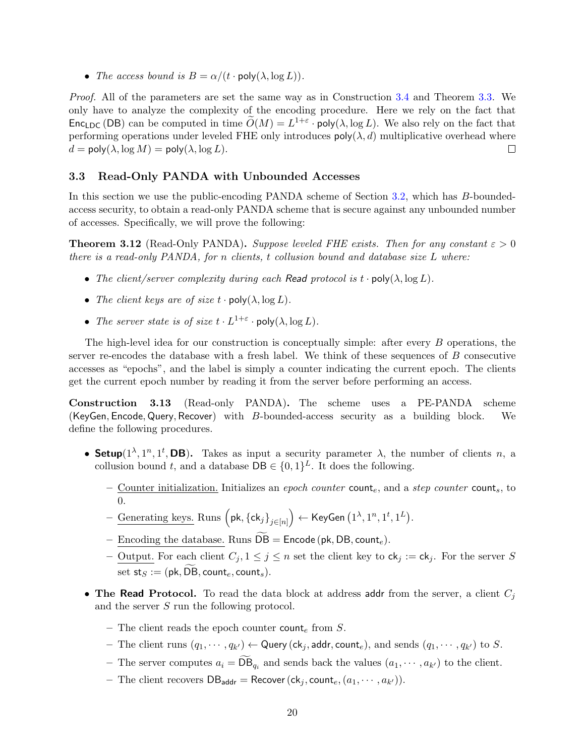- *The access bound is $B = \alpha/(t \cdot \mathsf{poly}(\lambda, \log L))$.*

*Proof.* All of the parameters are set the same way as in Construction 3.4 and Theorem 3.3. We only have to analyze the complexity of the encoding procedure. Here we rely on the fact that $\mathsf{Enc}_{\mathsf{LDC}}(\mathsf{DB})$ can be computed in time $\widetilde{O}(M) = L^{1+\varepsilon} \cdot \mathsf{poly}(\lambda, \log L)$. We also rely on the fact that performing operations under leveled FHE only introduces $\mathsf{poly}(\lambda, d)$ multiplicative overhead where $d = \mathsf{poly}(\lambda, \log M) = \mathsf{poly}(\lambda, \log L)$. $\square$

### 3.3 Read-Only PANDA with Unbounded Accesses

In this section we use the public-encoding PANDA scheme of Section 3.2, which has $B$-bounded-access security, to obtain a read-only PANDA scheme that is secure against any unbounded number of accesses. Specifically, we will prove the following:

**Theorem 3.12** (Read-Only PANDA)**.** *Suppose leveled FHE exists. Then for any constant $\varepsilon > 0$ there is a read-only PANDA, for $n$ clients, $t$ collusion bound and database size $L$ where:*

- *The client/server complexity during each $\mathsf{Read}$ protocol is $t \cdot \mathsf{poly}(\lambda, \log L)$.*
- *The client keys are of size $t \cdot \mathsf{poly}(\lambda, \log L)$.*
- *The server state is of size $t \cdot L^{1+\varepsilon} \cdot \mathsf{poly}(\lambda, \log L)$.*

The high-level idea for our construction is conceptually simple: after every $B$ operations, the server re-encodes the database with a fresh label. We think of these sequences of $B$ consecutive accesses as "epochs", and the label is simply a counter indicating the current epoch. The clients get the current epoch number by reading it from the server before performing an access.

**Construction 3.13** (Read-only PANDA)**.** The scheme uses a PE-PANDA scheme $(\mathsf{KeyGen}, \mathsf{Encode}, \mathsf{Query}, \mathsf{Recover})$ with $B$-bounded-access security as a building block. We define the following procedures.

- **$\mathsf{Setup}(1^\lambda, 1^n, 1^t, \mathsf{DB})$.** Takes as input a security parameter $\lambda$, the number of clients $n$, a collusion bound $t$, and a database $\mathsf{DB} \in \{0,1\}^L$. It does the following.
  - Counter initialization. Initializes an *epoch counter* $\mathsf{count}_e$, and a *step counter* $\mathsf{count}_s$, to 0.
  - Generating keys. Runs $\left(\mathsf{pk}, \{\mathsf{ck}_j\}_{j\in[n]}\right) \leftarrow \mathsf{KeyGen}\left(1^\lambda, 1^n, 1^t, 1^L\right)$.
  - Encoding the database. Runs $\widetilde{\mathsf{DB}} = \mathsf{Encode}\left(\mathsf{pk}, \mathsf{DB}, \mathsf{count}_e\right)$.
  - Output. For each client $C_j, 1 \le j \le n$ set the client key to $\mathsf{ck}_j := \mathsf{ck}_j$. For the server $S$ set $\mathsf{st}_S := (\mathsf{pk}, \widetilde{\mathsf{DB}}, \mathsf{count}_e, \mathsf{count}_s)$.
- **The Read Protocol.** To read the data block at address $\mathsf{addr}$ from the server, a client $C_j$ and the server $S$ run the following protocol.
  - The client reads the epoch counter $\mathsf{count}_e$ from $S$.
  - The client runs $(q_1, \cdots, q_{k'}) \leftarrow \mathsf{Query}\left(\mathsf{ck}_j, \mathsf{addr}, \mathsf{count}_e\right)$, and sends $(q_1, \cdots, q_{k'})$ to $S$.
  - The server computes $a_i = \widetilde{\mathsf{DB}}_{q_i}$ and sends back the values $(a_1, \cdots, a_{k'})$ to the client.
  - The client recovers $\mathsf{DB}_{\mathsf{addr}} = \mathsf{Recover}\left(\mathsf{ck}_j, \mathsf{count}_e, (a_1, \cdots, a_{k'})\right)$.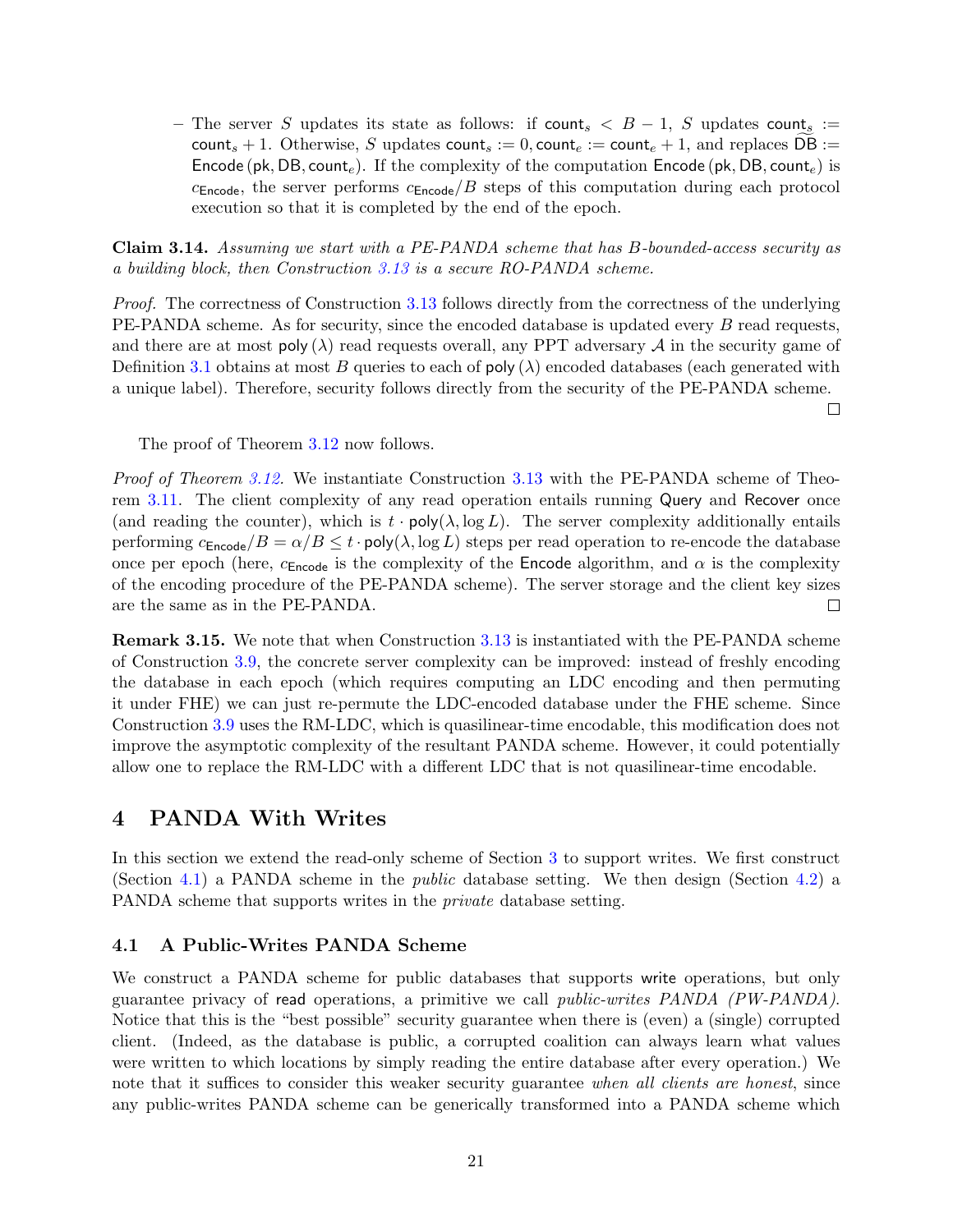– The server $S$ updates its state as follows: if $\mathsf{count}_s < B - 1$, $S$ updates $\mathsf{count}_s := \mathsf{count}_s + 1$. Otherwise, $S$ updates $\mathsf{count}_s := 0, \mathsf{count}_e := \mathsf{count}_e + 1$, and replaces $\widetilde{\mathsf{DB}} := \mathsf{Encode}(\mathsf{pk}, \mathsf{DB}, \mathsf{count}_e)$. If the complexity of the computation $\mathsf{Encode}(\mathsf{pk}, \mathsf{DB}, \mathsf{count}_e)$ is $c_{\mathsf{Encode}}$, the server performs $c_{\mathsf{Encode}}/B$ steps of this computation during each protocol execution so that it is completed by the end of the epoch.

**Claim 3.14.** *Assuming we start with a PE-PANDA scheme that has B-bounded-access security as a building block, then Construction 3.13 is a secure RO-PANDA scheme.*

*Proof.* The correctness of Construction 3.13 follows directly from the correctness of the underlying PE-PANDA scheme. As for security, since the encoded database is updated every $B$ read requests, and there are at most $\mathsf{poly}(\lambda)$ read requests overall, any PPT adversary $\mathcal{A}$ in the security game of Definition 3.1 obtains at most $B$ queries to each of $\mathsf{poly}(\lambda)$ encoded databases (each generated with a unique label). Therefore, security follows directly from the security of the PE-PANDA scheme. □

The proof of Theorem 3.12 now follows.

*Proof of Theorem 3.12.* We instantiate Construction 3.13 with the PE-PANDA scheme of Theorem 3.11. The client complexity of any read operation entails running $\mathsf{Query}$ and $\mathsf{Recover}$ once (and reading the counter), which is $t \cdot \mathsf{poly}(\lambda, \log L)$. The server complexity additionally entails performing $c_{\mathsf{Encode}}/B = \alpha/B \leq t \cdot \mathsf{poly}(\lambda, \log L)$ steps per read operation to re-encode the database once per epoch (here, $c_{\mathsf{Encode}}$ is the complexity of the $\mathsf{Encode}$ algorithm, and $\alpha$ is the complexity of the encoding procedure of the PE-PANDA scheme). The server storage and the client key sizes are the same as in the PE-PANDA. □

**Remark 3.15.** We note that when Construction 3.13 is instantiated with the PE-PANDA scheme of Construction 3.9, the concrete server complexity can be improved: instead of freshly encoding the database in each epoch (which requires computing an LDC encoding and then permuting it under FHE) we can just re-permute the LDC-encoded database under the FHE scheme. Since Construction 3.9 uses the RM-LDC, which is quasilinear-time encodable, this modification does not improve the asymptotic complexity of the resultant PANDA scheme. However, it could potentially allow one to replace the RM-LDC with a different LDC that is not quasilinear-time encodable.

# 4 PANDA With Writes

In this section we extend the read-only scheme of Section 3 to support writes. We first construct (Section 4.1) a PANDA scheme in the *public* database setting. We then design (Section 4.2) a PANDA scheme that supports writes in the *private* database setting.

## 4.1 A Public-Writes PANDA Scheme

We construct a PANDA scheme for public databases that supports $\mathsf{write}$ operations, but only guarantee privacy of $\mathsf{read}$ operations, a primitive we call *public-writes PANDA (PW-PANDA)*. Notice that this is the "best possible" security guarantee when there is (even) a (single) corrupted client. (Indeed, as the database is public, a corrupted coalition can always learn what values were written to which locations by simply reading the entire database after every operation.) We note that it suffices to consider this weaker security guarantee *when all clients are honest*, since any public-writes PANDA scheme can be generically transformed into a PANDA scheme which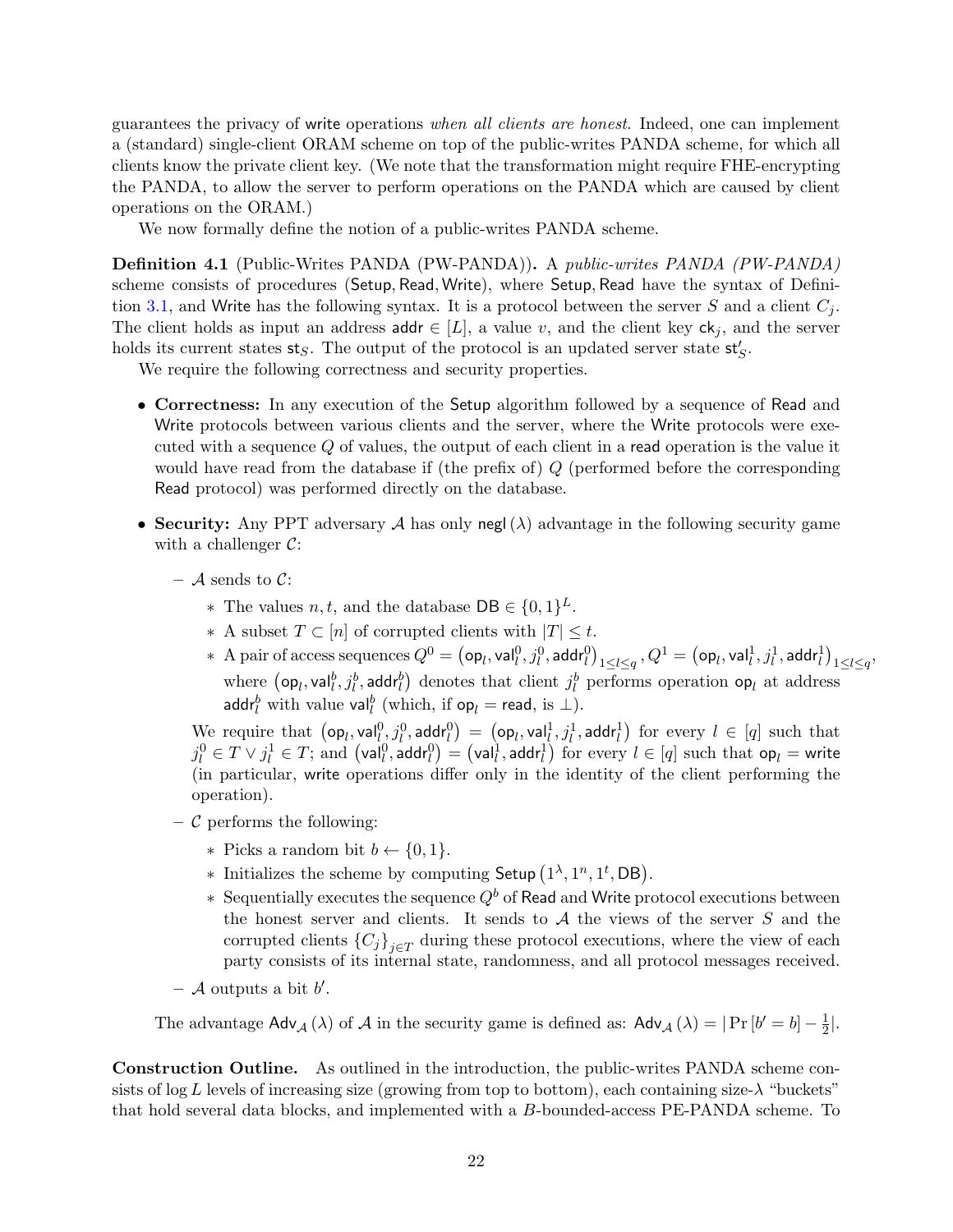guarantees the privacy of write operations *when all clients are honest*. Indeed, one can implement a (standard) single-client ORAM scheme on top of the public-writes PANDA scheme, for which all clients know the private client key. (We note that the transformation might require FHE-encrypting the PANDA, to allow the server to perform operations on the PANDA which are caused by client operations on the ORAM.)

We now formally define the notion of a public-writes PANDA scheme.

**Definition 4.1** (Public-Writes PANDA (PW-PANDA))**.** A *public-writes PANDA (PW-PANDA)* scheme consists of procedures (Setup, Read, Write), where Setup, Read have the syntax of Definition 3.1, and Write has the following syntax. It is a protocol between the server $S$ and a client $C_j$. The client holds as input an address $\mathsf{addr} \in [L]$, a value $v$, and the client key $\mathsf{ck}_j$, and the server holds its current states $\mathsf{st}_S$. The output of the protocol is an updated server state $\mathsf{st}'_S$.

We require the following correctness and security properties.

- **Correctness:** In any execution of the Setup algorithm followed by a sequence of Read and Write protocols between various clients and the server, where the Write protocols were executed with a sequence $Q$ of values, the output of each client in a read operation is the value it would have read from the database if (the prefix of) $Q$ (performed before the corresponding Read protocol) was performed directly on the database.
- **Security:** Any PPT adversary $\mathcal{A}$ has only $\mathsf{negl}(\lambda)$ advantage in the following security game with a challenger $\mathcal{C}$:
  - $\mathcal{A}$ sends to $\mathcal{C}$:
    - The values $n, t$, and the database $\mathsf{DB} \in \{0,1\}^L$.
    - A subset $T \subset [n]$ of corrupted clients with $|T| \leq t$.
    - A pair of access sequences $Q^0 = \left(\mathsf{op}_l, \mathsf{val}_l^0, j_l^0, \mathsf{addr}_l^0\right)_{1 \leq l \leq q}, Q^1 = \left(\mathsf{op}_l, \mathsf{val}_l^1, j_l^1, \mathsf{addr}_l^1\right)_{1 \leq l \leq q}$, where $\left(\mathsf{op}_l, \mathsf{val}_l^b, j_l^b, \mathsf{addr}_l^b\right)$ denotes that client $j_l^b$ performs operation $\mathsf{op}_l$ at address $\mathsf{addr}_l^b$ with value $\mathsf{val}_l^b$ (which, if $\mathsf{op}_l = \mathsf{read}$, is $\perp$).

    We require that $\left(\mathsf{op}_l, \mathsf{val}_l^0, j_l^0, \mathsf{addr}_l^0\right) = \left(\mathsf{op}_l, \mathsf{val}_l^1, j_l^1, \mathsf{addr}_l^1\right)$ for every $l \in [q]$ such that $j_l^0 \in T \vee j_l^1 \in T$; and $\left(\mathsf{val}_l^0, \mathsf{addr}_l^0\right) = \left(\mathsf{val}_l^1, \mathsf{addr}_l^1\right)$ for every $l \in [q]$ such that $\mathsf{op}_l = \mathsf{write}$ (in particular, write operations differ only in the identity of the client performing the operation).
  - $\mathcal{C}$ performs the following:
    - Picks a random bit $b \leftarrow \{0,1\}$.
    - Initializes the scheme by computing $\mathsf{Setup}\left(1^\lambda, 1^n, 1^t, \mathsf{DB}\right)$.
    - Sequentially executes the sequence $Q^b$ of Read and Write protocol executions between the honest server and clients. It sends to $\mathcal{A}$ the views of the server $S$ and the corrupted clients $\{C_j\}_{j \in T}$ during these protocol executions, where the view of each party consists of its internal state, randomness, and all protocol messages received.
  - $\mathcal{A}$ outputs a bit $b'$.

  The advantage $\mathsf{Adv}_{\mathcal{A}}(\lambda)$ of $\mathcal{A}$ in the security game is defined as: $\mathsf{Adv}_{\mathcal{A}}(\lambda) = \left|\Pr[b' = b] - \frac{1}{2}\right|$.

**Construction Outline.** As outlined in the introduction, the public-writes PANDA scheme consists of $\log L$ levels of increasing size (growing from top to bottom), each containing size-$\lambda$ "buckets" that hold several data blocks, and implemented with a $B$-bounded-access PE-PANDA scheme. To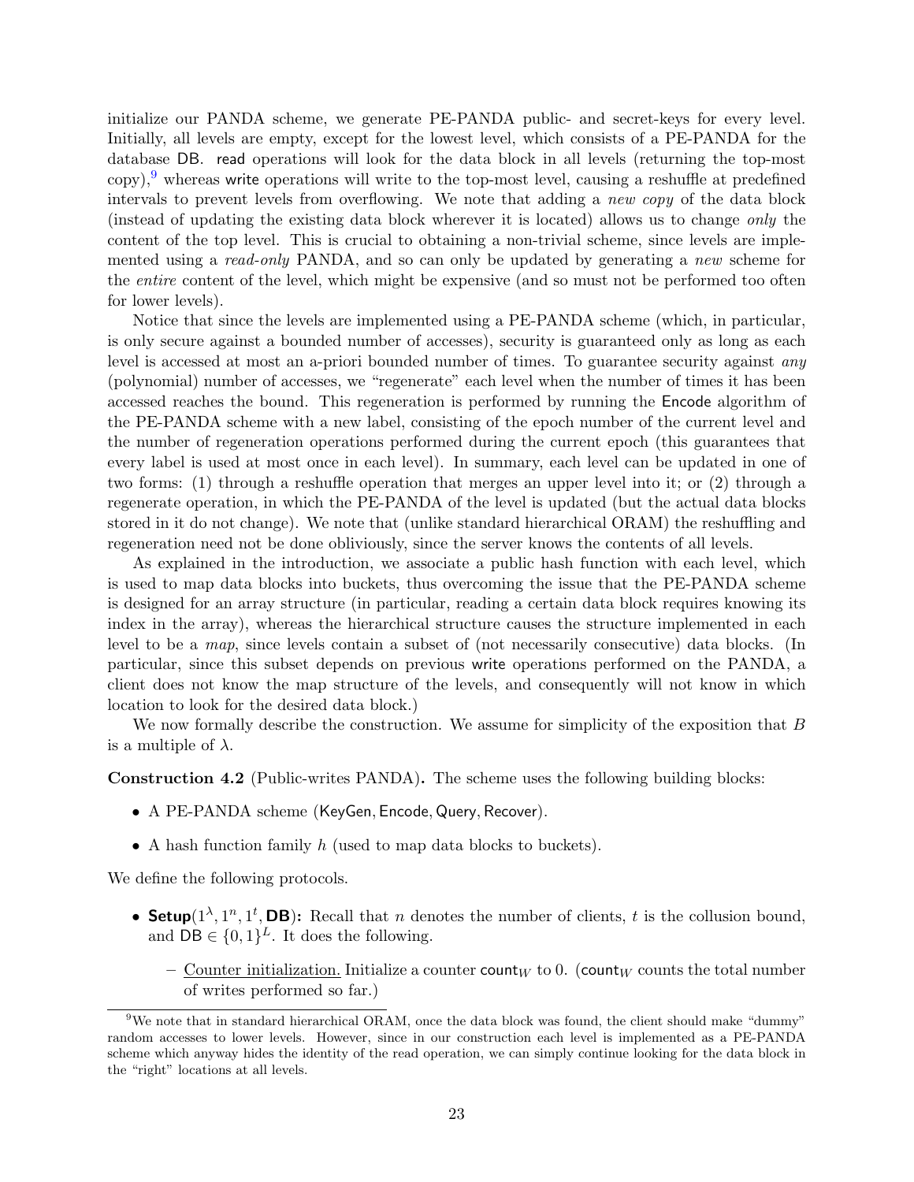initialize our PANDA scheme, we generate PE-PANDA public- and secret-keys for every level. Initially, all levels are empty, except for the lowest level, which consists of a PE-PANDA for the database $\mathsf{DB}$. $\mathsf{read}$ operations will look for the data block in all levels (returning the top-most copy),[9] whereas $\mathsf{write}$ operations will write to the top-most level, causing a reshuffle at predefined intervals to prevent levels from overflowing. We note that adding a *new copy* of the data block (instead of updating the existing data block wherever it is located) allows us to change *only* the content of the top level. This is crucial to obtaining a non-trivial scheme, since levels are implemented using a *read-only* PANDA, and so can only be updated by generating a *new* scheme for the *entire* content of the level, which might be expensive (and so must not be performed too often for lower levels).

Notice that since the levels are implemented using a PE-PANDA scheme (which, in particular, is only secure against a bounded number of accesses), security is guaranteed only as long as each level is accessed at most an a-priori bounded number of times. To guarantee security against *any* (polynomial) number of accesses, we "regenerate" each level when the number of times it has been accessed reaches the bound. This regeneration is performed by running the $\mathsf{Encode}$ algorithm of the PE-PANDA scheme with a new label, consisting of the epoch number of the current level and the number of regeneration operations performed during the current epoch (this guarantees that every label is used at most once in each level). In summary, each level can be updated in one of two forms: (1) through a reshuffle operation that merges an upper level into it; or (2) through a regenerate operation, in which the PE-PANDA of the level is updated (but the actual data blocks stored in it do not change). We note that (unlike standard hierarchical ORAM) the reshuffling and regeneration need not be done obliviously, since the server knows the contents of all levels.

As explained in the introduction, we associate a public hash function with each level, which is used to map data blocks into buckets, thus overcoming the issue that the PE-PANDA scheme is designed for an array structure (in particular, reading a certain data block requires knowing its index in the array), whereas the hierarchical structure causes the structure implemented in each level to be a *map*, since levels contain a subset of (not necessarily consecutive) data blocks. (In particular, since this subset depends on previous $\mathsf{write}$ operations performed on the PANDA, a client does not know the map structure of the levels, and consequently will not know in which location to look for the desired data block.)

We now formally describe the construction. We assume for simplicity of the exposition that $B$ is a multiple of $\lambda$.

**Construction 4.2** (Public-writes PANDA)**.** The scheme uses the following building blocks:

- A PE-PANDA scheme ($\mathsf{KeyGen}, \mathsf{Encode}, \mathsf{Query}, \mathsf{Recover}$).
- A hash function family $h$ (used to map data blocks to buckets).

We define the following protocols.

- $\mathbf{Setup}(1^\lambda, 1^n, 1^t, \mathsf{DB})$**:** Recall that $n$ denotes the number of clients, $t$ is the collusion bound, and $\mathsf{DB} \in \{0,1\}^L$. It does the following.
  - Counter initialization. Initialize a counter $\mathsf{count}_W$ to 0. ($\mathsf{count}_W$ counts the total number of writes performed so far.)

[9] We note that in standard hierarchical ORAM, once the data block was found, the client should make "dummy" random accesses to lower levels. However, since in our construction each level is implemented as a PE-PANDA scheme which anyway hides the identity of the read operation, we can simply continue looking for the data block in the "right" locations at all levels.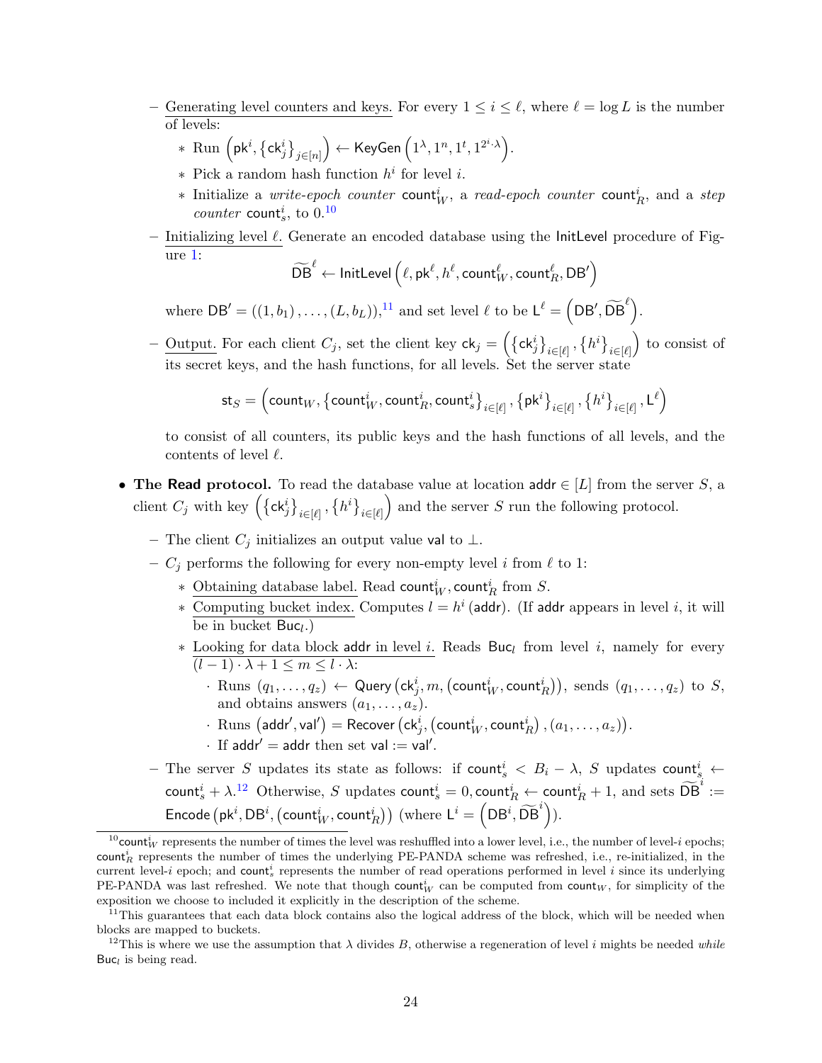- Generating level counters and keys. For every $1 \leq i \leq \ell$, where $\ell = \log L$ is the number of levels:
  - Run $\left(\mathsf{pk}^i, \{\mathsf{ck}^i_j\}_{j \in [n]}\right) \leftarrow \mathsf{KeyGen}\left(1^\lambda, 1^n, 1^t, 1^{2^i \cdot \lambda}\right)$.
  - Pick a random hash function $h^i$ for level $i$.
  - Initialize a *write-epoch counter* $\mathsf{count}^i_W$, a *read-epoch counter* $\mathsf{count}^i_R$, and a *step counter* $\mathsf{count}^i_s$, to 0.[10]
- Initializing level $\ell$. Generate an encoded database using the InitLevel procedure of Figure 1:

$$\widetilde{\mathsf{DB}}^\ell \leftarrow \mathsf{InitLevel}\left(\ell, \mathsf{pk}^\ell, h^\ell, \mathsf{count}^\ell_W, \mathsf{count}^\ell_R, \mathsf{DB}'\right)$$

  where $\mathsf{DB}' = ((1, b_1), \ldots, (L, b_L))$,[11] and set level $\ell$ to be $\mathsf{L}^\ell = \left(\mathsf{DB}', \widetilde{\mathsf{DB}}^\ell\right)$.
- Output. For each client $C_j$, set the client key $\mathsf{ck}_j = \left(\{\mathsf{ck}^i_j\}_{i \in [\ell]}, \{h^i\}_{i \in [\ell]}\right)$ to consist of its secret keys, and the hash functions, for all levels. Set the server state

$$\mathsf{st}_S = \left(\mathsf{count}_W, \{\mathsf{count}^i_W, \mathsf{count}^i_R, \mathsf{count}^i_s\}_{i \in [\ell]}, \{\mathsf{pk}^i\}_{i \in [\ell]}, \{h^i\}_{i \in [\ell]}, \mathsf{L}^\ell\right)$$

  to consist of all counters, its public keys and the hash functions of all levels, and the contents of level $\ell$.

- **The Read protocol.** To read the database value at location $\mathsf{addr} \in [L]$ from the server $S$, a client $C_j$ with key $\left(\{\mathsf{ck}^i_j\}_{i \in [\ell]}, \{h^i\}_{i \in [\ell]}\right)$ and the server $S$ run the following protocol.
  - The client $C_j$ initializes an output value $\mathsf{val}$ to $\perp$.
  - $C_j$ performs the following for every non-empty level $i$ from $\ell$ to 1:
    - Obtaining database label. Read $\mathsf{count}^i_W, \mathsf{count}^i_R$ from $S$.
    - Computing bucket index. Computes $l = h^i(\mathsf{addr})$. (If $\mathsf{addr}$ appears in level $i$, it will be in bucket $\mathsf{Buc}_l$.)
    - Looking for data block $\mathsf{addr}$ in level $i$. Reads $\mathsf{Buc}_l$ from level $i$, namely for every $(l-1) \cdot \lambda + 1 \leq m \leq l \cdot \lambda$:
      - Runs $(q_1, \ldots, q_z) \leftarrow \mathsf{Query}\left(\mathsf{ck}^i_j, m, \left(\mathsf{count}^i_W, \mathsf{count}^i_R\right)\right)$, sends $(q_1, \ldots, q_z)$ to $S$, and obtains answers $(a_1, \ldots, a_z)$.
      - Runs $\left(\mathsf{addr}', \mathsf{val}'\right) = \mathsf{Recover}\left(\mathsf{ck}^i_j, \left(\mathsf{count}^i_W, \mathsf{count}^i_R\right), (a_1, \ldots, a_z)\right)$.
      - If $\mathsf{addr}' = \mathsf{addr}$ then set $\mathsf{val} := \mathsf{val}'$.
  - The server $S$ updates its state as follows: if $\mathsf{count}^i_s < B_i - \lambda$, $S$ updates $\mathsf{count}^i_s \leftarrow \mathsf{count}^i_s + \lambda$.[12] Otherwise, $S$ updates $\mathsf{count}^i_s = 0, \mathsf{count}^i_R \leftarrow \mathsf{count}^i_R + 1$, and sets $\widetilde{\mathsf{DB}}^i := \mathsf{Encode}\left(\mathsf{pk}^i, \mathsf{DB}^i, \left(\mathsf{count}^i_W, \mathsf{count}^i_R\right)\right)$ (where $\mathsf{L}^i = \left(\mathsf{DB}^i, \widetilde{\mathsf{DB}}^i\right)$).

---

[10] $\mathsf{count}^i_W$ represents the number of times the level was reshuffled into a lower level, i.e., the number of level-$i$ epochs; $\mathsf{count}^i_R$ represents the number of times the underlying PE-PANDA scheme was refreshed, i.e., re-initialized, in the current level-$i$ epoch; and $\mathsf{count}^i_s$ represents the number of read operations performed in level $i$ since its underlying PE-PANDA was last refreshed. We note that though $\mathsf{count}^i_W$ can be computed from $\mathsf{count}_W$, for simplicity of the exposition we choose to included it explicitly in the description of the scheme.

[11] This guarantees that each data block contains also the logical address of the block, which will be needed when blocks are mapped to buckets.

[12] This is where we use the assumption that $\lambda$ divides $B$, otherwise a regeneration of level $i$ mights be needed *while* $\mathsf{Buc}_l$ is being read.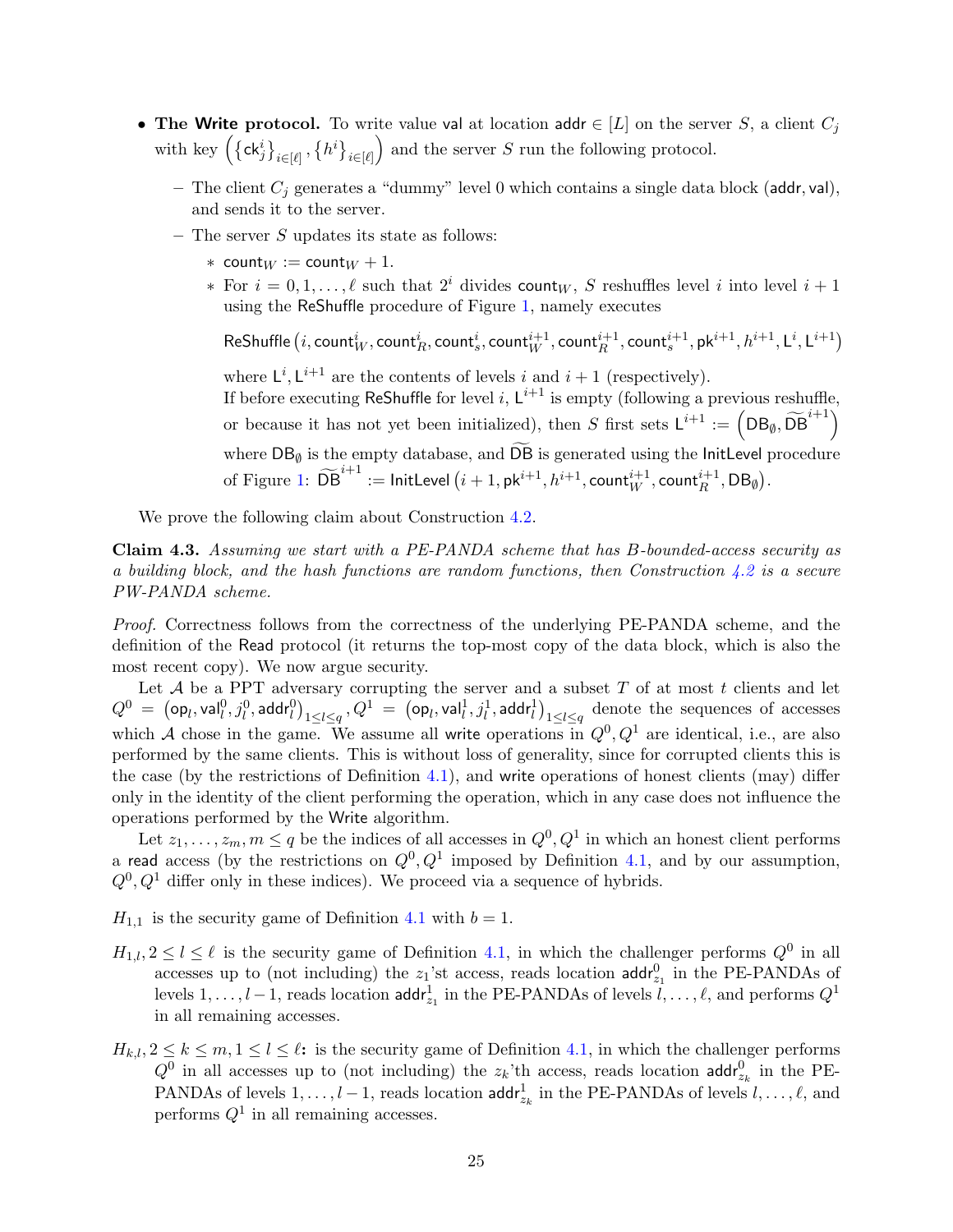- **The Write protocol.** To write value val at location $\mathsf{addr} \in [L]$ on the server $S$, a client $C_j$ with key $\left(\left\{\mathsf{ck}_j^i\right\}_{i\in[\ell]}, \left\{h^i\right\}_{i\in[\ell]}\right)$ and the server $S$ run the following protocol.
  - The client $C_j$ generates a "dummy" level 0 which contains a single data block $(\mathsf{addr}, \mathsf{val})$, and sends it to the server.
  - The server $S$ updates its state as follows:
    - $\mathsf{count}_W := \mathsf{count}_W + 1$.
    - For $i = 0, 1, \ldots, \ell$ such that $2^i$ divides $\mathsf{count}_W$, $S$ reshuffles level $i$ into level $i+1$ using the ReShuffle procedure of Figure 1, namely executes

      $$\mathsf{ReShuffle}\left(i, \mathsf{count}_W^i, \mathsf{count}_R^i, \mathsf{count}_s^i, \mathsf{count}_W^{i+1}, \mathsf{count}_R^{i+1}, \mathsf{count}_s^{i+1}, \mathsf{pk}^{i+1}, h^{i+1}, \mathsf{L}^i, \mathsf{L}^{i+1}\right)$$

      where $\mathsf{L}^i, \mathsf{L}^{i+1}$ are the contents of levels $i$ and $i+1$ (respectively).
      If before executing ReShuffle for level $i$, $\mathsf{L}^{i+1}$ is empty (following a previous reshuffle, or because it has not yet been initialized), then $S$ first sets $\mathsf{L}^{i+1} := \left(\mathsf{DB}_\emptyset, \widetilde{\mathsf{DB}}^{i+1}\right)$ where $\mathsf{DB}_\emptyset$ is the empty database, and $\widetilde{\mathsf{DB}}$ is generated using the InitLevel procedure of Figure 1: $\widetilde{\mathsf{DB}}^{i+1} := \mathsf{InitLevel}\left(i+1, \mathsf{pk}^{i+1}, h^{i+1}, \mathsf{count}_W^{i+1}, \mathsf{count}_R^{i+1}, \mathsf{DB}_\emptyset\right)$.

We prove the following claim about Construction 4.2.

**Claim 4.3.** *Assuming we start with a PE-PANDA scheme that has B-bounded-access security as a building block, and the hash functions are random functions, then Construction 4.2 is a secure PW-PANDA scheme.*

*Proof.* Correctness follows from the correctness of the underlying PE-PANDA scheme, and the definition of the Read protocol (it returns the top-most copy of the data block, which is also the most recent copy). We now argue security.

Let $\mathcal{A}$ be a PPT adversary corrupting the server and a subset $T$ of at most $t$ clients and let $Q^0 = \left(\mathsf{op}_l, \mathsf{val}_l^0, j_l^0, \mathsf{addr}_l^0\right)_{1\le l\le q}, Q^1 = \left(\mathsf{op}_l, \mathsf{val}_l^1, j_l^1, \mathsf{addr}_l^1\right)_{1\le l\le q}$ denote the sequences of accesses which $\mathcal{A}$ chose in the game. We assume all write operations in $Q^0, Q^1$ are identical, i.e., are also performed by the same clients. This is without loss of generality, since for corrupted clients this is the case (by the restrictions of Definition 4.1), and write operations of honest clients (may) differ only in the identity of the client performing the operation, which in any case does not influence the operations performed by the Write algorithm.

Let $z_1, \ldots, z_m, m \le q$ be the indices of all accesses in $Q^0, Q^1$ in which an honest client performs a read access (by the restrictions on $Q^0, Q^1$ imposed by Definition 4.1, and by our assumption, $Q^0, Q^1$ differ only in these indices). We proceed via a sequence of hybrids.

$H_{1,1}$ is the security game of Definition 4.1 with $b = 1$.

$H_{1,l}, 2 \le l \le \ell$ is the security game of Definition 4.1, in which the challenger performs $Q^0$ in all accesses up to (not including) the $z_1$'st access, reads location $\mathsf{addr}_{z_1}^0$ in the PE-PANDAs of levels $1, \ldots, l-1$, reads location $\mathsf{addr}_{z_1}^1$ in the PE-PANDAs of levels $l, \ldots, \ell$, and performs $Q^1$ in all remaining accesses.

$H_{k,l}, 2 \le k \le m, 1 \le l \le \ell$**:** is the security game of Definition 4.1, in which the challenger performs $Q^0$ in all accesses up to (not including) the $z_k$'th access, reads location $\mathsf{addr}_{z_k}^0$ in the PE-PANDAs of levels $1, \ldots, l-1$, reads location $\mathsf{addr}_{z_k}^1$ in the PE-PANDAs of levels $l, \ldots, \ell$, and performs $Q^1$ in all remaining accesses.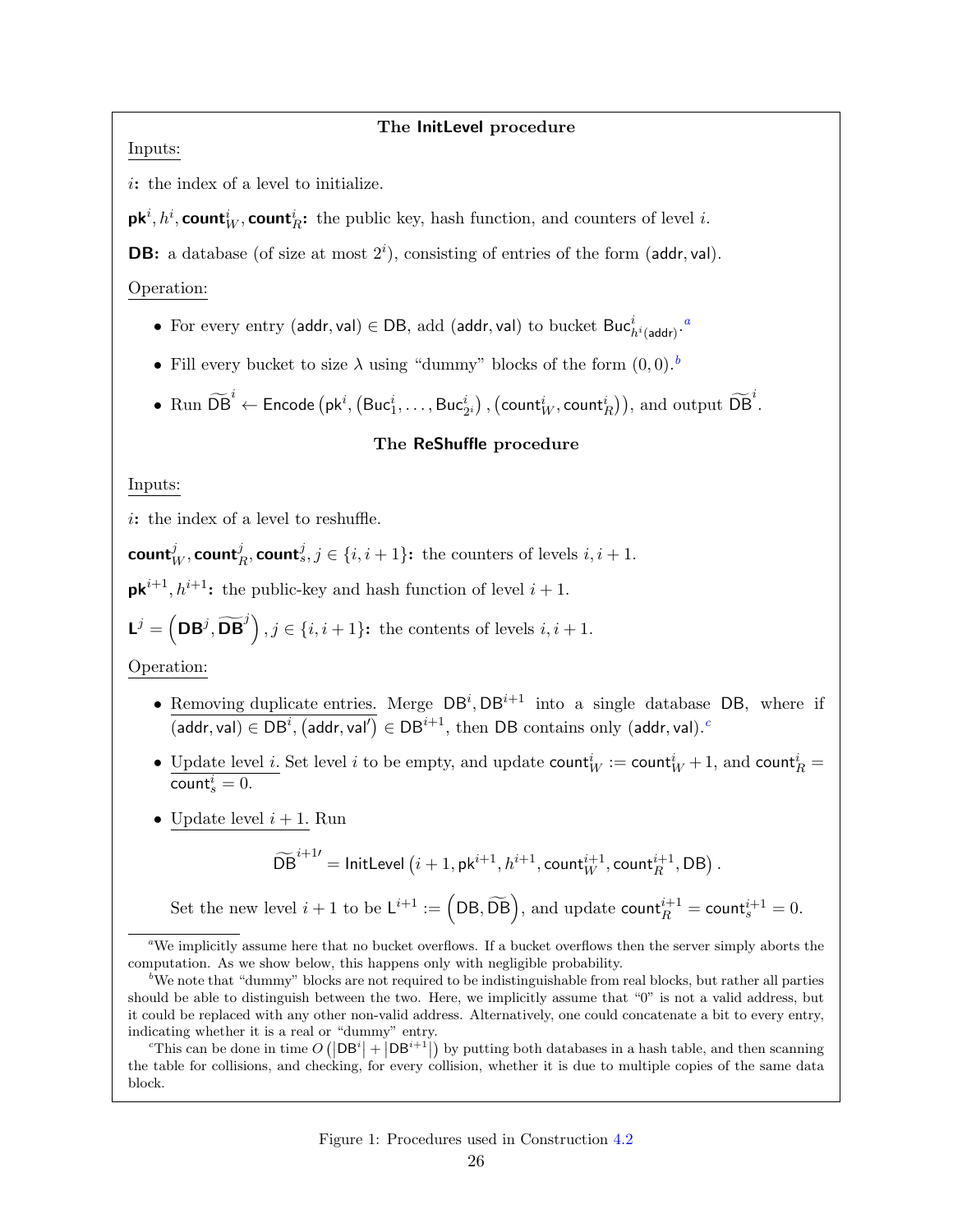### The InitLevel procedure

Inputs:

$i$**:** the index of a level to initialize.

$\mathsf{pk}^i, h^i, \mathsf{count}_W^i, \mathsf{count}_R^i$**:** the public key, hash function, and counters of level $i$.

**DB:** a database (of size at most $2^i$), consisting of entries of the form $(\mathsf{addr}, \mathsf{val})$.

Operation:

- For every entry $(\mathsf{addr}, \mathsf{val}) \in \mathsf{DB}$, add $(\mathsf{addr}, \mathsf{val})$ to bucket $\mathsf{Buc}^i_{h^i(\mathsf{addr})}$.[a]
- Fill every bucket to size $\lambda$ using "dummy" blocks of the form $(0, 0)$.[b]
- Run $\widetilde{\mathsf{DB}}^i \leftarrow \mathsf{Encode}\left(\mathsf{pk}^i, \left(\mathsf{Buc}^i_1, \ldots, \mathsf{Buc}^i_{2^i}\right), \left(\mathsf{count}^i_W, \mathsf{count}^i_R\right)\right)$, and output $\widetilde{\mathsf{DB}}^i$.

### The ReShuffle procedure

Inputs:

$i$**:** the index of a level to reshuffle.

$\mathsf{count}_W^j, \mathsf{count}_R^j, \mathsf{count}_s^j, j \in \{i, i+1\}$**:** the counters of levels $i, i+1$.

$\mathsf{pk}^{i+1}, h^{i+1}$**:** the public-key and hash function of level $i+1$.

$\mathsf{L}^j = \left(\mathsf{DB}^j, \widetilde{\mathsf{DB}}^j\right), j \in \{i, i+1\}$**:** the contents of levels $i, i+1$.

Operation:

- Removing duplicate entries. Merge $\mathsf{DB}^i, \mathsf{DB}^{i+1}$ into a single database $\mathsf{DB}$, where if $(\mathsf{addr}, \mathsf{val}) \in \mathsf{DB}^i, (\mathsf{addr}, \mathsf{val}') \in \mathsf{DB}^{i+1}$, then $\mathsf{DB}$ contains only $(\mathsf{addr}, \mathsf{val})$.[c]
- Update level $i$. Set level $i$ to be empty, and update $\mathsf{count}^i_W := \mathsf{count}^i_W + 1$, and $\mathsf{count}^i_R = \mathsf{count}^i_s = 0$.
- Update level $i+1$. Run

$$\widetilde{\mathsf{DB}}^{i+1\prime} = \mathsf{InitLevel}\left(i+1, \mathsf{pk}^{i+1}, h^{i+1}, \mathsf{count}^{i+1}_W, \mathsf{count}^{i+1}_R, \mathsf{DB}\right).$$

  Set the new level $i+1$ to be $\mathsf{L}^{i+1} := \left(\mathsf{DB}, \widetilde{\mathsf{DB}}\right)$, and update $\mathsf{count}^{i+1}_R = \mathsf{count}^{i+1}_s = 0$.

[a] We implicitly assume here that no bucket overflows. If a bucket overflows then the server simply aborts the computation. As we show below, this happens only with negligible probability.

[b] We note that "dummy" blocks are not required to be indistinguishable from real blocks, but rather all parties should be able to distinguish between the two. Here, we implicitly assume that "0" is not a valid address, but it could be replaced with any other non-valid address. Alternatively, one could concatenate a bit to every entry, indicating whether it is a real or "dummy" entry.

[c] This can be done in time $O\left(\left|\mathsf{DB}^i\right| + \left|\mathsf{DB}^{i+1}\right|\right)$ by putting both databases in a hash table, and then scanning the table for collisions, and checking, for every collision, whether it is due to multiple copies of the same data block.

Figure 1: Procedures used in Construction 4.2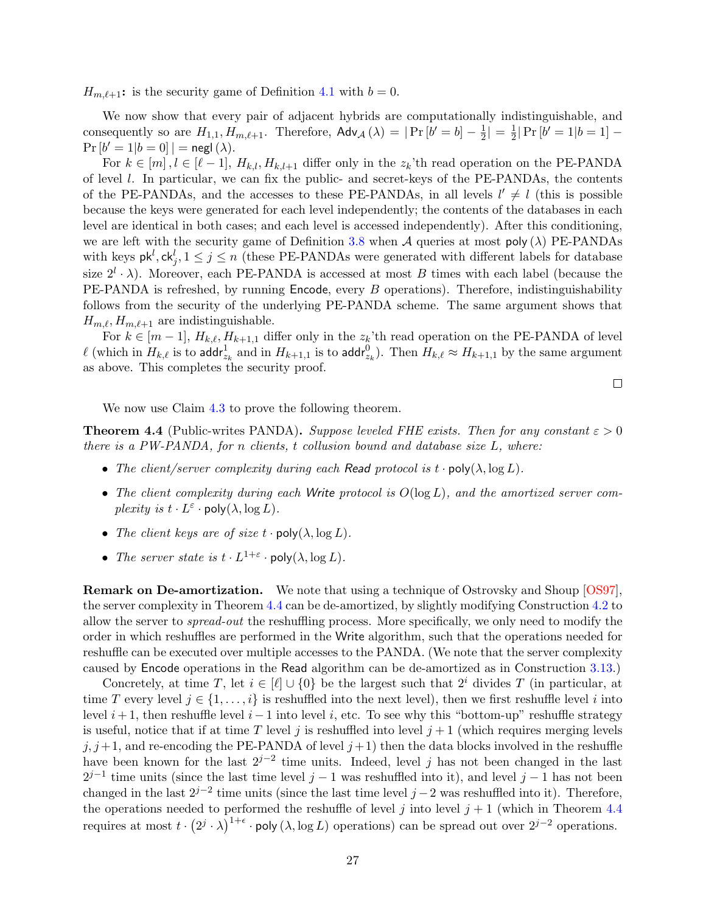$H_{m,\ell+1}$**:** is the security game of Definition 4.1 with $b = 0$.

We now show that every pair of adjacent hybrids are computationally indistinguishable, and consequently so are $H_{1,1}, H_{m,\ell+1}$. Therefore, $\mathsf{Adv}_{\mathcal{A}}(\lambda) = |\Pr[b' = b] - \frac{1}{2}| = \frac{1}{2}|\Pr[b' = 1|b = 1] - \Pr[b' = 1|b = 0]| = \mathsf{negl}(\lambda)$.

For $k \in [m], l \in [\ell - 1]$, $H_{k,l}, H_{k,l+1}$ differ only in the $z_k$'th read operation on the PE-PANDA of level $l$. In particular, we can fix the public- and secret-keys of the PE-PANDAs, the contents of the PE-PANDAs, and the accesses to these PE-PANDAs, in all levels $l' \neq l$ (this is possible because the keys were generated for each level independently; the contents of the databases in each level are identical in both cases; and each level is accessed independently). After this conditioning, we are left with the security game of Definition 3.8 when $\mathcal{A}$ queries at most $\mathsf{poly}(\lambda)$ PE-PANDAs with keys $\mathsf{pk}^l, \mathsf{ck}^l_j, 1 \leq j \leq n$ (these PE-PANDAs were generated with different labels for database size $2^l \cdot \lambda$). Moreover, each PE-PANDA is accessed at most $B$ times with each label (because the PE-PANDA is refreshed, by running $\mathsf{Encode}$, every $B$ operations). Therefore, indistinguishability follows from the security of the underlying PE-PANDA scheme. The same argument shows that $H_{m,\ell}, H_{m,\ell+1}$ are indistinguishable.

For $k \in [m - 1]$, $H_{k,\ell}, H_{k+1,1}$ differ only in the $z_k$'th read operation on the PE-PANDA of level $\ell$ (which in $H_{k,\ell}$ is to $\mathsf{addr}^1_{z_k}$ and in $H_{k+1,1}$ is to $\mathsf{addr}^0_{z_k}$). Then $H_{k,\ell} \approx H_{k+1,1}$ by the same argument as above. This completes the security proof.

□

We now use Claim 4.3 to prove the following theorem.

**Theorem 4.4** (Public-writes PANDA)**.** *Suppose leveled FHE exists. Then for any constant $\varepsilon > 0$ there is a PW-PANDA, for $n$ clients, $t$ collusion bound and database size $L$, where:*

- *The client/server complexity during each* $\mathsf{Read}$ *protocol is $t \cdot \mathsf{poly}(\lambda, \log L)$.*
- *The client complexity during each* $\mathsf{Write}$ *protocol is $O(\log L)$, and the amortized server complexity is $t \cdot L^{\varepsilon} \cdot \mathsf{poly}(\lambda, \log L)$.*
- *The client keys are of size $t \cdot \mathsf{poly}(\lambda, \log L)$.*
- *The server state is $t \cdot L^{1+\varepsilon} \cdot \mathsf{poly}(\lambda, \log L)$.*

**Remark on De-amortization.** We note that using a technique of Ostrovsky and Shoup [OS97], the server complexity in Theorem 4.4 can be de-amortized, by slightly modifying Construction 4.2 to allow the server to *spread-out* the reshuffling process. More specifically, we only need to modify the order in which reshuffles are performed in the $\mathsf{Write}$ algorithm, such that the operations needed for reshuffle can be executed over multiple accesses to the PANDA. (We note that the server complexity caused by $\mathsf{Encode}$ operations in the $\mathsf{Read}$ algorithm can be de-amortized as in Construction 3.13.)

Concretely, at time $T$, let $i \in [\ell] \cup \{0\}$ be the largest such that $2^i$ divides $T$ (in particular, at time $T$ every level $j \in \{1, \ldots, i\}$ is reshuffled into the next level), then we first reshuffle level $i$ into level $i+1$, then reshuffle level $i-1$ into level $i$, etc. To see why this "bottom-up" reshuffle strategy is useful, notice that if at time $T$ level $j$ is reshuffled into level $j+1$ (which requires merging levels $j, j+1$, and re-encoding the PE-PANDA of level $j+1$) then the data blocks involved in the reshuffle have been known for the last $2^{j-2}$ time units. Indeed, level $j$ has not been changed in the last $2^{j-1}$ time units (since the last time level $j-1$ was reshuffled into it), and level $j-1$ has not been changed in the last $2^{j-2}$ time units (since the last time level $j-2$ was reshuffled into it). Therefore, the operations needed to performed the reshuffle of level $j$ into level $j+1$ (which in Theorem 4.4 requires at most $t \cdot (2^j \cdot \lambda)^{1+\epsilon} \cdot \mathsf{poly}(\lambda, \log L)$ operations) can be spread out over $2^{j-2}$ operations.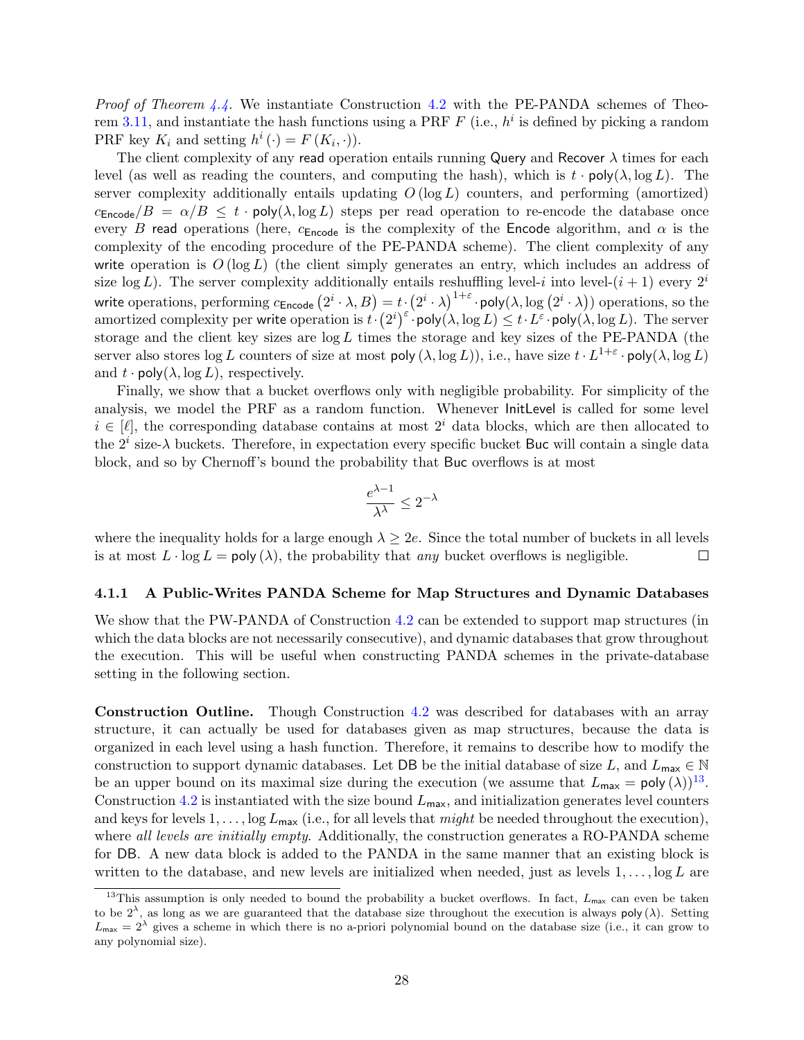*Proof of Theorem 4.4.* We instantiate Construction 4.2 with the PE-PANDA schemes of Theorem 3.11, and instantiate the hash functions using a PRF $F$ (i.e., $h^i$ is defined by picking a random PRF key $K_i$ and setting $h^i(\cdot) = F(K_i, \cdot)$).

The client complexity of any $\mathsf{read}$ operation entails running $\mathsf{Query}$ and $\mathsf{Recover}$ $\lambda$ times for each level (as well as reading the counters, and computing the hash), which is $t \cdot \mathsf{poly}(\lambda, \log L)$. The server complexity additionally entails updating $O(\log L)$ counters, and performing (amortized) $c_{\mathsf{Encode}}/B = \alpha/B \leq t \cdot \mathsf{poly}(\lambda, \log L)$ steps per read operation to re-encode the database once every $B$ $\mathsf{read}$ operations (here, $c_{\mathsf{Encode}}$ is the complexity of the $\mathsf{Encode}$ algorithm, and $\alpha$ is the complexity of the encoding procedure of the PE-PANDA scheme). The client complexity of any $\mathsf{write}$ operation is $O(\log L)$ (the client simply generates an entry, which includes an address of size $\log L$). The server complexity additionally entails reshuffling level-$i$ into level-$(i+1)$ every $2^i$ $\mathsf{write}$ operations, performing $c_{\mathsf{Encode}}(2^i \cdot \lambda, B) = t \cdot (2^i \cdot \lambda)^{1+\varepsilon} \cdot \mathsf{poly}(\lambda, \log(2^i \cdot \lambda))$ operations, so the amortized complexity per $\mathsf{write}$ operation is $t \cdot (2^i)^{\varepsilon} \cdot \mathsf{poly}(\lambda, \log L) \leq t \cdot L^{\varepsilon} \cdot \mathsf{poly}(\lambda, \log L)$. The server storage and the client key sizes are $\log L$ times the storage and key sizes of the PE-PANDA (the server also stores $\log L$ counters of size at most $\mathsf{poly}(\lambda, \log L)$), i.e., have size $t \cdot L^{1+\varepsilon} \cdot \mathsf{poly}(\lambda, \log L)$ and $t \cdot \mathsf{poly}(\lambda, \log L)$, respectively.

Finally, we show that a bucket overflows only with negligible probability. For simplicity of the analysis, we model the PRF as a random function. Whenever $\mathsf{InitLevel}$ is called for some level $i \in [\ell]$, the corresponding database contains at most $2^i$ data blocks, which are then allocated to the $2^i$ size-$\lambda$ buckets. Therefore, in expectation every specific bucket $\mathsf{Buc}$ will contain a single data block, and so by Chernoff's bound the probability that $\mathsf{Buc}$ overflows is at most

$$\frac{e^{\lambda-1}}{\lambda^{\lambda}} \leq 2^{-\lambda}$$

where the inequality holds for a large enough $\lambda \geq 2e$. Since the total number of buckets in all levels is at most $L \cdot \log L = \mathsf{poly}(\lambda)$, the probability that *any* bucket overflows is negligible. □

### 4.1.1 A Public-Writes PANDA Scheme for Map Structures and Dynamic Databases

We show that the PW-PANDA of Construction 4.2 can be extended to support map structures (in which the data blocks are not necessarily consecutive), and dynamic databases that grow throughout the execution. This will be useful when constructing PANDA schemes in the private-database setting in the following section.

**Construction Outline.** Though Construction 4.2 was described for databases with an array structure, it can actually be used for databases given as map structures, because the data is organized in each level using a hash function. Therefore, it remains to describe how to modify the construction to support dynamic databases. Let $\mathsf{DB}$ be the initial database of size $L$, and $L_{\mathsf{max}} \in \mathbb{N}$ be an upper bound on its maximal size during the execution (we assume that $L_{\mathsf{max}} = \mathsf{poly}(\lambda)$)[13]. Construction 4.2 is instantiated with the size bound $L_{\mathsf{max}}$, and initialization generates level counters and keys for levels $1, \ldots, \log L_{\mathsf{max}}$ (i.e., for all levels that *might* be needed throughout the execution), where *all levels are initially empty*. Additionally, the construction generates a RO-PANDA scheme for $\mathsf{DB}$. A new data block is added to the PANDA in the same manner that an existing block is written to the database, and new levels are initialized when needed, just as levels $1, \ldots, \log L$ are

[13] This assumption is only needed to bound the probability a bucket overflows. In fact, $L_{\mathsf{max}}$ can even be taken to be $2^{\lambda}$, as long as we are guaranteed that the database size throughout the execution is always $\mathsf{poly}(\lambda)$. Setting $L_{\mathsf{max}} = 2^{\lambda}$ gives a scheme in which there is no a-priori polynomial bound on the database size (i.e., it can grow to any polynomial size).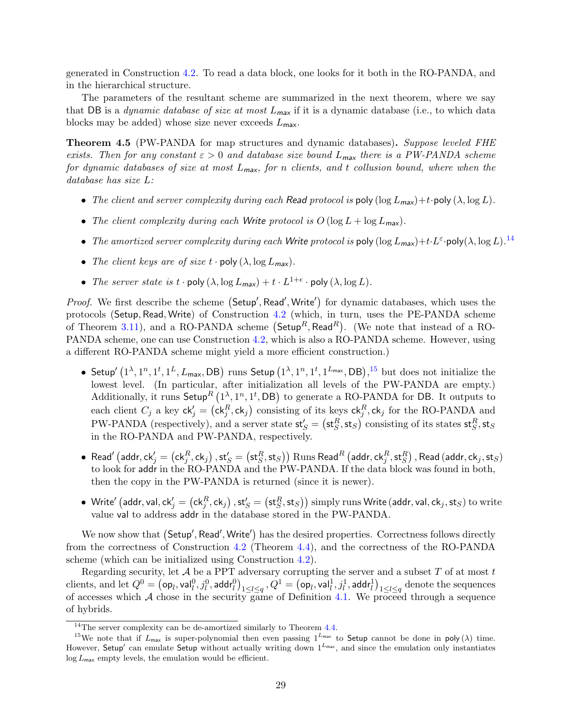generated in Construction 4.2. To read a data block, one looks for it both in the RO-PANDA, and in the hierarchical structure.

The parameters of the resultant scheme are summarized in the next theorem, where we say that $\mathsf{DB}$ is a *dynamic database of size at most $L_{\mathsf{max}}$* if it is a dynamic database (i.e., to which data blocks may be added) whose size never exceeds $L_{\mathsf{max}}$.

**Theorem 4.5** (PW-PANDA for map structures and dynamic databases)**.** *Suppose leveled FHE exists. Then for any constant $\varepsilon > 0$ and database size bound $L_{max}$ there is a PW-PANDA scheme for dynamic databases of size at most $L_{max}$, for $n$ clients, and $t$ collusion bound, where when the database has size $L$:*

- *The client and server complexity during each Read protocol is* $\mathsf{poly}(\log L_{\mathsf{max}}) + t \cdot \mathsf{poly}(\lambda, \log L)$.
- *The client complexity during each Write protocol is* $O(\log L + \log L_{\mathsf{max}})$.
- *The amortized server complexity during each Write protocol is* $\mathsf{poly}(\log L_{\mathsf{max}}) + t \cdot L^{\varepsilon} \cdot \mathsf{poly}(\lambda, \log L)$.[14]
- *The client keys are of size* $t \cdot \mathsf{poly}(\lambda, \log L_{\mathsf{max}})$.
- *The server state is* $t \cdot \mathsf{poly}(\lambda, \log L_{\mathsf{max}}) + t \cdot L^{1+\epsilon} \cdot \mathsf{poly}(\lambda, \log L)$.

*Proof.* We first describe the scheme $(\mathsf{Setup}', \mathsf{Read}', \mathsf{Write}')$ for dynamic databases, which uses the protocols $(\mathsf{Setup}, \mathsf{Read}, \mathsf{Write})$ of Construction 4.2 (which, in turn, uses the PE-PANDA scheme of Theorem 3.11), and a RO-PANDA scheme $(\mathsf{Setup}^R, \mathsf{Read}^R)$. (We note that instead of a RO-PANDA scheme, one can use Construction 4.2, which is also a RO-PANDA scheme. However, using a different RO-PANDA scheme might yield a more efficient construction.)

- $\mathsf{Setup}'(1^\lambda, 1^n, 1^t, 1^L, L_{\mathsf{max}}, \mathsf{DB})$ runs $\mathsf{Setup}(1^\lambda, 1^n, 1^t, 1^{L_{\mathsf{max}}}, \mathsf{DB})$,[15] but does not initialize the lowest level. (In particular, after initialization all levels of the PW-PANDA are empty.) Additionally, it runs $\mathsf{Setup}^R(1^\lambda, 1^n, 1^t, \mathsf{DB})$ to generate a RO-PANDA for $\mathsf{DB}$. It outputs to each client $C_j$ a key $\mathsf{ck}'_j = (\mathsf{ck}^R_j, \mathsf{ck}_j)$ consisting of its keys $\mathsf{ck}^R_j, \mathsf{ck}_j$ for the RO-PANDA and PW-PANDA (respectively), and a server state $\mathsf{st}'_S = (\mathsf{st}^R_S, \mathsf{st}_S)$ consisting of its states $\mathsf{st}^R_S, \mathsf{st}_S$ in the RO-PANDA and PW-PANDA, respectively.
- $\mathsf{Read}'(\mathsf{addr}, \mathsf{ck}'_j = (\mathsf{ck}^R_j, \mathsf{ck}_j), \mathsf{st}'_S = (\mathsf{st}^R_S, \mathsf{st}_S))$ Runs $\mathsf{Read}^R(\mathsf{addr}, \mathsf{ck}^R_j, \mathsf{st}^R_S)$, $\mathsf{Read}(\mathsf{addr}, \mathsf{ck}_j, \mathsf{st}_S)$ to look for $\mathsf{addr}$ in the RO-PANDA and the PW-PANDA. If the data block was found in both, then the copy in the PW-PANDA is returned (since it is newer).
- $\mathsf{Write}'(\mathsf{addr}, \mathsf{val}, \mathsf{ck}'_j = (\mathsf{ck}^R_j, \mathsf{ck}_j), \mathsf{st}'_S = (\mathsf{st}^R_S, \mathsf{st}_S))$ simply runs $\mathsf{Write}(\mathsf{addr}, \mathsf{val}, \mathsf{ck}_j, \mathsf{st}_S)$ to write value $\mathsf{val}$ to address $\mathsf{addr}$ in the database stored in the PW-PANDA.

We now show that $(\mathsf{Setup}', \mathsf{Read}', \mathsf{Write}')$ has the desired properties. Correctness follows directly from the correctness of Construction 4.2 (Theorem 4.4), and the correctness of the RO-PANDA scheme (which can be initialized using Construction 4.2).

Regarding security, let $\mathcal{A}$ be a PPT adversary corrupting the server and a subset $T$ of at most $t$ clients, and let $Q^0 = (\mathsf{op}_l, \mathsf{val}^0_l, j^0_l, \mathsf{addr}^0_l)_{1 \le l \le q}, Q^1 = (\mathsf{op}_l, \mathsf{val}^1_l, j^1_l, \mathsf{addr}^1_l)_{1 \le l \le q}$ denote the sequences of accesses which $\mathcal{A}$ chose in the security game of Definition 4.1. We proceed through a sequence of hybrids.

[14] The server complexity can be de-amortized similarly to Theorem 4.4.

[15] We note that if $L_{\mathsf{max}}$ is super-polynomial then even passing $1^{L_{\mathsf{max}}}$ to $\mathsf{Setup}$ cannot be done in $\mathsf{poly}(\lambda)$ time. However, $\mathsf{Setup}'$ can emulate $\mathsf{Setup}$ without actually writing down $1^{L_{\mathsf{max}}}$, and since the emulation only instantiates $\log L_{\mathsf{max}}$ empty levels, the emulation would be efficient.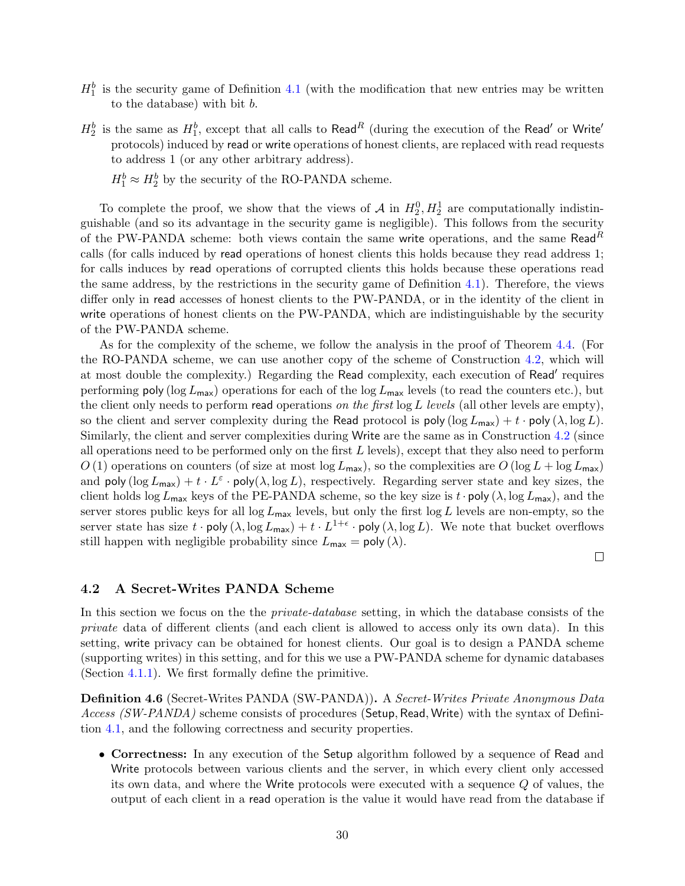$H_1^b$ is the security game of Definition 4.1 (with the modification that new entries may be written to the database) with bit $b$.

$H_2^b$ is the same as $H_1^b$, except that all calls to $\mathsf{Read}^R$ (during the execution of the $\mathsf{Read}'$ or $\mathsf{Write}'$ protocols) induced by $\mathsf{read}$ or $\mathsf{write}$ operations of honest clients, are replaced with read requests to address 1 (or any other arbitrary address).

$H_1^b \approx H_2^b$ by the security of the RO-PANDA scheme.

To complete the proof, we show that the views of $\mathcal{A}$ in $H_2^0, H_2^1$ are computationally indistinguishable (and so its advantage in the security game is negligible). This follows from the security of the PW-PANDA scheme: both views contain the same $\mathsf{write}$ operations, and the same $\mathsf{Read}^R$ calls (for calls induced by $\mathsf{read}$ operations of honest clients this holds because they read address 1; for calls induces by $\mathsf{read}$ operations of corrupted clients this holds because these operations read the same address, by the restrictions in the security game of Definition 4.1). Therefore, the views differ only in $\mathsf{read}$ accesses of honest clients to the PW-PANDA, or in the identity of the client in $\mathsf{write}$ operations of honest clients on the PW-PANDA, which are indistinguishable by the security of the PW-PANDA scheme.

As for the complexity of the scheme, we follow the analysis in the proof of Theorem 4.4. (For the RO-PANDA scheme, we can use another copy of the scheme of Construction 4.2, which will at most double the complexity.) Regarding the $\mathsf{Read}$ complexity, each execution of $\mathsf{Read}'$ requires performing $\mathsf{poly}(\log L_{\mathsf{max}})$ operations for each of the $\log L_{\mathsf{max}}$ levels (to read the counters etc.), but the client only needs to perform $\mathsf{read}$ operations *on the first* $\log L$ *levels* (all other levels are empty), so the client and server complexity during the $\mathsf{Read}$ protocol is $\mathsf{poly}(\log L_{\mathsf{max}}) + t \cdot \mathsf{poly}(\lambda, \log L)$. Similarly, the client and server complexities during $\mathsf{Write}$ are the same as in Construction 4.2 (since all operations need to be performed only on the first $L$ levels), except that they also need to perform $O(1)$ operations on counters (of size at most $\log L_{\mathsf{max}}$), so the complexities are $O(\log L + \log L_{\mathsf{max}})$ and $\mathsf{poly}(\log L_{\mathsf{max}}) + t \cdot L^{\varepsilon} \cdot \mathsf{poly}(\lambda, \log L)$, respectively. Regarding server state and key sizes, the client holds $\log L_{\mathsf{max}}$ keys of the PE-PANDA scheme, so the key size is $t \cdot \mathsf{poly}(\lambda, \log L_{\mathsf{max}})$, and the server stores public keys for all $\log L_{\mathsf{max}}$ levels, but only the first $\log L$ levels are non-empty, so the server state has size $t \cdot \mathsf{poly}(\lambda, \log L_{\mathsf{max}}) + t \cdot L^{1+\epsilon} \cdot \mathsf{poly}(\lambda, \log L)$. We note that bucket overflows still happen with negligible probability since $L_{\mathsf{max}} = \mathsf{poly}(\lambda)$.

□

### 4.2 A Secret-Writes PANDA Scheme

In this section we focus on the the *private-database* setting, in which the database consists of the *private* data of different clients (and each client is allowed to access only its own data). In this setting, $\mathsf{write}$ privacy can be obtained for honest clients. Our goal is to design a PANDA scheme (supporting writes) in this setting, and for this we use a PW-PANDA scheme for dynamic databases (Section 4.1.1). We first formally define the primitive.

**Definition 4.6** (Secret-Writes PANDA (SW-PANDA))**.** A *Secret-Writes Private Anonymous Data Access (SW-PANDA)* scheme consists of procedures ($\mathsf{Setup}, \mathsf{Read}, \mathsf{Write}$) with the syntax of Definition 4.1, and the following correctness and security properties.

- **Correctness:** In any execution of the $\mathsf{Setup}$ algorithm followed by a sequence of $\mathsf{Read}$ and $\mathsf{Write}$ protocols between various clients and the server, in which every client only accessed its own data, and where the $\mathsf{Write}$ protocols were executed with a sequence $Q$ of values, the output of each client in a $\mathsf{read}$ operation is the value it would have read from the database if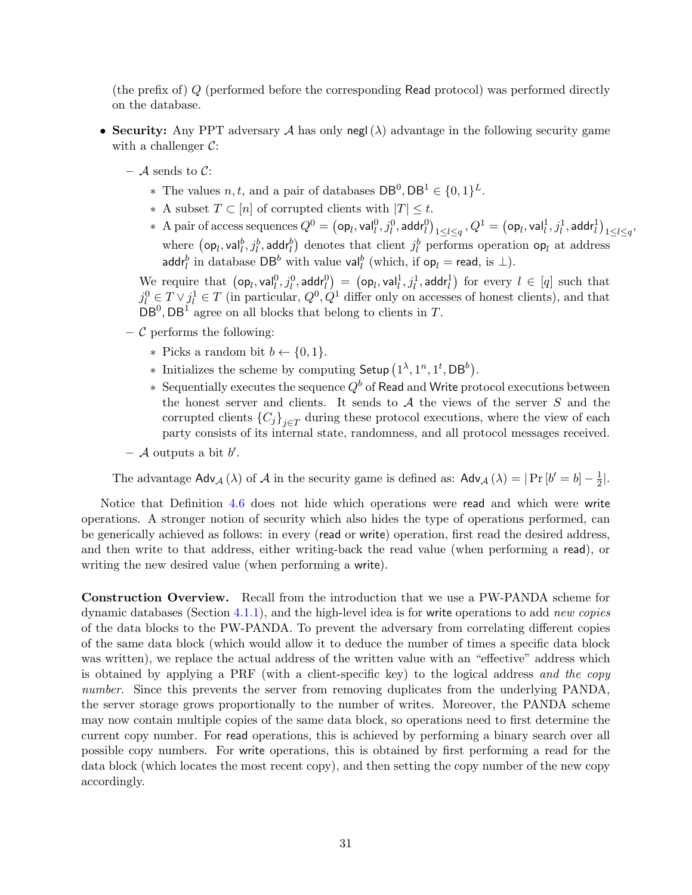(the prefix of) $Q$ (performed before the corresponding $\mathsf{Read}$ protocol) was performed directly on the database.

- **Security:** Any PPT adversary $\mathcal{A}$ has only $\mathsf{negl}(\lambda)$ advantage in the following security game with a challenger $\mathcal{C}$:
  - $\mathcal{A}$ sends to $\mathcal{C}$:
    - The values $n, t$, and a pair of databases $\mathsf{DB}^0, \mathsf{DB}^1 \in \{0,1\}^L$.
    - A subset $T \subset [n]$ of corrupted clients with $|T| \leq t$.
    - A pair of access sequences $Q^0 = \left(\mathsf{op}_l, \mathsf{val}_l^0, j_l^0, \mathsf{addr}_l^0\right)_{1 \leq l \leq q}, Q^1 = \left(\mathsf{op}_l, \mathsf{val}_l^1, j_l^1, \mathsf{addr}_l^1\right)_{1 \leq l \leq q}$, where $\left(\mathsf{op}_l, \mathsf{val}_l^b, j_l^b, \mathsf{addr}_l^b\right)$ denotes that client $j_l^b$ performs operation $\mathsf{op}_l$ at address $\mathsf{addr}_l^b$ in database $\mathsf{DB}^b$ with value $\mathsf{val}_l^b$ (which, if $\mathsf{op}_l = \mathsf{read}$, is $\perp$).

    We require that $\left(\mathsf{op}_l, \mathsf{val}_l^0, j_l^0, \mathsf{addr}_l^0\right) = \left(\mathsf{op}_l, \mathsf{val}_l^1, j_l^1, \mathsf{addr}_l^1\right)$ for every $l \in [q]$ such that $j_l^0 \in T \vee j_l^1 \in T$ (in particular, $Q^0, Q^1$ differ only on accesses of honest clients), and that $\mathsf{DB}^0, \mathsf{DB}^1$ agree on all blocks that belong to clients in $T$.
  - $\mathcal{C}$ performs the following:
    - Picks a random bit $b \leftarrow \{0,1\}$.
    - Initializes the scheme by computing $\mathsf{Setup}\left(1^\lambda, 1^n, 1^t, \mathsf{DB}^b\right)$.
    - Sequentially executes the sequence $Q^b$ of $\mathsf{Read}$ and $\mathsf{Write}$ protocol executions between the honest server and clients. It sends to $\mathcal{A}$ the views of the server $S$ and the corrupted clients $\{C_j\}_{j \in T}$ during these protocol executions, where the view of each party consists of its internal state, randomness, and all protocol messages received.
  - $\mathcal{A}$ outputs a bit $b'$.

  The advantage $\mathsf{Adv}_{\mathcal{A}}(\lambda)$ of $\mathcal{A}$ in the security game is defined as: $\mathsf{Adv}_{\mathcal{A}}(\lambda) = \left|\Pr\left[b' = b\right] - \frac{1}{2}\right|$.

Notice that Definition 4.6 does not hide which operations were $\mathsf{read}$ and which were $\mathsf{write}$ operations. A stronger notion of security which also hides the type of operations performed, can be generically achieved as follows: in every ($\mathsf{read}$ or $\mathsf{write}$) operation, first read the desired address, and then write to that address, either writing-back the read value (when performing a $\mathsf{read}$), or writing the new desired value (when performing a $\mathsf{write}$).

**Construction Overview.** Recall from the introduction that we use a PW-PANDA scheme for dynamic databases (Section 4.1.1), and the high-level idea is for $\mathsf{write}$ operations to add *new copies* of the data blocks to the PW-PANDA. To prevent the adversary from correlating different copies of the same data block (which would allow it to deduce the number of times a specific data block was written), we replace the actual address of the written value with an "effective" address which is obtained by applying a PRF (with a client-specific key) to the logical address *and the copy number*. Since this prevents the server from removing duplicates from the underlying PANDA, the server storage grows proportionally to the number of writes. Moreover, the PANDA scheme may now contain multiple copies of the same data block, so operations need to first determine the current copy number. For $\mathsf{read}$ operations, this is achieved by performing a binary search over all possible copy numbers. For $\mathsf{write}$ operations, this is obtained by first performing a read for the data block (which locates the most recent copy), and then setting the copy number of the new copy accordingly.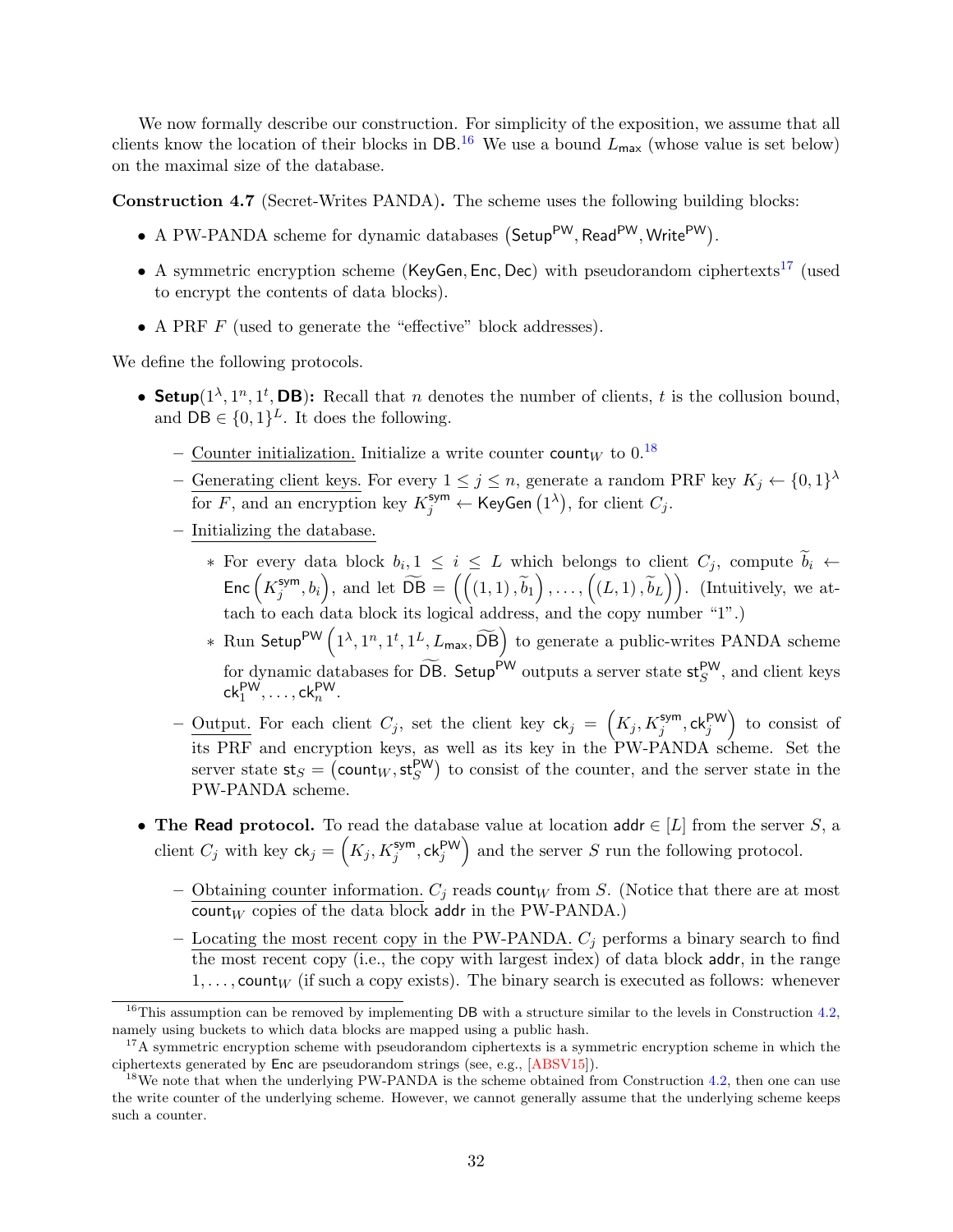We now formally describe our construction. For simplicity of the exposition, we assume that all clients know the location of their blocks in DB.[16] We use a bound $L_{\mathsf{max}}$ (whose value is set below) on the maximal size of the database.

**Construction 4.7** (Secret-Writes PANDA)**.** The scheme uses the following building blocks:

- A PW-PANDA scheme for dynamic databases $\left(\mathsf{Setup}^{\mathsf{PW}}, \mathsf{Read}^{\mathsf{PW}}, \mathsf{Write}^{\mathsf{PW}}\right)$.
- A symmetric encryption scheme $(\mathsf{KeyGen}, \mathsf{Enc}, \mathsf{Dec})$ with pseudorandom ciphertexts[17] (used to encrypt the contents of data blocks).
- A PRF $F$ (used to generate the "effective" block addresses).

We define the following protocols.

- $\mathbf{Setup}(1^\lambda, 1^n, 1^t, \mathbf{DB})$**:** Recall that $n$ denotes the number of clients, $t$ is the collusion bound, and $\mathsf{DB} \in \{0,1\}^L$. It does the following.
  - Counter initialization. Initialize a write counter $\mathsf{count}_W$ to 0.[18]
  - Generating client keys. For every $1 \le j \le n$, generate a random PRF key $K_j \leftarrow \{0,1\}^\lambda$ for $F$, and an encryption key $K_j^{\mathsf{sym}} \leftarrow \mathsf{KeyGen}\left(1^\lambda\right)$, for client $C_j$.
  - Initializing the database.
    * For every data block $b_i, 1 \le i \le L$ which belongs to client $C_j$, compute $\widetilde{b}_i \leftarrow \mathsf{Enc}\left(K_j^{\mathsf{sym}}, b_i\right)$, and let $\widetilde{\mathsf{DB}} = \left(\left((1,1), \widetilde{b}_1\right), \ldots, \left((L,1), \widetilde{b}_L\right)\right)$. (Intuitively, we attach to each data block its logical address, and the copy number "1".)
    * Run $\mathsf{Setup}^{\mathsf{PW}}\left(1^\lambda, 1^n, 1^t, 1^L, L_{\mathsf{max}}, \widetilde{\mathsf{DB}}\right)$ to generate a public-writes PANDA scheme for dynamic databases for $\widetilde{\mathsf{DB}}$. $\mathsf{Setup}^{\mathsf{PW}}$ outputs a server state $\mathsf{st}_S^{\mathsf{PW}}$, and client keys $\mathsf{ck}_1^{\mathsf{PW}}, \ldots, \mathsf{ck}_n^{\mathsf{PW}}$.
  - Output. For each client $C_j$, set the client key $\mathsf{ck}_j = \left(K_j, K_j^{\mathsf{sym}}, \mathsf{ck}_j^{\mathsf{PW}}\right)$ to consist of its PRF and encryption keys, as well as its key in the PW-PANDA scheme. Set the server state $\mathsf{st}_S = \left(\mathsf{count}_W, \mathsf{st}_S^{\mathsf{PW}}\right)$ to consist of the counter, and the server state in the PW-PANDA scheme.
- **The Read protocol.** To read the database value at location $\mathsf{addr} \in [L]$ from the server $S$, a client $C_j$ with key $\mathsf{ck}_j = \left(K_j, K_j^{\mathsf{sym}}, \mathsf{ck}_j^{\mathsf{PW}}\right)$ and the server $S$ run the following protocol.
  - Obtaining counter information. $C_j$ reads $\mathsf{count}_W$ from $S$. (Notice that there are at most $\mathsf{count}_W$ copies of the data block $\mathsf{addr}$ in the PW-PANDA.)
  - Locating the most recent copy in the PW-PANDA. $C_j$ performs a binary search to find the most recent copy (i.e., the copy with largest index) of data block $\mathsf{addr}$, in the range $1, \ldots, \mathsf{count}_W$ (if such a copy exists). The binary search is executed as follows: whenever

[16] This assumption can be removed by implementing DB with a structure similar to the levels in Construction 4.2, namely using buckets to which data blocks are mapped using a public hash.

[17] A symmetric encryption scheme with pseudorandom ciphertexts is a symmetric encryption scheme in which the ciphertexts generated by Enc are pseudorandom strings (see, e.g., [ABSV15]).

[18] We note that when the underlying PW-PANDA is the scheme obtained from Construction 4.2, then one can use the write counter of the underlying scheme. However, we cannot generally assume that the underlying scheme keeps such a counter.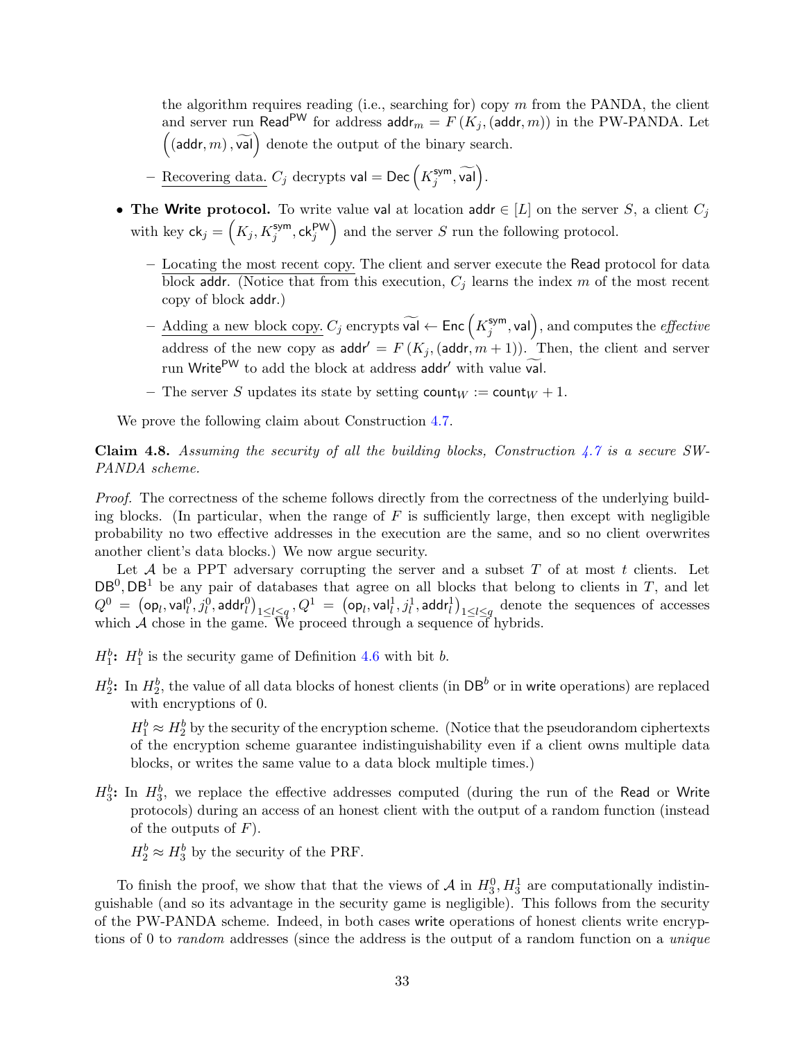the algorithm requires reading (i.e., searching for) copy $m$ from the PANDA, the client and server run $\mathsf{Read}^{\mathsf{PW}}$ for address $\mathsf{addr}_m = F(K_j, (\mathsf{addr}, m))$ in the PW-PANDA. Let $\left((\mathsf{addr}, m), \widetilde{\mathsf{val}}\right)$ denote the output of the binary search.

  - Recovering data. $C_j$ decrypts $\mathsf{val} = \mathsf{Dec}\left(K_j^{\mathsf{sym}}, \widetilde{\mathsf{val}}\right)$.

- **The Write protocol.** To write value $\mathsf{val}$ at location $\mathsf{addr} \in [L]$ on the server $S$, a client $C_j$ with key $\mathsf{ck}_j = \left(K_j, K_j^{\mathsf{sym}}, \mathsf{ck}_j^{\mathsf{PW}}\right)$ and the server $S$ run the following protocol.
  - Locating the most recent copy. The client and server execute the $\mathsf{Read}$ protocol for data block $\mathsf{addr}$. (Notice that from this execution, $C_j$ learns the index $m$ of the most recent copy of block $\mathsf{addr}$.)
  - Adding a new block copy. $C_j$ encrypts $\widetilde{\mathsf{val}} \leftarrow \mathsf{Enc}\left(K_j^{\mathsf{sym}}, \mathsf{val}\right)$, and computes the *effective* address of the new copy as $\mathsf{addr}' = F(K_j, (\mathsf{addr}, m+1))$. Then, the client and server run $\mathsf{Write}^{\mathsf{PW}}$ to add the block at address $\mathsf{addr}'$ with value $\widetilde{\mathsf{val}}$.
  - The server $S$ updates its state by setting $\mathsf{count}_W := \mathsf{count}_W + 1$.

We prove the following claim about Construction 4.7.

**Claim 4.8.** *Assuming the security of all the building blocks, Construction 4.7 is a secure SW-PANDA scheme.*

*Proof.* The correctness of the scheme follows directly from the correctness of the underlying building blocks. (In particular, when the range of $F$ is sufficiently large, then except with negligible probability no two effective addresses in the execution are the same, and so no client overwrites another client's data blocks.) We now argue security.

Let $\mathcal{A}$ be a PPT adversary corrupting the server and a subset $T$ of at most $t$ clients. Let $\mathsf{DB}^0, \mathsf{DB}^1$ be any pair of databases that agree on all blocks that belong to clients in $T$, and let $Q^0 = \left(\mathsf{op}_l, \mathsf{val}_l^0, j_l^0, \mathsf{addr}_l^0\right)_{1 \leq l \leq q}, Q^1 = \left(\mathsf{op}_l, \mathsf{val}_l^1, j_l^1, \mathsf{addr}_l^1\right)_{1 \leq l \leq q}$ denote the sequences of accesses which $\mathcal{A}$ chose in the game. We proceed through a sequence of hybrids.

**$H_1^b$:** $H_1^b$ is the security game of Definition 4.6 with bit $b$.

**$H_2^b$:** In $H_2^b$, the value of all data blocks of honest clients (in $\mathsf{DB}^b$ or in $\mathsf{write}$ operations) are replaced with encryptions of 0.

$H_1^b \approx H_2^b$ by the security of the encryption scheme. (Notice that the pseudorandom ciphertexts of the encryption scheme guarantee indistinguishability even if a client owns multiple data blocks, or writes the same value to a data block multiple times.)

**$H_3^b$:** In $H_3^b$, we replace the effective addresses computed (during the run of the $\mathsf{Read}$ or $\mathsf{Write}$ protocols) during an access of an honest client with the output of a random function (instead of the outputs of $F$).

$H_2^b \approx H_3^b$ by the security of the PRF.

To finish the proof, we show that that the views of $\mathcal{A}$ in $H_3^0, H_3^1$ are computationally indistinguishable (and so its advantage in the security game is negligible). This follows from the security of the PW-PANDA scheme. Indeed, in both cases $\mathsf{write}$ operations of honest clients write encryptions of 0 to *random* addresses (since the address is the output of a random function on a *unique*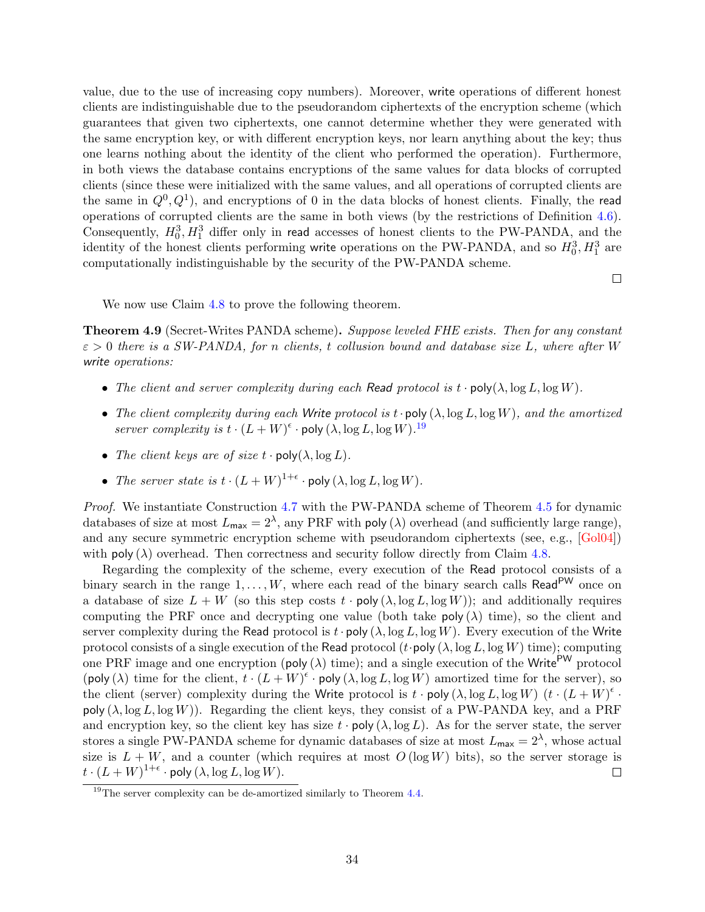value, due to the use of increasing copy numbers). Moreover, write operations of different honest clients are indistinguishable due to the pseudorandom ciphertexts of the encryption scheme (which guarantees that given two ciphertexts, one cannot determine whether they were generated with the same encryption key, or with different encryption keys, nor learn anything about the key; thus one learns nothing about the identity of the client who performed the operation). Furthermore, in both views the database contains encryptions of the same values for data blocks of corrupted clients (since these were initialized with the same values, and all operations of corrupted clients are the same in $Q^0, Q^1$), and encryptions of 0 in the data blocks of honest clients. Finally, the read operations of corrupted clients are the same in both views (by the restrictions of Definition 4.6). Consequently, $H_0^3, H_1^3$ differ only in read accesses of honest clients to the PW-PANDA, and the identity of the honest clients performing write operations on the PW-PANDA, and so $H_0^3, H_1^3$ are computationally indistinguishable by the security of the PW-PANDA scheme.

□

We now use Claim 4.8 to prove the following theorem.

**Theorem 4.9** (Secret-Writes PANDA scheme)**.** *Suppose leveled FHE exists. Then for any constant $\varepsilon > 0$ there is a SW-PANDA, for $n$ clients, $t$ collusion bound and database size $L$, where after $W$ write operations:*

- *The client and server complexity during each Read protocol is $t \cdot \mathsf{poly}(\lambda, \log L, \log W)$.*
- *The client complexity during each Write protocol is $t \cdot \mathsf{poly}(\lambda, \log L, \log W)$, and the amortized server complexity is $t \cdot (L + W)^{\epsilon} \cdot \mathsf{poly}(\lambda, \log L, \log W)$.*[19]
- *The client keys are of size $t \cdot \mathsf{poly}(\lambda, \log L)$.*
- *The server state is $t \cdot (L + W)^{1+\epsilon} \cdot \mathsf{poly}(\lambda, \log L, \log W)$.*

*Proof.* We instantiate Construction 4.7 with the PW-PANDA scheme of Theorem 4.5 for dynamic databases of size at most $L_{\mathsf{max}} = 2^{\lambda}$, any PRF with $\mathsf{poly}(\lambda)$ overhead (and sufficiently large range), and any secure symmetric encryption scheme with pseudorandom ciphertexts (see, e.g., [Gol04]) with $\mathsf{poly}(\lambda)$ overhead. Then correctness and security follow directly from Claim 4.8.

Regarding the complexity of the scheme, every execution of the Read protocol consists of a binary search in the range $1, \ldots, W$, where each read of the binary search calls $\mathsf{Read}^{\mathsf{PW}}$ once on a database of size $L + W$ (so this step costs $t \cdot \mathsf{poly}(\lambda, \log L, \log W)$); and additionally requires computing the PRF once and decrypting one value (both take $\mathsf{poly}(\lambda)$ time), so the client and server complexity during the Read protocol is $t \cdot \mathsf{poly}(\lambda, \log L, \log W)$. Every execution of the Write protocol consists of a single execution of the Read protocol ($t \cdot \mathsf{poly}(\lambda, \log L, \log W)$ time); computing one PRF image and one encryption ($\mathsf{poly}(\lambda)$ time); and a single execution of the $\mathsf{Write}^{\mathsf{PW}}$ protocol ($\mathsf{poly}(\lambda)$ time for the client, $t \cdot (L + W)^{\epsilon} \cdot \mathsf{poly}(\lambda, \log L, \log W)$ amortized time for the server), so the client (server) complexity during the Write protocol is $t \cdot \mathsf{poly}(\lambda, \log L, \log W)$ ($t \cdot (L + W)^{\epsilon} \cdot \mathsf{poly}(\lambda, \log L, \log W)$). Regarding the client keys, they consist of a PW-PANDA key, and a PRF and encryption key, so the client key has size $t \cdot \mathsf{poly}(\lambda, \log L)$. As for the server state, the server stores a single PW-PANDA scheme for dynamic databases of size at most $L_{\mathsf{max}} = 2^{\lambda}$, whose actual size is $L + W$, and a counter (which requires at most $O(\log W)$ bits), so the server storage is $t \cdot (L + W)^{1+\epsilon} \cdot \mathsf{poly}(\lambda, \log L, \log W)$. □

[19] The server complexity can be de-amortized similarly to Theorem 4.4.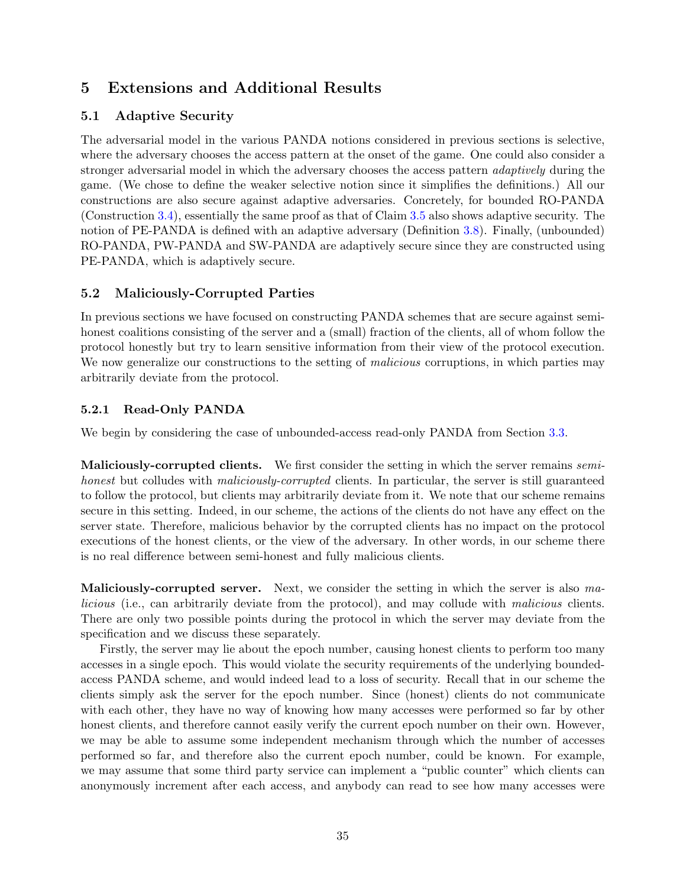# 5 Extensions and Additional Results

## 5.1 Adaptive Security

The adversarial model in the various PANDA notions considered in previous sections is selective, where the adversary chooses the access pattern at the onset of the game. One could also consider a stronger adversarial model in which the adversary chooses the access pattern *adaptively* during the game. (We chose to define the weaker selective notion since it simplifies the definitions.) All our constructions are also secure against adaptive adversaries. Concretely, for bounded RO-PANDA (Construction 3.4), essentially the same proof as that of Claim 3.5 also shows adaptive security. The notion of PE-PANDA is defined with an adaptive adversary (Definition 3.8). Finally, (unbounded) RO-PANDA, PW-PANDA and SW-PANDA are adaptively secure since they are constructed using PE-PANDA, which is adaptively secure.

## 5.2 Maliciously-Corrupted Parties

In previous sections we have focused on constructing PANDA schemes that are secure against semi-honest coalitions consisting of the server and a (small) fraction of the clients, all of whom follow the protocol honestly but try to learn sensitive information from their view of the protocol execution. We now generalize our constructions to the setting of *malicious* corruptions, in which parties may arbitrarily deviate from the protocol.

### 5.2.1 Read-Only PANDA

We begin by considering the case of unbounded-access read-only PANDA from Section 3.3.

**Maliciously-corrupted clients.** We first consider the setting in which the server remains *semi-honest* but colludes with *maliciously-corrupted* clients. In particular, the server is still guaranteed to follow the protocol, but clients may arbitrarily deviate from it. We note that our scheme remains secure in this setting. Indeed, in our scheme, the actions of the clients do not have any effect on the server state. Therefore, malicious behavior by the corrupted clients has no impact on the protocol executions of the honest clients, or the view of the adversary. In other words, in our scheme there is no real difference between semi-honest and fully malicious clients.

**Maliciously-corrupted server.** Next, we consider the setting in which the server is also *malicious* (i.e., can arbitrarily deviate from the protocol), and may collude with *malicious* clients. There are only two possible points during the protocol in which the server may deviate from the specification and we discuss these separately.

Firstly, the server may lie about the epoch number, causing honest clients to perform too many accesses in a single epoch. This would violate the security requirements of the underlying bounded-access PANDA scheme, and would indeed lead to a loss of security. Recall that in our scheme the clients simply ask the server for the epoch number. Since (honest) clients do not communicate with each other, they have no way of knowing how many accesses were performed so far by other honest clients, and therefore cannot easily verify the current epoch number on their own. However, we may be able to assume some independent mechanism through which the number of accesses performed so far, and therefore also the current epoch number, could be known. For example, we may assume that some third party service can implement a "public counter" which clients can anonymously increment after each access, and anybody can read to see how many accesses were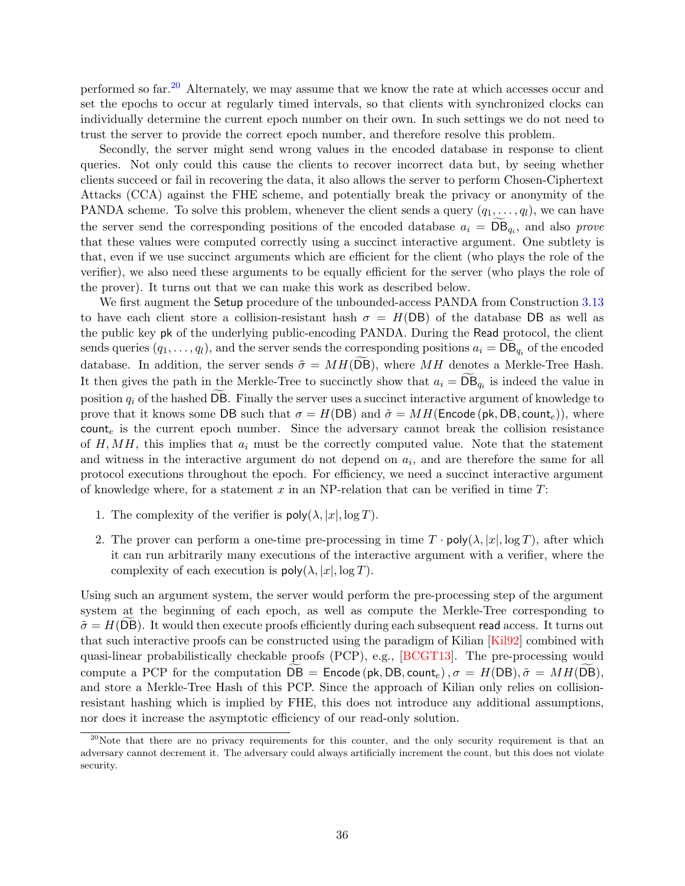performed so far.[20] Alternately, we may assume that we know the rate at which accesses occur and set the epochs to occur at regularly timed intervals, so that clients with synchronized clocks can individually determine the current epoch number on their own. In such settings we do not need to trust the server to provide the correct epoch number, and therefore resolve this problem.

Secondly, the server might send wrong values in the encoded database in response to client queries. Not only could this cause the clients to recover incorrect data but, by seeing whether clients succeed or fail in recovering the data, it also allows the server to perform Chosen-Ciphertext Attacks (CCA) against the FHE scheme, and potentially break the privacy or anonymity of the PANDA scheme. To solve this problem, whenever the client sends a query $(q_1, \dots, q_l)$, we can have the server send the corresponding positions of the encoded database $a_i = \widetilde{\mathsf{DB}}_{q_i}$, and also *prove* that these values were computed correctly using a succinct interactive argument. One subtlety is that, even if we use succinct arguments which are efficient for the client (who plays the role of the verifier), we also need these arguments to be equally efficient for the server (who plays the role of the prover). It turns out that we can make this work as described below.

We first augment the $\mathsf{Setup}$ procedure of the unbounded-access PANDA from Construction 3.13 to have each client store a collision-resistant hash $\sigma = H(\mathsf{DB})$ of the database $\mathsf{DB}$ as well as the public key $\mathsf{pk}$ of the underlying public-encoding PANDA. During the $\mathsf{Read}$ protocol, the client sends queries $(q_1, \dots, q_l)$, and the server sends the corresponding positions $a_i = \widetilde{\mathsf{DB}}_{q_i}$ of the encoded database. In addition, the server sends $\tilde{\sigma} = MH(\widetilde{\mathsf{DB}})$, where $MH$ denotes a Merkle-Tree Hash. It then gives the path in the Merkle-Tree to succinctly show that $a_i = \widetilde{\mathsf{DB}}_{q_i}$ is indeed the value in position $q_i$ of the hashed $\widetilde{\mathsf{DB}}$. Finally the server uses a succinct interactive argument of knowledge to prove that it knows some $\mathsf{DB}$ such that $\sigma = H(\mathsf{DB})$ and $\tilde{\sigma} = MH(\mathsf{Encode}(\mathsf{pk}, \mathsf{DB}, \mathsf{count}_e))$, where $\mathsf{count}_e$ is the current epoch number. Since the adversary cannot break the collision resistance of $H, MH$, this implies that $a_i$ must be the correctly computed value. Note that the statement and witness in the interactive argument do not depend on $a_i$, and are therefore the same for all protocol executions throughout the epoch. For efficiency, we need a succinct interactive argument of knowledge where, for a statement $x$ in an NP-relation that can be verified in time $T$:

1. The complexity of the verifier is $\mathsf{poly}(\lambda, |x|, \log T)$.
2. The prover can perform a one-time pre-processing in time $T \cdot \mathsf{poly}(\lambda, |x|, \log T)$, after which it can run arbitrarily many executions of the interactive argument with a verifier, where the complexity of each execution is $\mathsf{poly}(\lambda, |x|, \log T)$.

Using such an argument system, the server would perform the pre-processing step of the argument system at the beginning of each epoch, as well as compute the Merkle-Tree corresponding to $\tilde{\sigma} = H(\widetilde{\mathsf{DB}})$. It would then execute proofs efficiently during each subsequent $\mathsf{read}$ access. It turns out that such interactive proofs can be constructed using the paradigm of Kilian [Kil92] combined with quasi-linear probabilistically checkable proofs (PCP), e.g., [BCGT13]. The pre-processing would compute a PCP for the computation $\widetilde{\mathsf{DB}} = \mathsf{Encode}(\mathsf{pk}, \mathsf{DB}, \mathsf{count}_e), \sigma = H(\mathsf{DB}), \tilde{\sigma} = MH(\widetilde{\mathsf{DB}})$, and store a Merkle-Tree Hash of this PCP. Since the approach of Kilian only relies on collision-resistant hashing which is implied by FHE, this does not introduce any additional assumptions, nor does it increase the asymptotic efficiency of our read-only solution.

[20] Note that there are no privacy requirements for this counter, and the only security requirement is that an adversary cannot decrement it. The adversary could always artificially increment the count, but this does not violate security.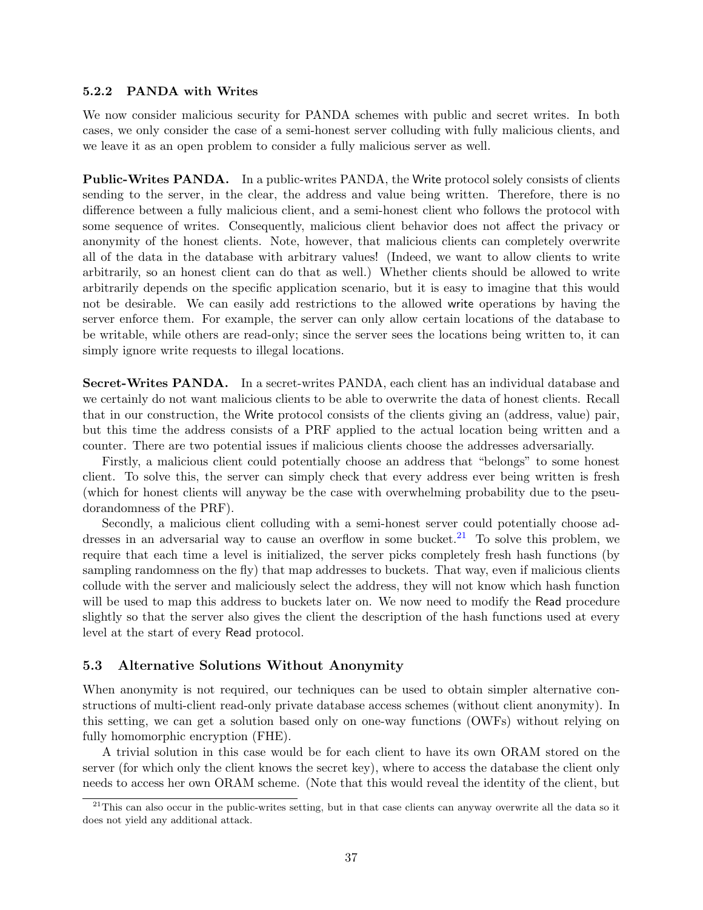### 5.2.2 PANDA with Writes

We now consider malicious security for PANDA schemes with public and secret writes. In both cases, we only consider the case of a semi-honest server colluding with fully malicious clients, and we leave it as an open problem to consider a fully malicious server as well.

**Public-Writes PANDA.** In a public-writes PANDA, the Write protocol solely consists of clients sending to the server, in the clear, the address and value being written. Therefore, there is no difference between a fully malicious client, and a semi-honest client who follows the protocol with some sequence of writes. Consequently, malicious client behavior does not affect the privacy or anonymity of the honest clients. Note, however, that malicious clients can completely overwrite all of the data in the database with arbitrary values! (Indeed, we want to allow clients to write arbitrarily, so an honest client can do that as well.) Whether clients should be allowed to write arbitrarily depends on the specific application scenario, but it is easy to imagine that this would not be desirable. We can easily add restrictions to the allowed write operations by having the server enforce them. For example, the server can only allow certain locations of the database to be writable, while others are read-only; since the server sees the locations being written to, it can simply ignore write requests to illegal locations.

**Secret-Writes PANDA.** In a secret-writes PANDA, each client has an individual database and we certainly do not want malicious clients to be able to overwrite the data of honest clients. Recall that in our construction, the Write protocol consists of the clients giving an (address, value) pair, but this time the address consists of a PRF applied to the actual location being written and a counter. There are two potential issues if malicious clients choose the addresses adversarially.

Firstly, a malicious client could potentially choose an address that "belongs" to some honest client. To solve this, the server can simply check that every address ever being written is fresh (which for honest clients will anyway be the case with overwhelming probability due to the pseudorandomness of the PRF).

Secondly, a malicious client colluding with a semi-honest server could potentially choose addresses in an adversarial way to cause an overflow in some bucket.[21] To solve this problem, we require that each time a level is initialized, the server picks completely fresh hash functions (by sampling randomness on the fly) that map addresses to buckets. That way, even if malicious clients collude with the server and maliciously select the address, they will not know which hash function will be used to map this address to buckets later on. We now need to modify the Read procedure slightly so that the server also gives the client the description of the hash functions used at every level at the start of every Read protocol.

## 5.3 Alternative Solutions Without Anonymity

When anonymity is not required, our techniques can be used to obtain simpler alternative constructions of multi-client read-only private database access schemes (without client anonymity). In this setting, we can get a solution based only on one-way functions (OWFs) without relying on fully homomorphic encryption (FHE).

A trivial solution in this case would be for each client to have its own ORAM stored on the server (for which only the client knows the secret key), where to access the database the client only needs to access her own ORAM scheme. (Note that this would reveal the identity of the client, but

[21] This can also occur in the public-writes setting, but in that case clients can anyway overwrite all the data so it does not yield any additional attack.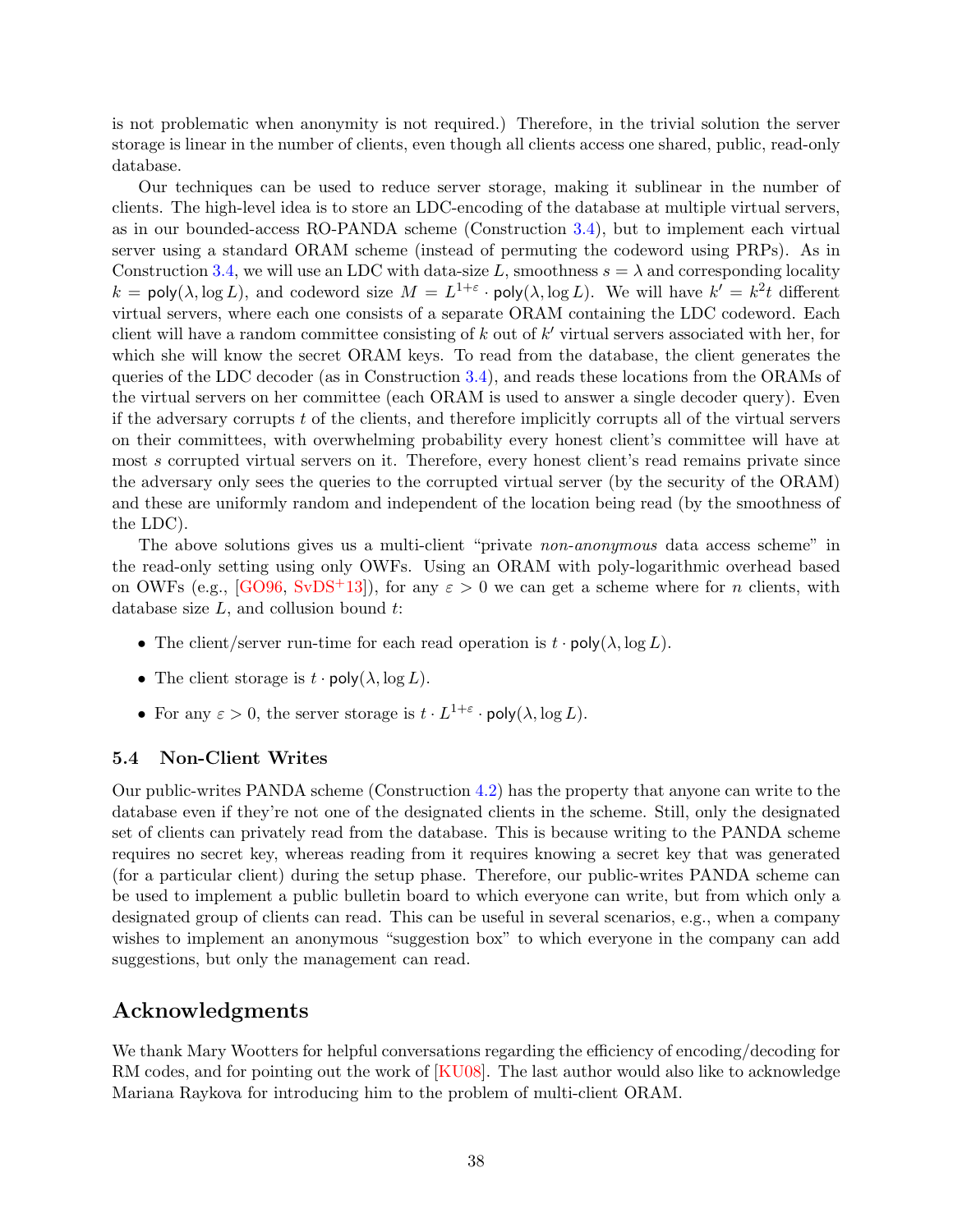is not problematic when anonymity is not required.) Therefore, in the trivial solution the server storage is linear in the number of clients, even though all clients access one shared, public, read-only database.

Our techniques can be used to reduce server storage, making it sublinear in the number of clients. The high-level idea is to store an LDC-encoding of the database at multiple virtual servers, as in our bounded-access RO-PANDA scheme (Construction 3.4), but to implement each virtual server using a standard ORAM scheme (instead of permuting the codeword using PRPs). As in Construction 3.4, we will use an LDC with data-size $L$, smoothness $s = \lambda$ and corresponding locality $k = \mathsf{poly}(\lambda, \log L)$, and codeword size $M = L^{1+\varepsilon} \cdot \mathsf{poly}(\lambda, \log L)$. We will have $k' = k^2 t$ different virtual servers, where each one consists of a separate ORAM containing the LDC codeword. Each client will have a random committee consisting of $k$ out of $k'$ virtual servers associated with her, for which she will know the secret ORAM keys. To read from the database, the client generates the queries of the LDC decoder (as in Construction 3.4), and reads these locations from the ORAMs of the virtual servers on her committee (each ORAM is used to answer a single decoder query). Even if the adversary corrupts $t$ of the clients, and therefore implicitly corrupts all of the virtual servers on their committees, with overwhelming probability every honest client's committee will have at most $s$ corrupted virtual servers on it. Therefore, every honest client's read remains private since the adversary only sees the queries to the corrupted virtual server (by the security of the ORAM) and these are uniformly random and independent of the location being read (by the smoothness of the LDC).

The above solutions gives us a multi-client "private *non-anonymous* data access scheme" in the read-only setting using only OWFs. Using an ORAM with poly-logarithmic overhead based on OWFs (e.g., [GO96, SvDS+13]), for any $\varepsilon > 0$ we can get a scheme where for $n$ clients, with database size $L$, and collusion bound $t$:

- The client/server run-time for each read operation is $t \cdot \mathsf{poly}(\lambda, \log L)$.
- The client storage is $t \cdot \mathsf{poly}(\lambda, \log L)$.
- For any $\varepsilon > 0$, the server storage is $t \cdot L^{1+\varepsilon} \cdot \mathsf{poly}(\lambda, \log L)$.

### 5.4 Non-Client Writes

Our public-writes PANDA scheme (Construction 4.2) has the property that anyone can write to the database even if they're not one of the designated clients in the scheme. Still, only the designated set of clients can privately read from the database. This is because writing to the PANDA scheme requires no secret key, whereas reading from it requires knowing a secret key that was generated (for a particular client) during the setup phase. Therefore, our public-writes PANDA scheme can be used to implement a public bulletin board to which everyone can write, but from which only a designated group of clients can read. This can be useful in several scenarios, e.g., when a company wishes to implement an anonymous "suggestion box" to which everyone in the company can add suggestions, but only the management can read.

## Acknowledgments

We thank Mary Wootters for helpful conversations regarding the efficiency of encoding/decoding for RM codes, and for pointing out the work of [KU08]. The last author would also like to acknowledge Mariana Raykova for introducing him to the problem of multi-client ORAM.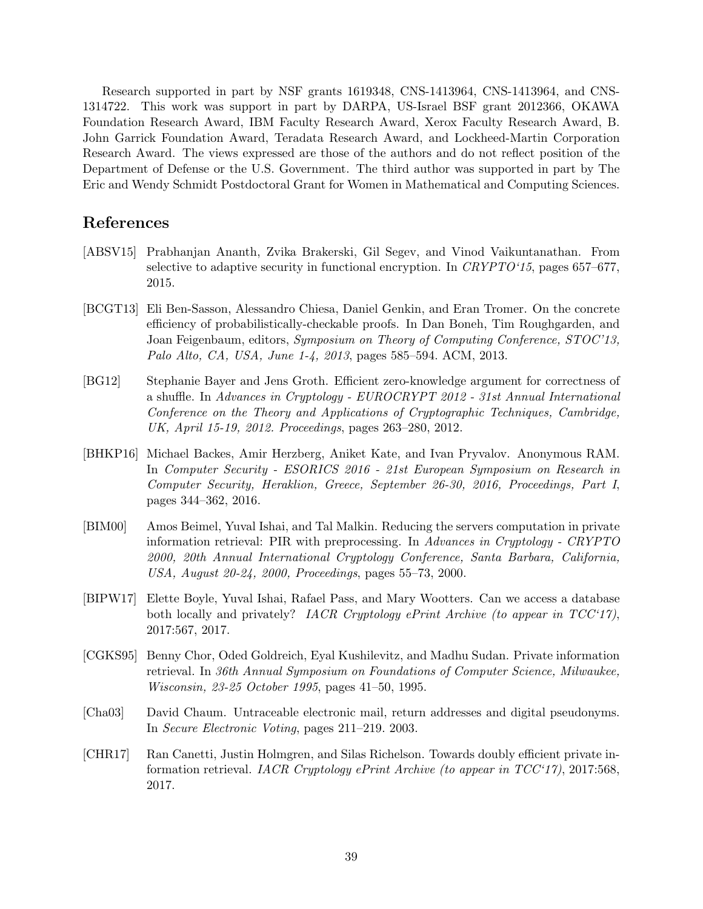Research supported in part by NSF grants 1619348, CNS-1413964, CNS-1413964, and CNS-1314722. This work was support in part by DARPA, US-Israel BSF grant 2012366, OKAWA Foundation Research Award, IBM Faculty Research Award, Xerox Faculty Research Award, B. John Garrick Foundation Award, Teradata Research Award, and Lockheed-Martin Corporation Research Award. The views expressed are those of the authors and do not reflect position of the Department of Defense or the U.S. Government. The third author was supported in part by The Eric and Wendy Schmidt Postdoctoral Grant for Women in Mathematical and Computing Sciences.

## References

[ABSV15] Prabhanjan Ananth, Zvika Brakerski, Gil Segev, and Vinod Vaikuntanathan. From selective to adaptive security in functional encryption. In *CRYPTO'15*, pages 657–677, 2015.

[BCGT13] Eli Ben-Sasson, Alessandro Chiesa, Daniel Genkin, and Eran Tromer. On the concrete efficiency of probabilistically-checkable proofs. In Dan Boneh, Tim Roughgarden, and Joan Feigenbaum, editors, *Symposium on Theory of Computing Conference, STOC'13, Palo Alto, CA, USA, June 1-4, 2013*, pages 585–594. ACM, 2013.

[BG12] Stephanie Bayer and Jens Groth. Efficient zero-knowledge argument for correctness of a shuffle. In *Advances in Cryptology - EUROCRYPT 2012 - 31st Annual International Conference on the Theory and Applications of Cryptographic Techniques, Cambridge, UK, April 15-19, 2012. Proceedings*, pages 263–280, 2012.

[BHKP16] Michael Backes, Amir Herzberg, Aniket Kate, and Ivan Pryvalov. Anonymous RAM. In *Computer Security - ESORICS 2016 - 21st European Symposium on Research in Computer Security, Heraklion, Greece, September 26-30, 2016, Proceedings, Part I*, pages 344–362, 2016.

[BIM00] Amos Beimel, Yuval Ishai, and Tal Malkin. Reducing the servers computation in private information retrieval: PIR with preprocessing. In *Advances in Cryptology - CRYPTO 2000, 20th Annual International Cryptology Conference, Santa Barbara, California, USA, August 20-24, 2000, Proceedings*, pages 55–73, 2000.

[BIPW17] Elette Boyle, Yuval Ishai, Rafael Pass, and Mary Wootters. Can we access a database both locally and privately? *IACR Cryptology ePrint Archive (to appear in TCC'17)*, 2017:567, 2017.

[CGKS95] Benny Chor, Oded Goldreich, Eyal Kushilevitz, and Madhu Sudan. Private information retrieval. In *36th Annual Symposium on Foundations of Computer Science, Milwaukee, Wisconsin, 23-25 October 1995*, pages 41–50, 1995.

[Cha03] David Chaum. Untraceable electronic mail, return addresses and digital pseudonyms. In *Secure Electronic Voting*, pages 211–219. 2003.

[CHR17] Ran Canetti, Justin Holmgren, and Silas Richelson. Towards doubly efficient private information retrieval. *IACR Cryptology ePrint Archive (to appear in TCC'17)*, 2017:568, 2017.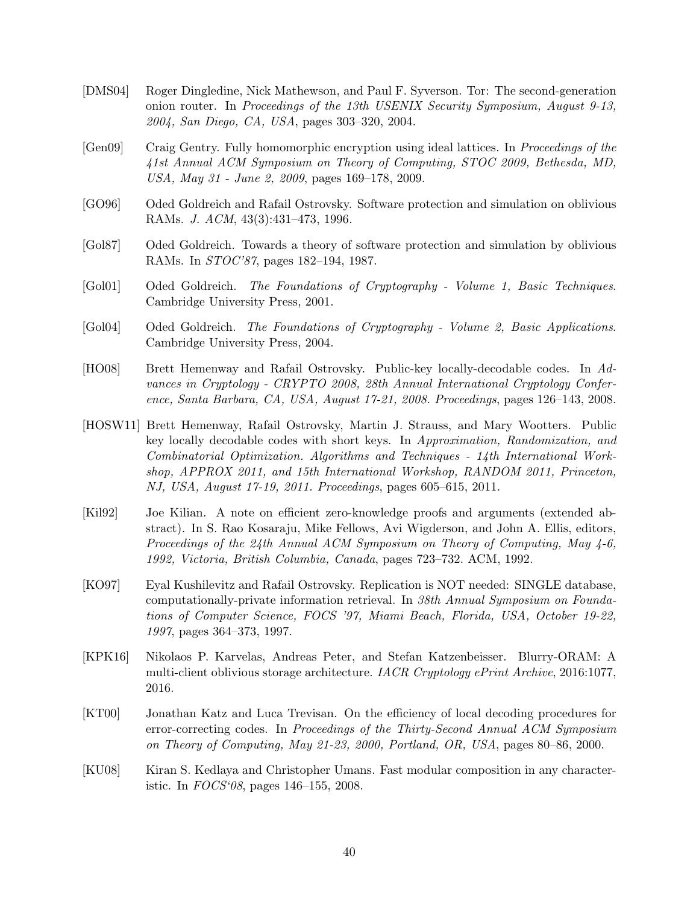[DMS04] Roger Dingledine, Nick Mathewson, and Paul F. Syverson. Tor: The second-generation onion router. In *Proceedings of the 13th USENIX Security Symposium, August 9-13, 2004, San Diego, CA, USA*, pages 303–320, 2004.

[Gen09] Craig Gentry. Fully homomorphic encryption using ideal lattices. In *Proceedings of the 41st Annual ACM Symposium on Theory of Computing, STOC 2009, Bethesda, MD, USA, May 31 - June 2, 2009*, pages 169–178, 2009.

[GO96] Oded Goldreich and Rafail Ostrovsky. Software protection and simulation on oblivious RAMs. *J. ACM*, 43(3):431–473, 1996.

[Gol87] Oded Goldreich. Towards a theory of software protection and simulation by oblivious RAMs. In *STOC'87*, pages 182–194, 1987.

[Gol01] Oded Goldreich. *The Foundations of Cryptography - Volume 1, Basic Techniques*. Cambridge University Press, 2001.

[Gol04] Oded Goldreich. *The Foundations of Cryptography - Volume 2, Basic Applications*. Cambridge University Press, 2004.

[HO08] Brett Hemenway and Rafail Ostrovsky. Public-key locally-decodable codes. In *Advances in Cryptology - CRYPTO 2008, 28th Annual International Cryptology Conference, Santa Barbara, CA, USA, August 17-21, 2008. Proceedings*, pages 126–143, 2008.

[HOSW11] Brett Hemenway, Rafail Ostrovsky, Martin J. Strauss, and Mary Wootters. Public key locally decodable codes with short keys. In *Approximation, Randomization, and Combinatorial Optimization. Algorithms and Techniques - 14th International Workshop, APPROX 2011, and 15th International Workshop, RANDOM 2011, Princeton, NJ, USA, August 17-19, 2011. Proceedings*, pages 605–615, 2011.

[Kil92] Joe Kilian. A note on efficient zero-knowledge proofs and arguments (extended abstract). In S. Rao Kosaraju, Mike Fellows, Avi Wigderson, and John A. Ellis, editors, *Proceedings of the 24th Annual ACM Symposium on Theory of Computing, May 4-6, 1992, Victoria, British Columbia, Canada*, pages 723–732. ACM, 1992.

[KO97] Eyal Kushilevitz and Rafail Ostrovsky. Replication is NOT needed: SINGLE database, computationally-private information retrieval. In *38th Annual Symposium on Foundations of Computer Science, FOCS '97, Miami Beach, Florida, USA, October 19-22, 1997*, pages 364–373, 1997.

[KPK16] Nikolaos P. Karvelas, Andreas Peter, and Stefan Katzenbeisser. Blurry-ORAM: A multi-client oblivious storage architecture. *IACR Cryptology ePrint Archive*, 2016:1077, 2016.

[KT00] Jonathan Katz and Luca Trevisan. On the efficiency of local decoding procedures for error-correcting codes. In *Proceedings of the Thirty-Second Annual ACM Symposium on Theory of Computing, May 21-23, 2000, Portland, OR, USA*, pages 80–86, 2000.

[KU08] Kiran S. Kedlaya and Christopher Umans. Fast modular composition in any characteristic. In *FOCS'08*, pages 146–155, 2008.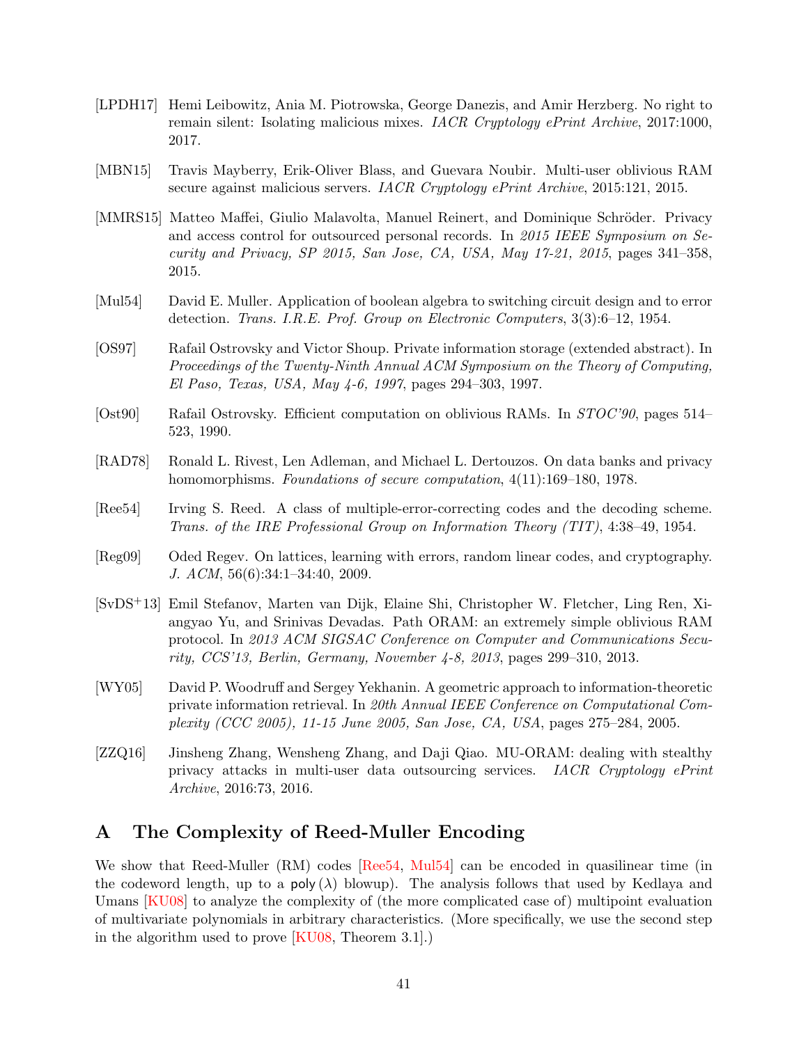[LPDH17] Hemi Leibowitz, Ania M. Piotrowska, George Danezis, and Amir Herzberg. No right to remain silent: Isolating malicious mixes. *IACR Cryptology ePrint Archive*, 2017:1000, 2017.

[MBN15] Travis Mayberry, Erik-Oliver Blass, and Guevara Noubir. Multi-user oblivious RAM secure against malicious servers. *IACR Cryptology ePrint Archive*, 2015:121, 2015.

[MMRS15] Matteo Maffei, Giulio Malavolta, Manuel Reinert, and Dominique Schröder. Privacy and access control for outsourced personal records. In *2015 IEEE Symposium on Security and Privacy, SP 2015, San Jose, CA, USA, May 17-21, 2015*, pages 341–358, 2015.

[Mul54] David E. Muller. Application of boolean algebra to switching circuit design and to error detection. *Trans. I.R.E. Prof. Group on Electronic Computers*, 3(3):6–12, 1954.

[OS97] Rafail Ostrovsky and Victor Shoup. Private information storage (extended abstract). In *Proceedings of the Twenty-Ninth Annual ACM Symposium on the Theory of Computing, El Paso, Texas, USA, May 4-6, 1997*, pages 294–303, 1997.

[Ost90] Rafail Ostrovsky. Efficient computation on oblivious RAMs. In *STOC'90*, pages 514–523, 1990.

[RAD78] Ronald L. Rivest, Len Adleman, and Michael L. Dertouzos. On data banks and privacy homomorphisms. *Foundations of secure computation*, 4(11):169–180, 1978.

[Ree54] Irving S. Reed. A class of multiple-error-correcting codes and the decoding scheme. *Trans. of the IRE Professional Group on Information Theory (TIT)*, 4:38–49, 1954.

[Reg09] Oded Regev. On lattices, learning with errors, random linear codes, and cryptography. *J. ACM*, 56(6):34:1–34:40, 2009.

[SvDS+13] Emil Stefanov, Marten van Dijk, Elaine Shi, Christopher W. Fletcher, Ling Ren, Xiangyao Yu, and Srinivas Devadas. Path ORAM: an extremely simple oblivious RAM protocol. In *2013 ACM SIGSAC Conference on Computer and Communications Security, CCS'13, Berlin, Germany, November 4-8, 2013*, pages 299–310, 2013.

[WY05] David P. Woodruff and Sergey Yekhanin. A geometric approach to information-theoretic private information retrieval. In *20th Annual IEEE Conference on Computational Complexity (CCC 2005), 11-15 June 2005, San Jose, CA, USA*, pages 275–284, 2005.

[ZZQ16] Jinsheng Zhang, Wensheng Zhang, and Daji Qiao. MU-ORAM: dealing with stealthy privacy attacks in multi-user data outsourcing services. *IACR Cryptology ePrint Archive*, 2016:73, 2016.

## A The Complexity of Reed-Muller Encoding

We show that Reed-Muller (RM) codes [Ree54, Mul54] can be encoded in quasilinear time (in the codeword length, up to a $\mathsf{poly}(\lambda)$ blowup). The analysis follows that used by Kedlaya and Umans [KU08] to analyze the complexity of (the more complicated case of) multipoint evaluation of multivariate polynomials in arbitrary characteristics. (More specifically, we use the second step in the algorithm used to prove [KU08, Theorem 3.1].)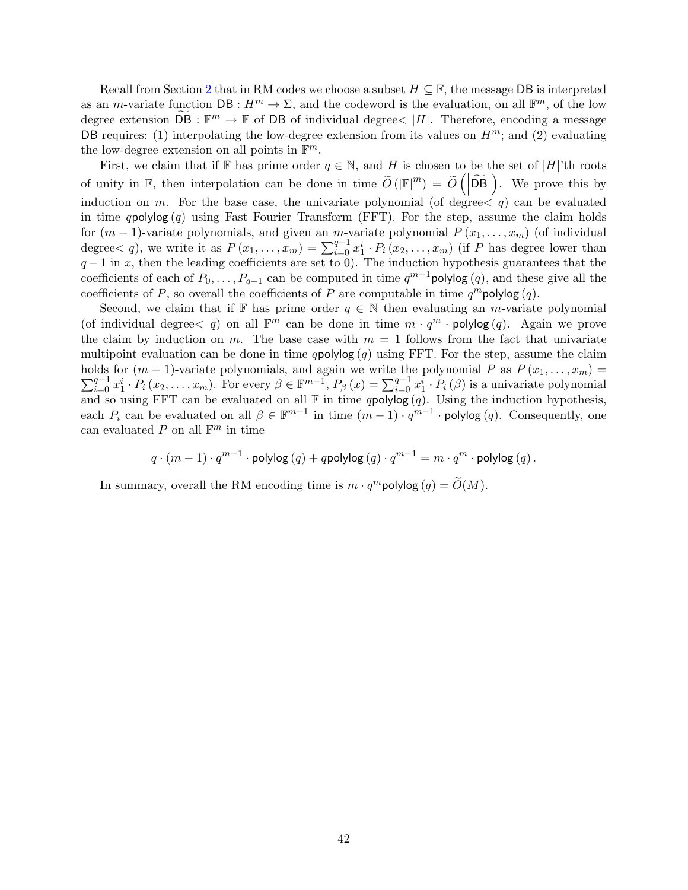Recall from Section 2 that in RM codes we choose a subset $H \subseteq \mathbb{F}$, the message $\mathsf{DB}$ is interpreted as an $m$-variate function $\mathsf{DB} : H^m \to \Sigma$, and the codeword is the evaluation, on all $\mathbb{F}^m$, of the low degree extension $\widetilde{\mathsf{DB}} : \mathbb{F}^m \to \mathbb{F}$ of $\mathsf{DB}$ of individual degree$< |H|$. Therefore, encoding a message $\mathsf{DB}$ requires: (1) interpolating the low-degree extension from its values on $H^m$; and (2) evaluating the low-degree extension on all points in $\mathbb{F}^m$.

First, we claim that if $\mathbb{F}$ has prime order $q \in \mathbb{N}$, and $H$ is chosen to be the set of $|H|$'th roots of unity in $\mathbb{F}$, then interpolation can be done in time $\widetilde{O}\left(|\mathbb{F}|^m\right) = \widetilde{O}\left(\left|\widetilde{\mathsf{DB}}\right|\right)$. We prove this by induction on $m$. For the base case, the univariate polynomial (of degree$< q$) can be evaluated in time $q\mathsf{polylog}\left(q\right)$ using Fast Fourier Transform (FFT). For the step, assume the claim holds for $(m-1)$-variate polynomials, and given an $m$-variate polynomial $P\left(x_1, \ldots, x_m\right)$ (of individual degree$< q$), we write it as $P\left(x_1, \ldots, x_m\right) = \sum_{i=0}^{q-1} x_1^i \cdot P_i\left(x_2, \ldots, x_m\right)$ (if $P$ has degree lower than $q-1$ in $x$, then the leading coefficients are set to 0). The induction hypothesis guarantees that the coefficients of each of $P_0, \ldots, P_{q-1}$ can be computed in time $q^{m-1}\mathsf{polylog}\left(q\right)$, and these give all the coefficients of $P$, so overall the coefficients of $P$ are computable in time $q^m\mathsf{polylog}\left(q\right)$.

Second, we claim that if $\mathbb{F}$ has prime order $q \in \mathbb{N}$ then evaluating an $m$-variate polynomial (of individual degree$< q$) on all $\mathbb{F}^m$ can be done in time $m \cdot q^m \cdot \mathsf{polylog}\left(q\right)$. Again we prove the claim by induction on $m$. The base case with $m = 1$ follows from the fact that univariate multipoint evaluation can be done in time $q\mathsf{polylog}\left(q\right)$ using FFT. For the step, assume the claim holds for $(m-1)$-variate polynomials, and again we write the polynomial $P$ as $P\left(x_1, \ldots, x_m\right) = \sum_{i=0}^{q-1} x_1^i \cdot P_i\left(x_2, \ldots, x_m\right)$. For every $\beta \in \mathbb{F}^{m-1}$, $P_\beta\left(x\right) = \sum_{i=0}^{q-1} x_1^i \cdot P_i\left(\beta\right)$ is a univariate polynomial and so using FFT can be evaluated on all $\mathbb{F}$ in time $q\mathsf{polylog}\left(q\right)$. Using the induction hypothesis, each $P_i$ can be evaluated on all $\beta \in \mathbb{F}^{m-1}$ in time $(m-1) \cdot q^{m-1} \cdot \mathsf{polylog}\left(q\right)$. Consequently, one can evaluated $P$ on all $\mathbb{F}^m$ in time

$$q \cdot (m-1) \cdot q^{m-1} \cdot \mathsf{polylog}\left(q\right) + q\mathsf{polylog}\left(q\right) \cdot q^{m-1} = m \cdot q^m \cdot \mathsf{polylog}\left(q\right).$$

In summary, overall the RM encoding time is $m \cdot q^m \mathsf{polylog}\left(q\right) = \widetilde{O}(M)$.